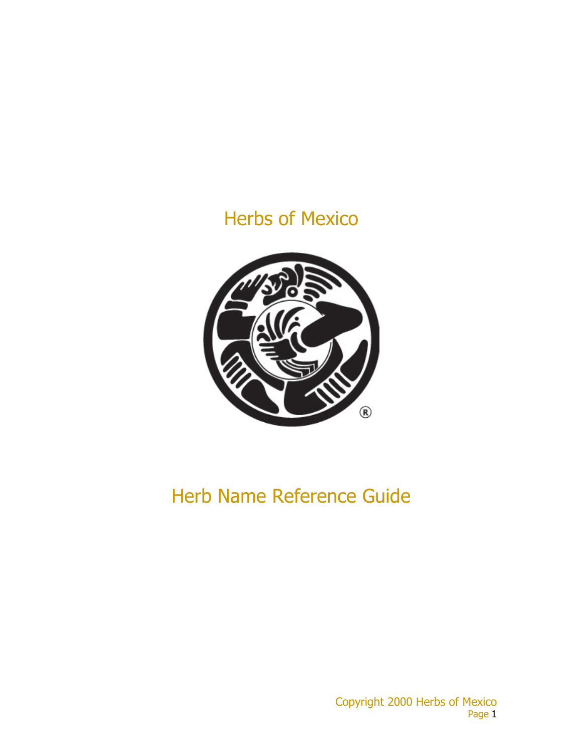# Herbs of Mexico

# Herb Name Reference Guide

Copyright 2000 Herbs of Mexico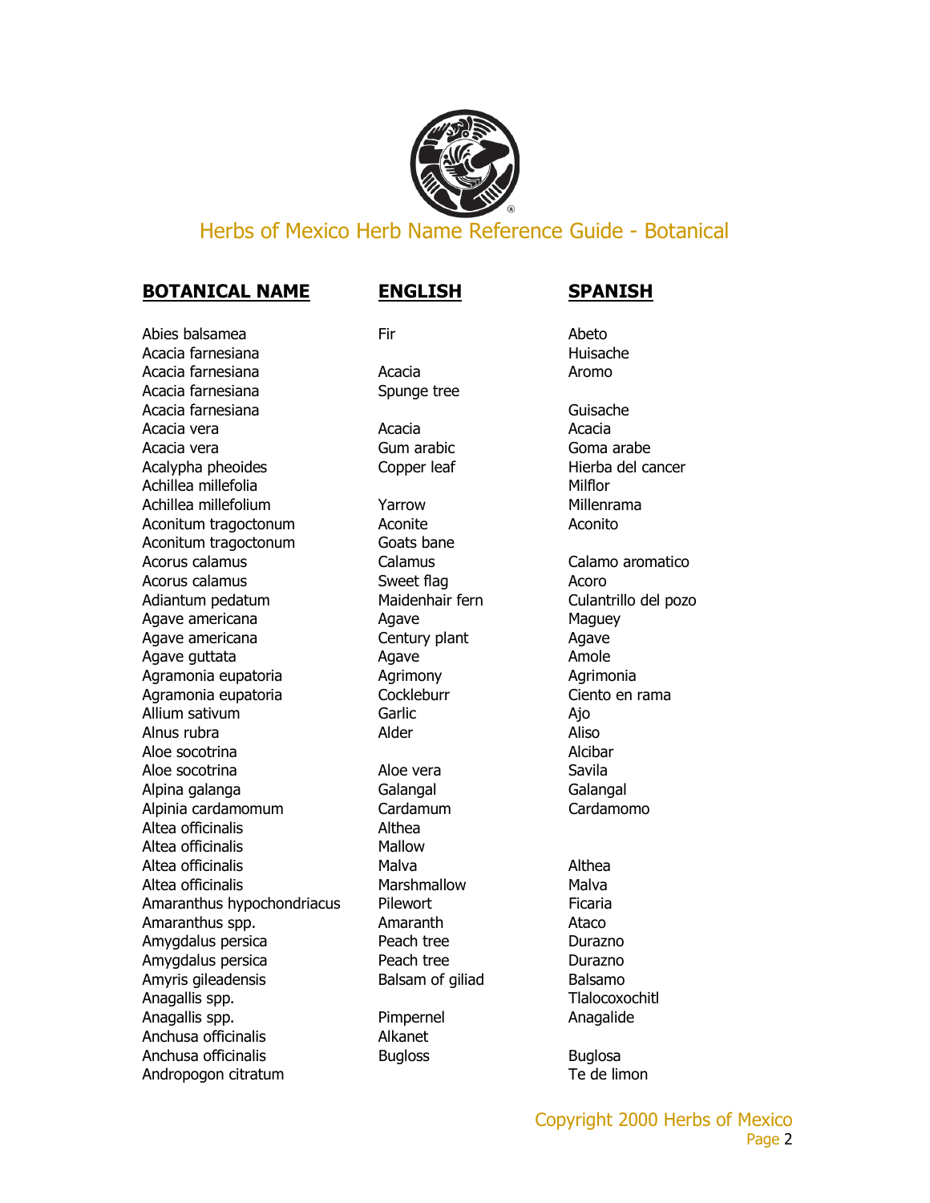# Herbs of Mexico Herb Name Reference Guide - Botanical

| BOTANICAL NAME | ENGLISH | SPANISH |
|---|---|---|
| Abies balsamea | Fir | Abeto |
| Acacia farnesiana | | Huisache |
| Acacia farnesiana | Acacia | Aromo |
| Acacia farnesiana | Spunge tree | |
| Acacia farnesiana | | Guisache |
| Acacia vera | Acacia | Acacia |
| Acacia vera | Gum arabic | Goma arabe |
| Acalypha pheoides | Copper leaf | Hierba del cancer |
| Achillea millefolia | | Milflor |
| Achillea millefolium | Yarrow | Millenrama |
| Aconitum tragoctonum | Aconite | Aconito |
| Aconitum tragoctonum | Goats bane | |
| Acorus calamus | Calamus | Calamo aromatico |
| Acorus calamus | Sweet flag | Acoro |
| Adiantum pedatum | Maidenhair fern | Culantrillo del pozo |
| Agave americana | Agave | Maguey |
| Agave americana | Century plant | Agave |
| Agave guttata | Agave | Amole |
| Agramonia eupatoria | Agrimony | Agrimonia |
| Agramonia eupatoria | Cockleburr | Ciento en rama |
| Allium sativum | Garlic | Ajo |
| Alnus rubra | Alder | Aliso |
| Aloe socotrina | | Alcibar |
| Aloe socotrina | Aloe vera | Savila |
| Alpina galanga | Galangal | Galangal |
| Alpinia cardamomum | Cardamum | Cardamomo |
| Altea officinalis | Althea | |
| Altea officinalis | Mallow | |
| Altea officinalis | Malva | Althea |
| Altea officinalis | Marshmallow | Malva |
| Amaranthus hypochondriacus | Pilewort | Ficaria |
| Amaranthus spp. | Amaranth | Ataco |
| Amygdalus persica | Peach tree | Durazno |
| Amygdalus persica | Peach tree | Durazno |
| Amyris gileadensis | Balsam of giliad | Balsamo |
| Anagallis spp. | | Tlalocoxochitl |
| Anagallis spp. | Pimpernel | Anagalide |
| Anchusa officinalis | Alkanet | |
| Anchusa officinalis | Bugloss | Buglosa |
| Andropogon citratum | | Te de limon |

Copyright 2000 Herbs of Mexico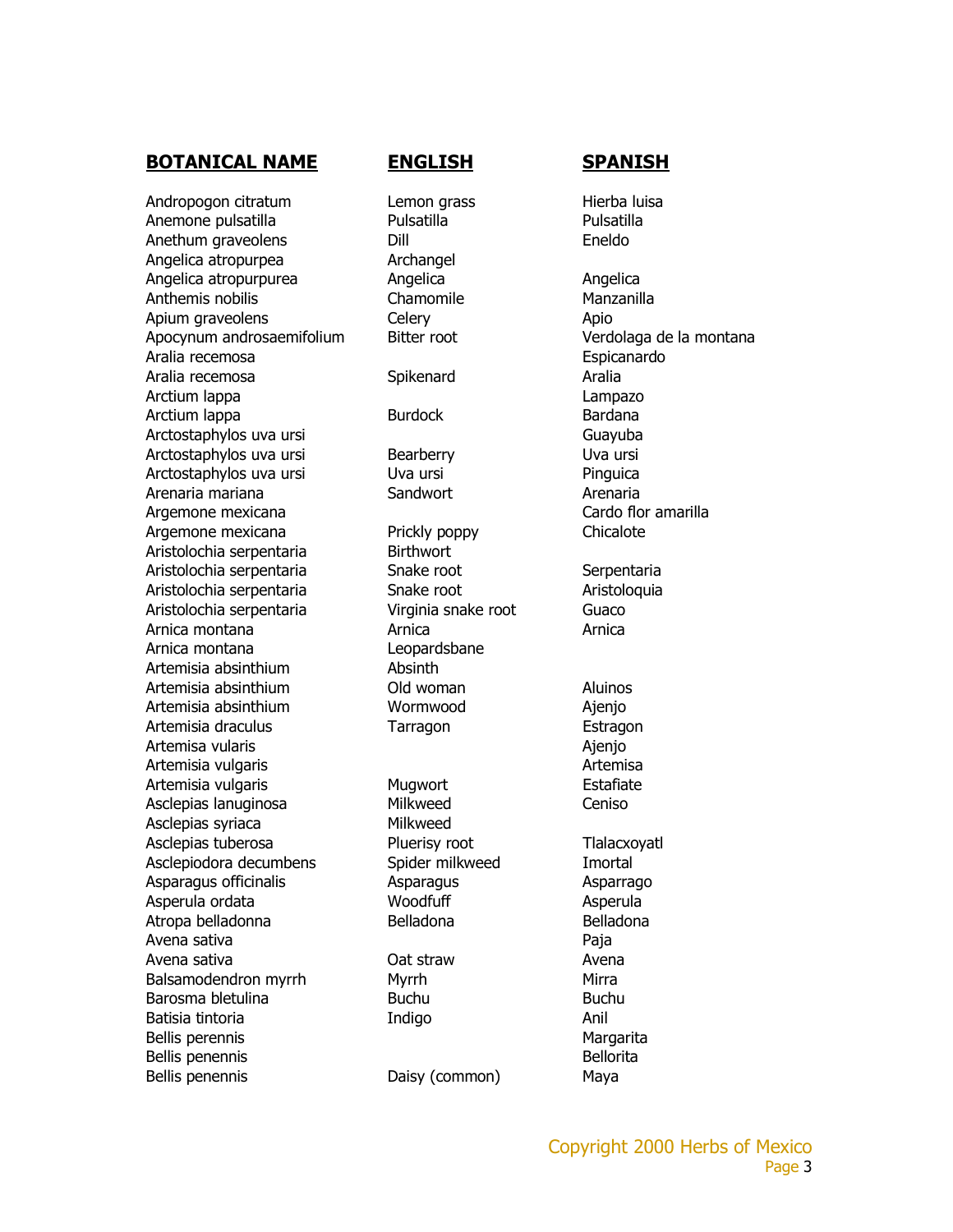| BOTANICAL NAME | ENGLISH | SPANISH |
|---|---|---|
| Andropogon citratum | Lemon grass | Hierba luisa |
| Anemone pulsatilla | Pulsatilla | Pulsatilla |
| Anethum graveolens | Dill | Eneldo |
| Angelica atropurpea | Archangel | |
| Angelica atropurpurea | Angelica | Angelica |
| Anthemis nobilis | Chamomile | Manzanilla |
| Apium graveolens | Celery | Apio |
| Apocynum androsaemifolium | Bitter root | Verdolaga de la montana |
| Aralia recemosa | | Espicanardo |
| Aralia recemosa | Spikenard | Aralia |
| Arctium lappa | | Lampazo |
| Arctium lappa | Burdock | Bardana |
| Arctostaphylos uva ursi | | Guayuba |
| Arctostaphylos uva ursi | Bearberry | Uva ursi |
| Arctostaphylos uva ursi | Uva ursi | Pinguica |
| Arenaria mariana | Sandwort | Arenaria |
| Argemone mexicana | | Cardo flor amarilla |
| Argemone mexicana | Prickly poppy | Chicalote |
| Aristolochia serpentaria | Birthwort | |
| Aristolochia serpentaria | Snake root | Serpentaria |
| Aristolochia serpentaria | Snake root | Aristoloquia |
| Aristolochia serpentaria | Virginia snake root | Guaco |
| Arnica montana | Arnica | Arnica |
| Arnica montana | Leopardsbane | |
| Artemisia absinthium | Absinth | |
| Artemisia absinthium | Old woman | Aluinos |
| Artemisia absinthium | Wormwood | Ajenjo |
| Artemisia draculus | Tarragon | Estragon |
| Artemisa vularis | | Ajenjo |
| Artemisia vulgaris | | Artemisa |
| Artemisia vulgaris | Mugwort | Estafiate |
| Asclepias lanuginosa | Milkweed | Ceniso |
| Asclepias syriaca | Milkweed | |
| Asclepias tuberosa | Pluerisy root | Tlalacxoyatl |
| Asclepiodora decumbens | Spider milkweed | Imortal |
| Asparagus officinalis | Asparagus | Asparrago |
| Asperula ordata | Woodfuff | Asperula |
| Atropa belladonna | Belladona | Belladona |
| Avena sativa | | Paja |
| Avena sativa | Oat straw | Avena |
| Balsamodendron myrrh | Myrrh | Mirra |
| Barosma bletulina | Buchu | Buchu |
| Batisia tintoria | Indigo | Anil |
| Bellis perennis | | Margarita |
| Bellis penennis | | Bellorita |
| Bellis penennis | Daisy (common) | Maya |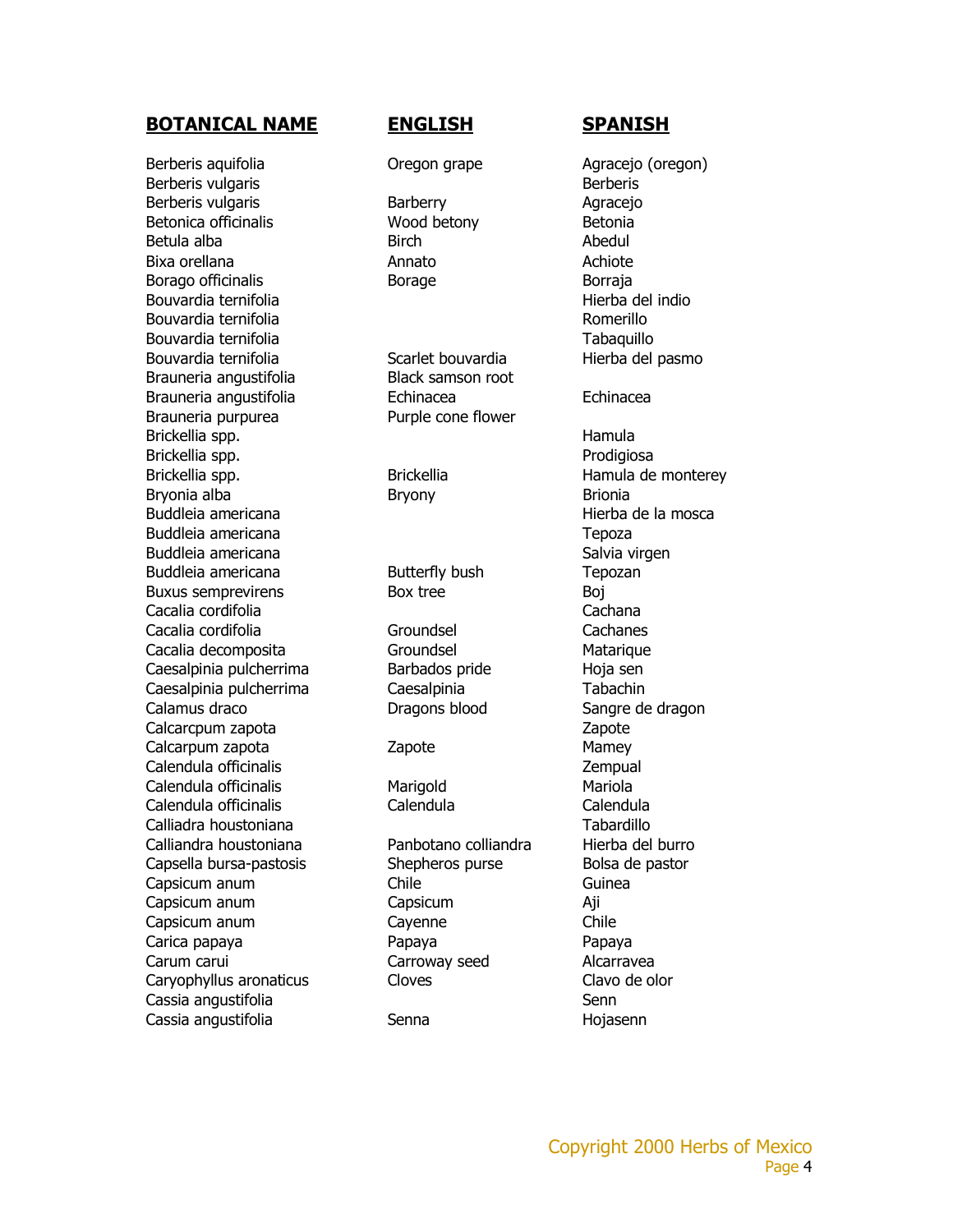| BOTANICAL NAME | ENGLISH | SPANISH |
| --- | --- | --- |
| Berberis aquifolia | Oregon grape | Agracejo (oregon) |
| Berberis vulgaris | | Berberis |
| Berberis vulgaris | Barberry | Agracejo |
| Betonica officinalis | Wood betony | Betonia |
| Betula alba | Birch | Abedul |
| Bixa orellana | Annato | Achiote |
| Borago officinalis | Borage | Borraja |
| Bouvardia ternifolia | | Hierba del indio |
| Bouvardia ternifolia | | Romerillo |
| Bouvardia ternifolia | | Tabaquillo |
| Bouvardia ternifolia | Scarlet bouvardia | Hierba del pasmo |
| Brauneria angustifolia | Black samson root | |
| Brauneria angustifolia | Echinacea | Echinacea |
| Brauneria purpurea | Purple cone flower | |
| Brickellia spp. | | Hamula |
| Brickellia spp. | | Prodigiosa |
| Brickellia spp. | Brickellia | Hamula de monterey |
| Bryonia alba | Bryony | Brionia |
| Buddleia americana | | Hierba de la mosca |
| Buddleia americana | | Tepoza |
| Buddleia americana | | Salvia virgen |
| Buddleia americana | Butterfly bush | Tepozan |
| Buxus semprevirens | Box tree | Boj |
| Cacalia cordifolia | | Cachana |
| Cacalia cordifolia | Groundsel | Cachanes |
| Cacalia decomposita | Groundsel | Matarique |
| Caesalpinia pulcherrima | Barbados pride | Hoja sen |
| Caesalpinia pulcherrima | Caesalpinia | Tabachin |
| Calamus draco | Dragons blood | Sangre de dragon |
| Calcarcpum zapota | | Zapote |
| Calcarpum zapota | Zapote | Mamey |
| Calendula officinalis | | Zempual |
| Calendula officinalis | Marigold | Mariola |
| Calendula officinalis | Calendula | Calendula |
| Calliadra houstoniana | | Tabardillo |
| Calliandra houstoniana | Panbotano colliandra | Hierba del burro |
| Capsella bursa-pastosis | Shepheros purse | Bolsa de pastor |
| Capsicum anum | Chile | Guinea |
| Capsicum anum | Capsicum | Aji |
| Capsicum anum | Cayenne | Chile |
| Carica papaya | Papaya | Papaya |
| Carum carui | Carroway seed | Alcarravea |
| Caryophyllus aronaticus | Cloves | Clavo de olor |
| Cassia angustifolia | | Senn |
| Cassia angustifolia | Senna | Hojasenn |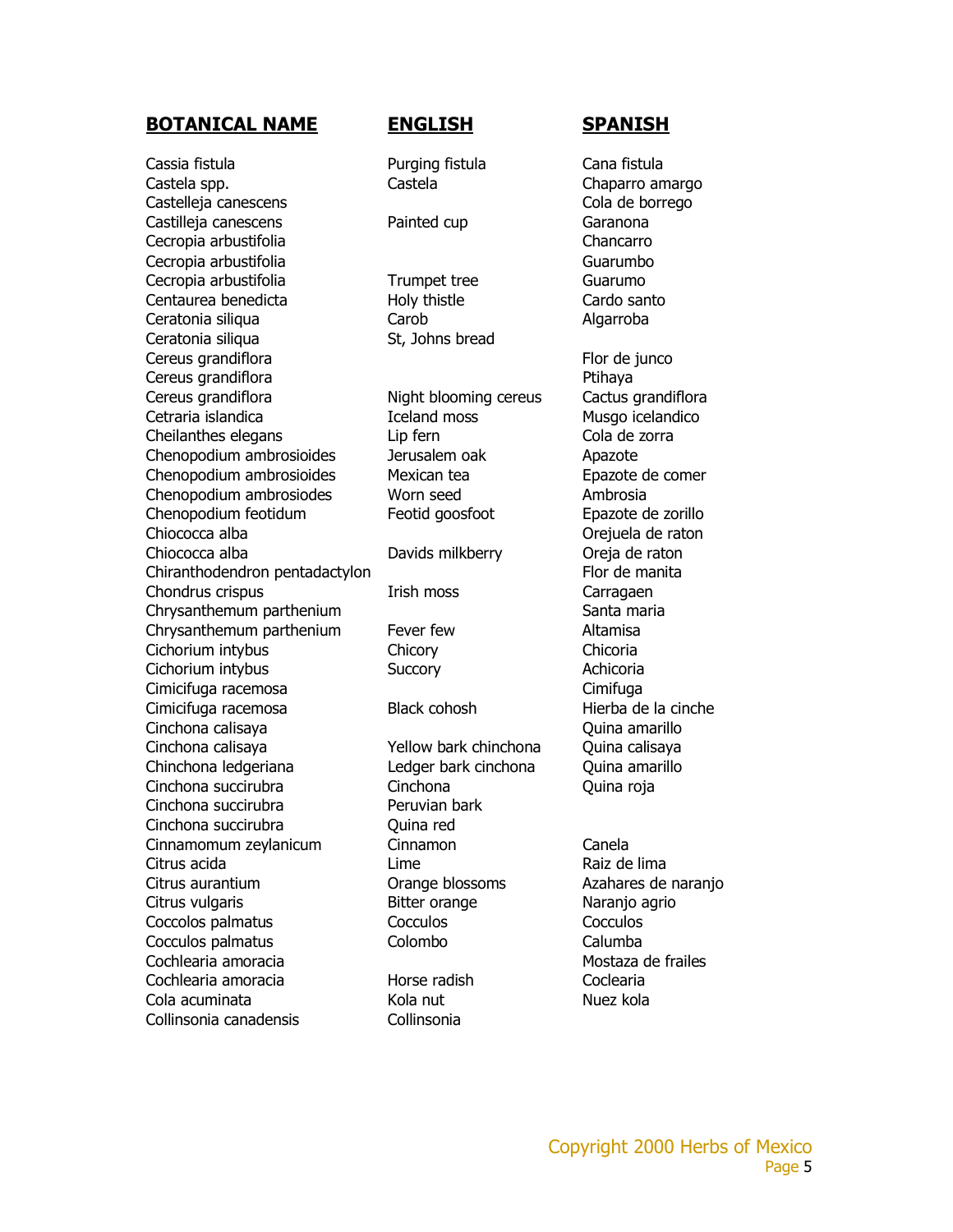| BOTANICAL NAME | ENGLISH | SPANISH |
| --- | --- | --- |
| Cassia fistula | Purging fistula | Cana fistula |
| Castela spp. | Castela | Chaparro amargo |
| Castelleja canescens | | Cola de borrego |
| Castilleja canescens | Painted cup | Garanona |
| Cecropia arbustifolia | | Chancarro |
| Cecropia arbustifolia | | Guarumbo |
| Cecropia arbustifolia | Trumpet tree | Guarumo |
| Centaurea benedicta | Holy thistle | Cardo santo |
| Ceratonia siliqua | Carob | Algarroba |
| Ceratonia siliqua | St, Johns bread | |
| Cereus grandiflora | | Flor de junco |
| Cereus grandiflora | | Ptihaya |
| Cereus grandiflora | Night blooming cereus | Cactus grandiflora |
| Cetraria islandica | Iceland moss | Musgo icelandico |
| Cheilanthes elegans | Lip fern | Cola de zorra |
| Chenopodium ambrosioides | Jerusalem oak | Apazote |
| Chenopodium ambrosioides | Mexican tea | Epazote de comer |
| Chenopodium ambrosiodes | Worn seed | Ambrosia |
| Chenopodium feotidum | Feotid goosfoot | Epazote de zorillo |
| Chiococca alba | | Orejuela de raton |
| Chiococca alba | Davids milkberry | Oreja de raton |
| Chiranthodendron pentadactylon | | Flor de manita |
| Chondrus crispus | Irish moss | Carragaen |
| Chrysanthemum parthenium | | Santa maria |
| Chrysanthemum parthenium | Fever few | Altamisa |
| Cichorium intybus | Chicory | Chicoria |
| Cichorium intybus | Succory | Achicoria |
| Cimicifuga racemosa | | Cimifuga |
| Cimicifuga racemosa | Black cohosh | Hierba de la cinche |
| Cinchona calisaya | | Quina amarillo |
| Cinchona calisaya | Yellow bark chinchona | Quina calisaya |
| Chinchona ledgeriana | Ledger bark cinchona | Quina amarillo |
| Cinchona succirubra | Cinchona | Quina roja |
| Cinchona succirubra | Peruvian bark | |
| Cinchona succirubra | Quina red | |
| Cinnamomum zeylanicum | Cinnamon | Canela |
| Citrus acida | Lime | Raiz de lima |
| Citrus aurantium | Orange blossoms | Azahares de naranjo |
| Citrus vulgaris | Bitter orange | Naranjo agrio |
| Coccolos palmatus | Cocculos | Cocculos |
| Cocculos palmatus | Colombo | Calumba |
| Cochlearia amoracia | | Mostaza de frailes |
| Cochlearia amoracia | Horse radish | Coclearia |
| Cola acuminata | Kola nut | Nuez kola |
| Collinsonia canadensis | Collinsonia | |

Copyright 2000 Herbs of Mexico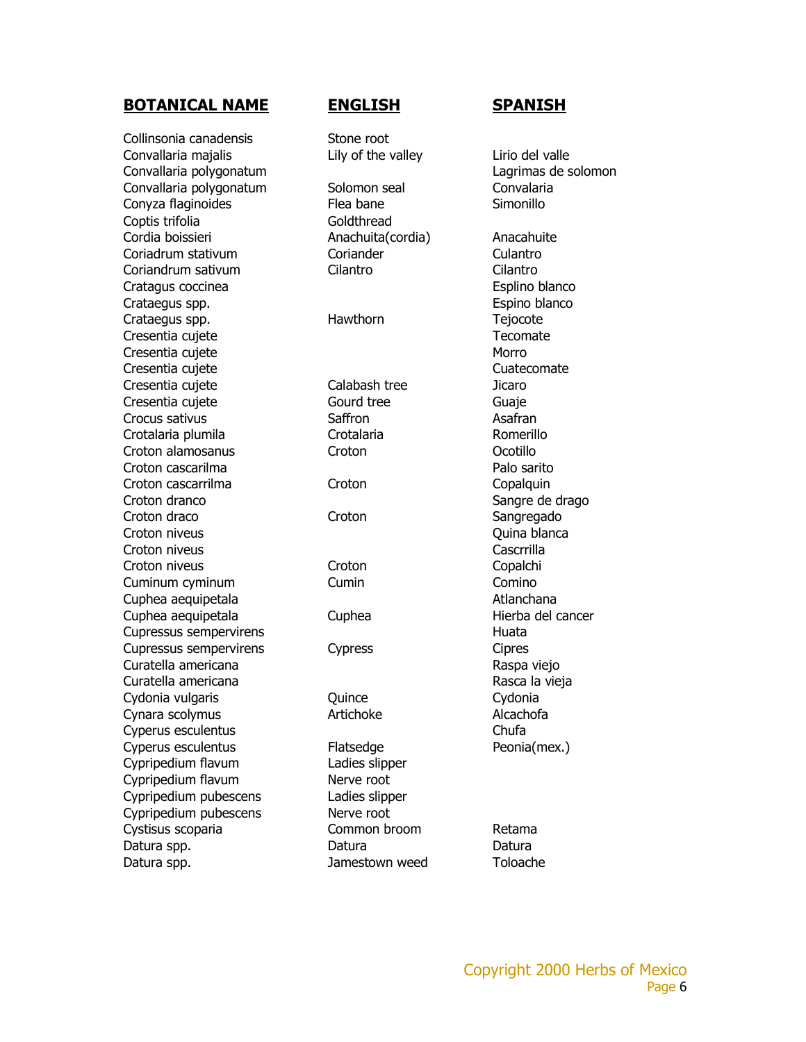| BOTANICAL NAME | ENGLISH | SPANISH |
|---|---|---|
| Collinsonia canadensis | Stone root | |
| Convallaria majalis | Lily of the valley | Lirio del valle |
| Convallaria polygonatum | | Lagrimas de solomon |
| Convallaria polygonatum | Solomon seal | Convalaria |
| Conyza flaginoides | Flea bane | Simonillo |
| Coptis trifolia | Goldthread | |
| Cordia boissieri | Anachuita(cordia) | Anacahuite |
| Coriadrum stativum | Coriander | Culantro |
| Coriandrum sativum | Cilantro | Cilantro |
| Cratagus coccinea | | Esplino blanco |
| Crataegus spp. | | Espino blanco |
| Crataegus spp. | Hawthorn | Tejocote |
| Cresentia cujete | | Tecomate |
| Cresentia cujete | | Morro |
| Cresentia cujete | | Cuatecomate |
| Cresentia cujete | Calabash tree | Jicaro |
| Cresentia cujete | Gourd tree | Guaje |
| Crocus sativus | Saffron | Asafran |
| Crotalaria plumila | Crotalaria | Romerillo |
| Croton alamosanus | Croton | Ocotillo |
| Croton cascarilma | | Palo sarito |
| Croton cascarrilma | Croton | Copalquin |
| Croton dranco | | Sangre de drago |
| Croton draco | Croton | Sangregado |
| Croton niveus | | Quina blanca |
| Croton niveus | | Cascrrilla |
| Croton niveus | Croton | Copalchi |
| Cuminum cyminum | Cumin | Comino |
| Cuphea aequipetala | | Atlanchana |
| Cuphea aequipetala | Cuphea | Hierba del cancer |
| Cupressus sempervirens | | Huata |
| Cupressus sempervirens | Cypress | Cipres |
| Curatella americana | | Raspa viejo |
| Curatella americana | | Rasca la vieja |
| Cydonia vulgaris | Quince | Cydonia |
| Cynara scolymus | Artichoke | Alcachofa |
| Cyperus esculentus | | Chufa |
| Cyperus esculentus | Flatsedge | Peonia(mex.) |
| Cypripedium flavum | Ladies slipper | |
| Cypripedium flavum | Nerve root | |
| Cypripedium pubescens | Ladies slipper | |
| Cypripedium pubescens | Nerve root | |
| Cystisus scoparia | Common broom | Retama |
| Datura spp. | Datura | Datura |
| Datura spp. | Jamestown weed | Toloache |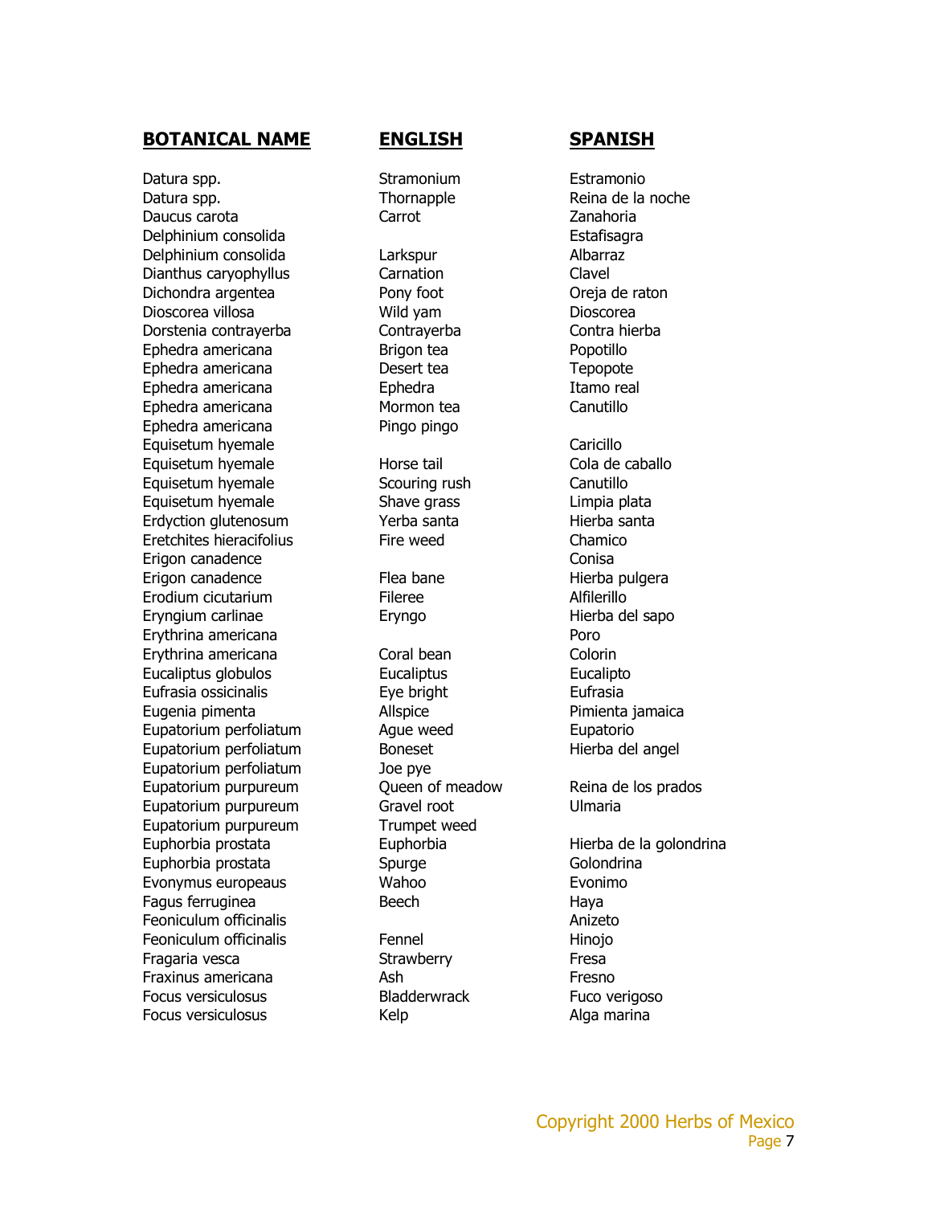| BOTANICAL NAME | ENGLISH | SPANISH |
|---|---|---|
| Datura spp. | Stramonium | Estramonio |
| Datura spp. | Thornapple | Reina de la noche |
| Daucus carota | Carrot | Zanahoria |
| Delphinium consolida | | Estafisagra |
| Delphinium consolida | Larkspur | Albarraz |
| Dianthus caryophyllus | Carnation | Clavel |
| Dichondra argentea | Pony foot | Oreja de raton |
| Dioscorea villosa | Wild yam | Dioscorea |
| Dorstenia contrayerba | Contrayerba | Contra hierba |
| Ephedra americana | Brigon tea | Popotillo |
| Ephedra americana | Desert tea | Tepopote |
| Ephedra americana | Ephedra | Itamo real |
| Ephedra americana | Mormon tea | Canutillo |
| Ephedra americana | Pingo pingo | |
| Equisetum hyemale | | Caricillo |
| Equisetum hyemale | Horse tail | Cola de caballo |
| Equisetum hyemale | Scouring rush | Canutillo |
| Equisetum hyemale | Shave grass | Limpia plata |
| Erdyction glutenosum | Yerba santa | Hierba santa |
| Eretchites hieracifolius | Fire weed | Chamico |
| Erigon canadence | | Conisa |
| Erigon canadence | Flea bane | Hierba pulgera |
| Erodium cicutarium | Fileree | Alfilerillo |
| Eryngium carlinae | Eryngo | Hierba del sapo |
| Erythrina americana | | Poro |
| Erythrina americana | Coral bean | Colorin |
| Eucaliptus globulos | Eucaliptus | Eucalipto |
| Eufrasia ossicinalis | Eye bright | Eufrasia |
| Eugenia pimenta | Allspice | Pimienta jamaica |
| Eupatorium perfoliatum | Ague weed | Eupatorio |
| Eupatorium perfoliatum | Boneset | Hierba del angel |
| Eupatorium perfoliatum | Joe pye | |
| Eupatorium purpureum | Queen of meadow | Reina de los prados |
| Eupatorium purpureum | Gravel root | Ulmaria |
| Eupatorium purpureum | Trumpet weed | |
| Euphorbia prostata | Euphorbia | Hierba de la golondrina |
| Euphorbia prostata | Spurge | Golondrina |
| Evonymus europeaus | Wahoo | Evonimo |
| Fagus ferruginea | Beech | Haya |
| Feoniculum officinalis | | Anizeto |
| Feoniculum officinalis | Fennel | Hinojo |
| Fragaria vesca | Strawberry | Fresa |
| Fraxinus americana | Ash | Fresno |
| Focus versiculosus | Bladderwrack | Fuco verigoso |
| Focus versiculosus | Kelp | Alga marina |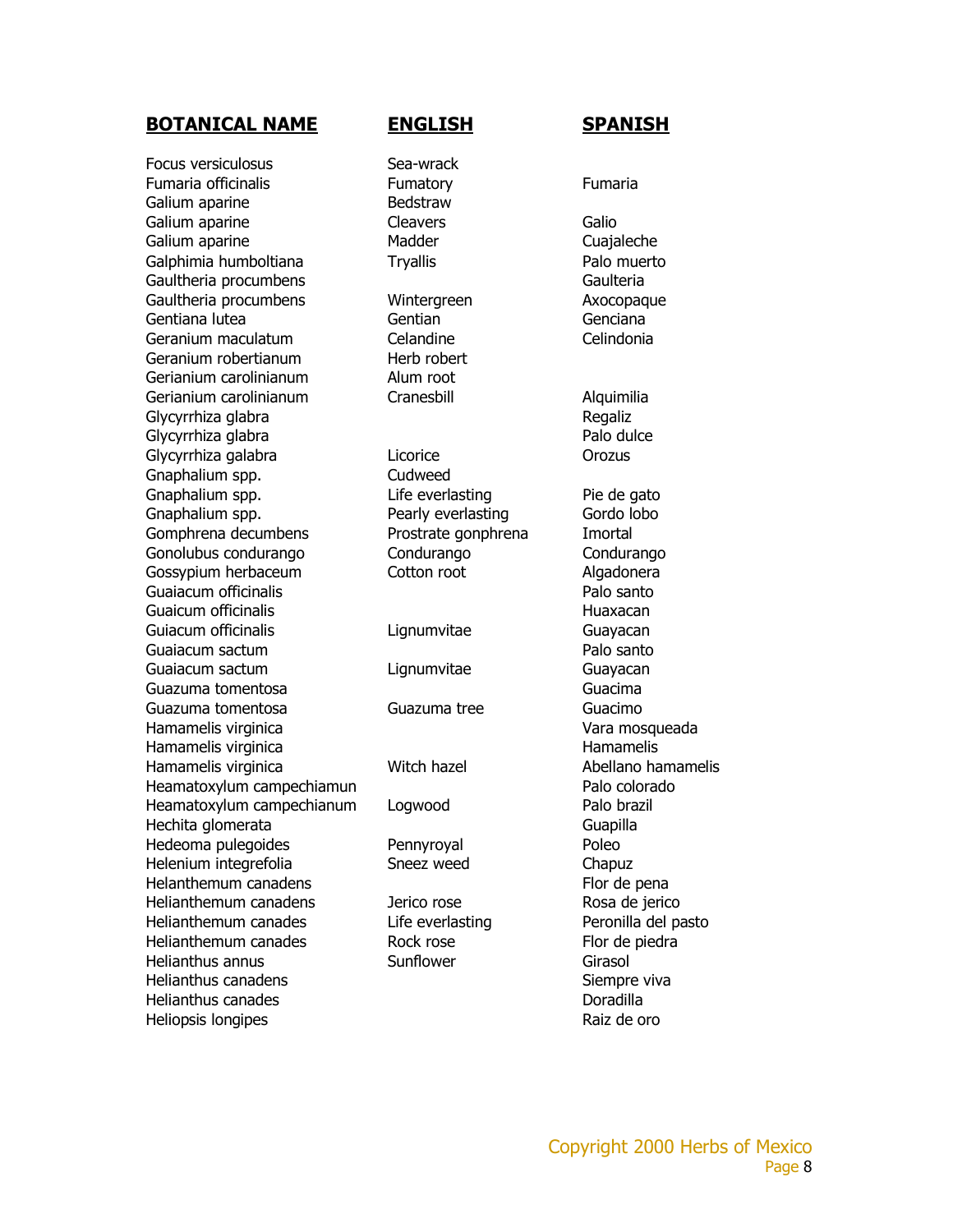| BOTANICAL NAME | ENGLISH | SPANISH |
|---|---|---|
| Focus versiculosus | Sea-wrack | |
| Fumaria officinalis | Fumatory | Fumaria |
| Galium aparine | Bedstraw | |
| Galium aparine | Cleavers | Galio |
| Galium aparine | Madder | Cuajaleche |
| Galphimia humboltiana | Tryallis | Palo muerto |
| Gaultheria procumbens | | Gaulteria |
| Gaultheria procumbens | Wintergreen | Axocopaque |
| Gentiana lutea | Gentian | Genciana |
| Geranium maculatum | Celandine | Celindonia |
| Geranium robertianum | Herb robert | |
| Gerianium carolinianum | Alum root | |
| Gerianium carolinianum | Cranesbill | Alquimilia |
| Glycyrrhiza glabra | | Regaliz |
| Glycyrrhiza glabra | | Palo dulce |
| Glycyrrhiza galabra | Licorice | Orozus |
| Gnaphalium spp. | Cudweed | |
| Gnaphalium spp. | Life everlasting | Pie de gato |
| Gnaphalium spp. | Pearly everlasting | Gordo lobo |
| Gomphrena decumbens | Prostrate gonphrena | Imortal |
| Gonolubus condurango | Condurango | Condurango |
| Gossypium herbaceum | Cotton root | Algadonera |
| Guaiacum officinalis | | Palo santo |
| Guaicum officinalis | | Huaxacan |
| Guiacum officinalis | Lignumvitae | Guayacan |
| Guaiacum sactum | | Palo santo |
| Guaiacum sactum | Lignumvitae | Guayacan |
| Guazuma tomentosa | | Guacima |
| Guazuma tomentosa | Guazuma tree | Guacimo |
| Hamamelis virginica | | Vara mosqueada |
| Hamamelis virginica | | Hamamelis |
| Hamamelis virginica | Witch hazel | Abellano hamamelis |
| Heamatoxylum campechiamun | | Palo colorado |
| Heamatoxylum campechianum | Logwood | Palo brazil |
| Hechita glomerata | | Guapilla |
| Hedeoma pulegoides | Pennyroyal | Poleo |
| Helenium integrefolia | Sneez weed | Chapuz |
| Helanthemum canadens | | Flor de pena |
| Helianthemum canadens | Jerico rose | Rosa de jerico |
| Helianthemum canades | Life everlasting | Peronilla del pasto |
| Helianthemum canades | Rock rose | Flor de piedra |
| Helianthus annus | Sunflower | Girasol |
| Helianthus canadens | | Siempre viva |
| Helianthus canades | | Doradilla |
| Heliopsis longipes | | Raiz de oro |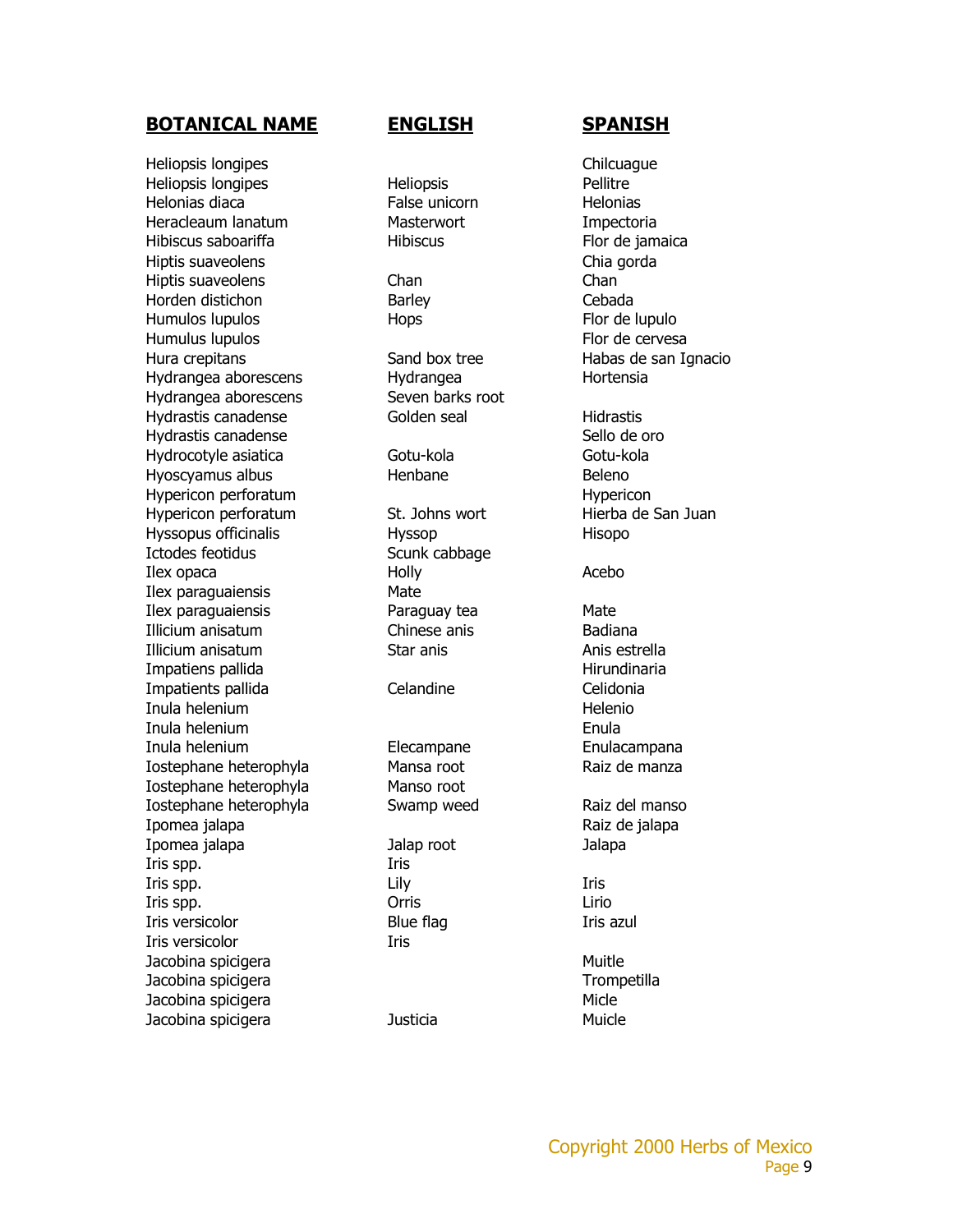| BOTANICAL NAME | ENGLISH | SPANISH |
| --- | --- | --- |
| Heliopsis longipes | | Chilcuague |
| Heliopsis longipes | Heliopsis | Pellitre |
| Helonias diaca | False unicorn | Helonias |
| Heracleaum lanatum | Masterwort | Impectoria |
| Hibiscus saboariffa | Hibiscus | Flor de jamaica |
| Hiptis suaveolens | | Chia gorda |
| Hiptis suaveolens | Chan | Chan |
| Horden distichon | Barley | Cebada |
| Humulos lupulos | Hops | Flor de lupulo |
| Humulus lupulos | | Flor de cervesa |
| Hura crepitans | Sand box tree | Habas de san Ignacio |
| Hydrangea aborescens | Hydrangea | Hortensia |
| Hydrangea aborescens | Seven barks root | |
| Hydrastis canadense | Golden seal | Hidrastis |
| Hydrastis canadense | | Sello de oro |
| Hydrocotyle asiatica | Gotu-kola | Gotu-kola |
| Hyoscyamus albus | Henbane | Beleno |
| Hypericon perforatum | | Hypericon |
| Hypericon perforatum | St. Johns wort | Hierba de San Juan |
| Hyssopus officinalis | Hyssop | Hisopo |
| Ictodes feotidus | Scunk cabbage | |
| Ilex opaca | Holly | Acebo |
| Ilex paraguaiensis | Mate | |
| Ilex paraguaiensis | Paraguay tea | Mate |
| Illicium anisatum | Chinese anis | Badiana |
| Illicium anisatum | Star anis | Anis estrella |
| Impatiens pallida | | Hirundinaria |
| Impatients pallida | Celandine | Celidonia |
| Inula helenium | | Helenio |
| Inula helenium | | Enula |
| Inula helenium | Elecampane | Enulacampana |
| Iostephane heterophyla | Mansa root | Raiz de manza |
| Iostephane heterophyla | Manso root | |
| Iostephane heterophyla | Swamp weed | Raiz del manso |
| Ipomea jalapa | | Raiz de jalapa |
| Ipomea jalapa | Jalap root | Jalapa |
| Iris spp. | Iris | |
| Iris spp. | Lily | Iris |
| Iris spp. | Orris | Lirio |
| Iris versicolor | Blue flag | Iris azul |
| Iris versicolor | Iris | |
| Jacobina spicigera | | Muitle |
| Jacobina spicigera | | Trompetilla |
| Jacobina spicigera | | Micle |
| Jacobina spicigera | Justicia | Muicle |

Copyright 2000 Herbs of Mexico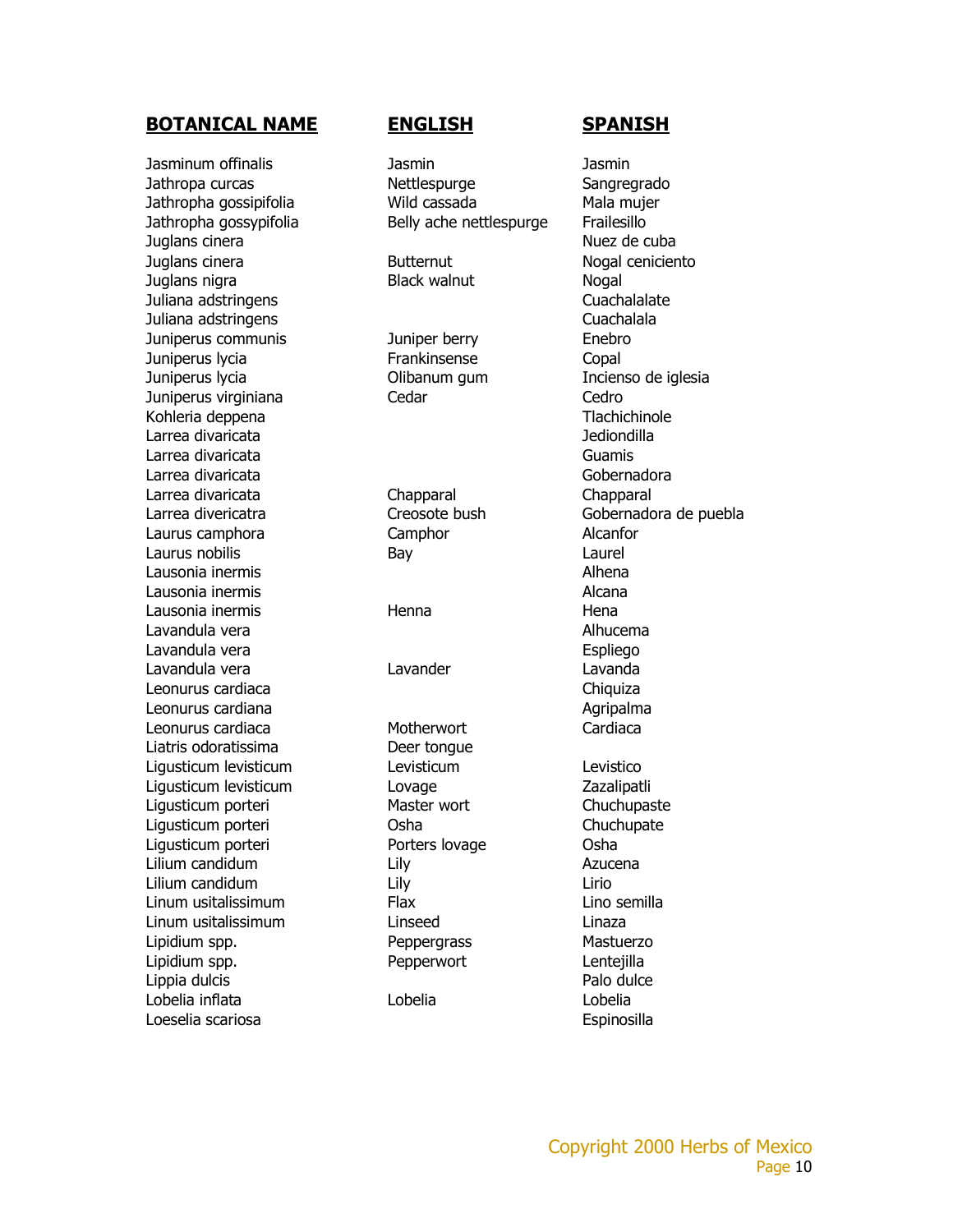| BOTANICAL NAME | ENGLISH | SPANISH |
|---|---|---|
| Jasminum offinalis | Jasmin | Jasmin |
| Jathropa curcas | Nettlespurge | Sangregrado |
| Jathropha gossipifolia | Wild cassada | Mala mujer |
| Jathropha gossypifolia | Belly ache nettlespurge | Frailesillo |
| Juglans cinera | | Nuez de cuba |
| Juglans cinera | Butternut | Nogal ceniciento |
| Juglans nigra | Black walnut | Nogal |
| Juliana adstringens | | Cuachalalate |
| Juliana adstringens | | Cuachalala |
| Juniperus communis | Juniper berry | Enebro |
| Juniperus lycia | Frankinsense | Copal |
| Juniperus lycia | Olibanum gum | Incienso de iglesia |
| Juniperus virginiana | Cedar | Cedro |
| Kohleria deppena | | Tlachichinole |
| Larrea divaricata | | Jediondilla |
| Larrea divaricata | | Guamis |
| Larrea divaricata | | Gobernadora |
| Larrea divaricata | Chapparal | Chapparal |
| Larrea divericatra | Creosote bush | Gobernadora de puebla |
| Laurus camphora | Camphor | Alcanfor |
| Laurus nobilis | Bay | Laurel |
| Lausonia inermis | | Alhena |
| Lausonia inermis | | Alcana |
| Lausonia inermis | Henna | Hena |
| Lavandula vera | | Alhucema |
| Lavandula vera | | Espliego |
| Lavandula vera | Lavander | Lavanda |
| Leonurus cardiaca | | Chiquiza |
| Leonurus cardiana | | Agripalma |
| Leonurus cardiaca | Motherwort | Cardiaca |
| Liatris odoratissima | Deer tongue | |
| Ligusticum levisticum | Levisticum | Levistico |
| Ligusticum levisticum | Lovage | Zazalipatli |
| Ligusticum porteri | Master wort | Chuchupaste |
| Ligusticum porteri | Osha | Chuchupate |
| Ligusticum porteri | Porters lovage | Osha |
| Lilium candidum | Lily | Azucena |
| Lilium candidum | Lily | Lirio |
| Linum usitalissimum | Flax | Lino semilla |
| Linum usitalissimum | Linseed | Linaza |
| Lipidium spp. | Peppergrass | Mastuerzo |
| Lipidium spp. | Pepperwort | Lentejilla |
| Lippia dulcis | | Palo dulce |
| Lobelia inflata | Lobelia | Lobelia |
| Loeselia scariosa | | Espinosilla |

Copyright 2000 Herbs of Mexico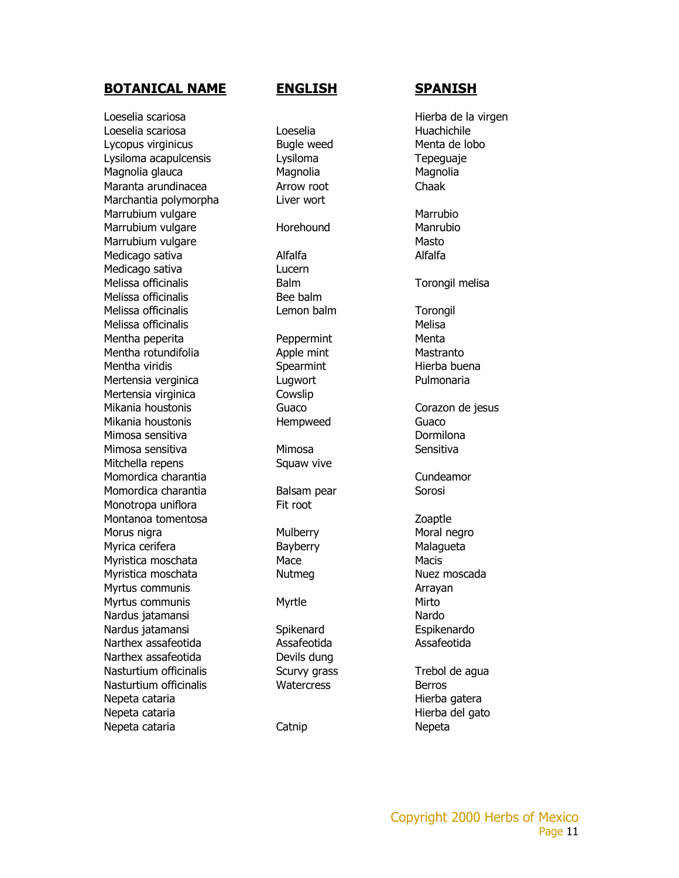| BOTANICAL NAME | ENGLISH | SPANISH |
|---|---|---|
| Loeselia scariosa | | Hierba de la virgen |
| Loeselia scariosa | Loeselia | Huachichile |
| Lycopus virginicus | Bugle weed | Menta de lobo |
| Lysiloma acapulcensis | Lysiloma | Tepeguaje |
| Magnolia glauca | Magnolia | Magnolia |
| Maranta arundinacea | Arrow root | Chaak |
| Marchantia polymorpha | Liver wort | |
| Marrubium vulgare | | Marrubio |
| Marrubium vulgare | Horehound | Manrubio |
| Marrubium vulgare | | Masto |
| Medicago sativa | Alfalfa | Alfalfa |
| Medicago sativa | Lucern | |
| Melissa officinalis | Balm | Torongil melisa |
| Melissa officinalis | Bee balm | |
| Melissa officinalis | Lemon balm | Torongil |
| Melissa officinalis | | Melisa |
| Mentha peperita | Peppermint | Menta |
| Mentha rotundifolia | Apple mint | Mastranto |
| Mentha viridis | Spearmint | Hierba buena |
| Mertensia verginica | Lugwort | Pulmonaria |
| Mertensia virginica | Cowslip | |
| Mikania houstonis | Guaco | Corazon de jesus |
| Mikania houstonis | Hempweed | Guaco |
| Mimosa sensitiva | | Dormilona |
| Mimosa sensitiva | Mimosa | Sensitiva |
| Mitchella repens | Squaw vive | |
| Momordica charantia | | Cundeamor |
| Momordica charantia | Balsam pear | Sorosi |
| Monotropa uniflora | Fit root | |
| Montanoa tomentosa | | Zoaptle |
| Morus nigra | Mulberry | Moral negro |
| Myrica cerifera | Bayberry | Malagueta |
| Myristica moschata | Mace | Macis |
| Myristica moschata | Nutmeg | Nuez moscada |
| Myrtus communis | | Arrayan |
| Myrtus communis | Myrtle | Mirto |
| Nardus jatamansi | | Nardo |
| Nardus jatamansi | Spikenard | Espikenardo |
| Narthex assafeotida | Assafeotida | Assafeotida |
| Narthex assafeotida | Devils dung | |
| Nasturtium officinalis | Scurvy grass | Trebol de agua |
| Nasturtium officinalis | Watercress | Berros |
| Nepeta cataria | | Hierba gatera |
| Nepeta cataria | | Hierba del gato |
| Nepeta cataria | Catnip | Nepeta |

Copyright 2000 Herbs of Mexico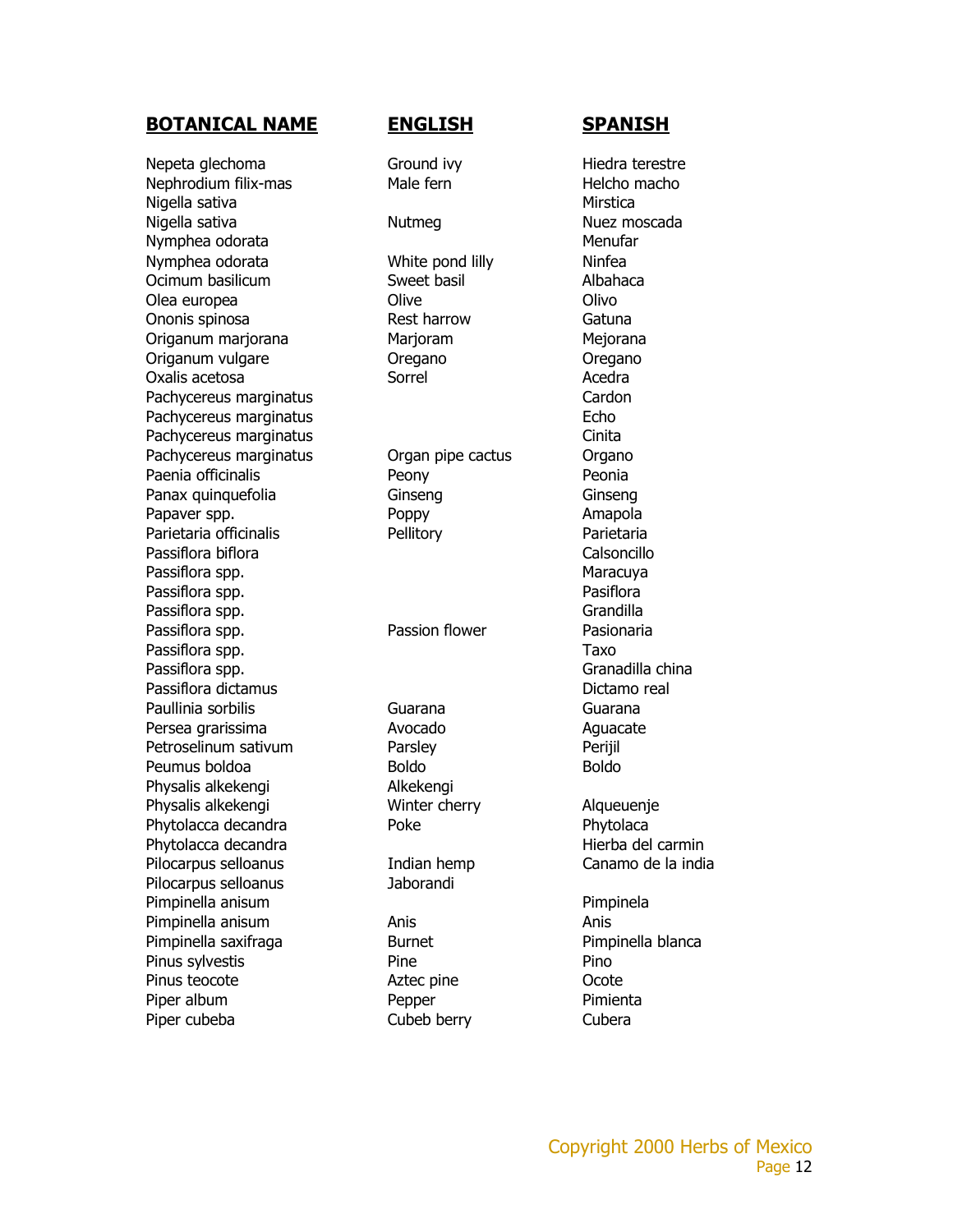| BOTANICAL NAME | ENGLISH | SPANISH |
|---|---|---|
| Nepeta glechoma | Ground ivy | Hiedra terestre |
| Nephrodium filix-mas | Male fern | Helcho macho |
| Nigella sativa | | Mirstica |
| Nigella sativa | Nutmeg | Nuez moscada |
| Nymphea odorata | | Menufar |
| Nymphea odorata | White pond lilly | Ninfea |
| Ocimum basilicum | Sweet basil | Albahaca |
| Olea europea | Olive | Olivo |
| Ononis spinosa | Rest harrow | Gatuna |
| Origanum marjorana | Marjoram | Mejorana |
| Origanum vulgare | Oregano | Oregano |
| Oxalis acetosa | Sorrel | Acedra |
| Pachycereus marginatus | | Cardon |
| Pachycereus marginatus | | Echo |
| Pachycereus marginatus | | Cinita |
| Pachycereus marginatus | Organ pipe cactus | Organo |
| Paenia officinalis | Peony | Peonia |
| Panax quinquefolia | Ginseng | Ginseng |
| Papaver spp. | Poppy | Amapola |
| Parietaria officinalis | Pellitory | Parietaria |
| Passiflora biflora | | Calsoncillo |
| Passiflora spp. | | Maracuya |
| Passiflora spp. | | Pasiflora |
| Passiflora spp. | | Grandilla |
| Passiflora spp. | Passion flower | Pasionaria |
| Passiflora spp. | | Taxo |
| Passiflora spp. | | Granadilla china |
| Passiflora dictamus | | Dictamo real |
| Paullinia sorbilis | Guarana | Guarana |
| Persea grarissima | Avocado | Aguacate |
| Petroselinum sativum | Parsley | Perijil |
| Peumus boldoa | Boldo | Boldo |
| Physalis alkekengi | Alkekengi | |
| Physalis alkekengi | Winter cherry | Alqueuenje |
| Phytolacca decandra | Poke | Phytolaca |
| Phytolacca decandra | | Hierba del carmin |
| Pilocarpus selloanus | Indian hemp | Canamo de la india |
| Pilocarpus selloanus | Jaborandi | |
| Pimpinella anisum | | Pimpinela |
| Pimpinella anisum | Anis | Anis |
| Pimpinella saxifraga | Burnet | Pimpinella blanca |
| Pinus sylvestis | Pine | Pino |
| Pinus teocote | Aztec pine | Ocote |
| Piper album | Pepper | Pimienta |
| Piper cubeba | Cubeb berry | Cubera |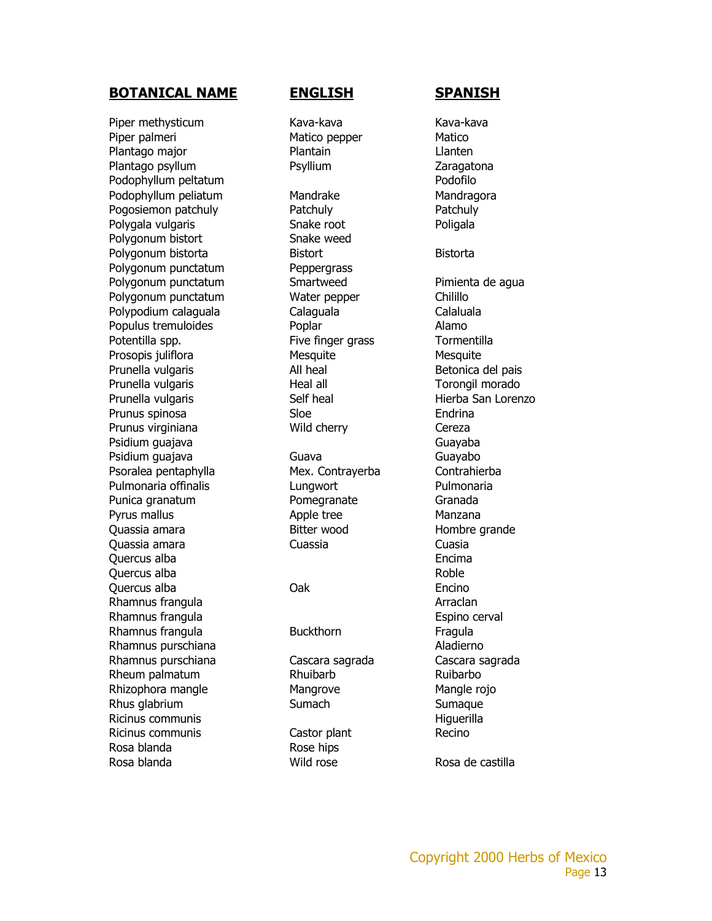| BOTANICAL NAME | ENGLISH | SPANISH |
|---|---|---|
| Piper methysticum | Kava-kava | Kava-kava |
| Piper palmeri | Matico pepper | Matico |
| Plantago major | Plantain | Llanten |
| Plantago psyllum | Psyllium | Zaragatona |
| Podophyllum peltatum | | Podofilo |
| Podophyllum peliatum | Mandrake | Mandragora |
| Pogosiemon patchuly | Patchuly | Patchuly |
| Polygala vulgaris | Snake root | Poligala |
| Polygonum bistort | Snake weed | |
| Polygonum bistorta | Bistort | Bistorta |
| Polygonum punctatum | Peppergrass | |
| Polygonum punctatum | Smartweed | Pimienta de agua |
| Polygonum punctatum | Water pepper | Chilillo |
| Polypodium calaguala | Calaguala | Calaluala |
| Populus tremuloides | Poplar | Alamo |
| Potentilla spp. | Five finger grass | Tormentilla |
| Prosopis juliflora | Mesquite | Mesquite |
| Prunella vulgaris | All heal | Betonica del pais |
| Prunella vulgaris | Heal all | Torongil morado |
| Prunella vulgaris | Self heal | Hierba San Lorenzo |
| Prunus spinosa | Sloe | Endrina |
| Prunus virginiana | Wild cherry | Cereza |
| Psidium guajava | | Guayaba |
| Psidium guajava | Guava | Guayabo |
| Psoralea pentaphylla | Mex. Contrayerba | Contrahierba |
| Pulmonaria offinalis | Lungwort | Pulmonaria |
| Punica granatum | Pomegranate | Granada |
| Pyrus mallus | Apple tree | Manzana |
| Quassia amara | Bitter wood | Hombre grande |
| Quassia amara | Cuassia | Cuasia |
| Quercus alba | | Encima |
| Quercus alba | | Roble |
| Quercus alba | Oak | Encino |
| Rhamnus frangula | | Arraclan |
| Rhamnus frangula | | Espino cerval |
| Rhamnus frangula | Buckthorn | Fragula |
| Rhamnus purschiana | | Aladierno |
| Rhamnus purschiana | Cascara sagrada | Cascara sagrada |
| Rheum palmatum | Rhuibarb | Ruibarbo |
| Rhizophora mangle | Mangrove | Mangle rojo |
| Rhus glabrium | Sumach | Sumaque |
| Ricinus communis | | Higuerilla |
| Ricinus communis | Castor plant | Recino |
| Rosa blanda | Rose hips | |
| Rosa blanda | Wild rose | Rosa de castilla |

Copyright 2000 Herbs of Mexico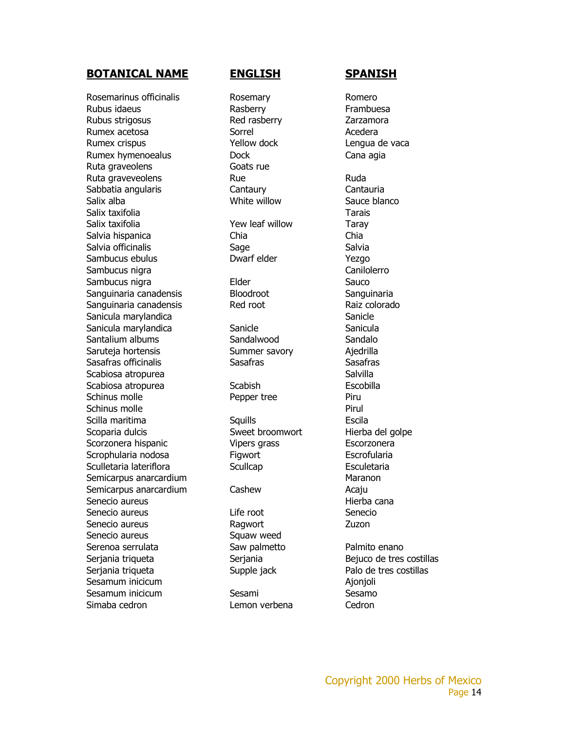| BOTANICAL NAME | ENGLISH | SPANISH |
| --- | --- | --- |
| Rosemarinus officinalis | Rosemary | Romero |
| Rubus idaeus | Rasberry | Frambuesa |
| Rubus strigosus | Red rasberry | Zarzamora |
| Rumex acetosa | Sorrel | Acedera |
| Rumex crispus | Yellow dock | Lengua de vaca |
| Rumex hymenoealus | Dock | Cana agia |
| Ruta graveolens | Goats rue | |
| Ruta graveveolens | Rue | Ruda |
| Sabbatia angularis | Cantaury | Cantauria |
| Salix alba | White willow | Sauce blanco |
| Salix taxifolia | | Tarais |
| Salix taxifolia | Yew leaf willow | Taray |
| Salvia hispanica | Chia | Chia |
| Salvia officinalis | Sage | Salvia |
| Sambucus ebulus | Dwarf elder | Yezgo |
| Sambucus nigra | | Canilolerro |
| Sambucus nigra | Elder | Sauco |
| Sanguinaria canadensis | Bloodroot | Sanguinaria |
| Sanguinaria canadensis | Red root | Raiz colorado |
| Sanicula marylandica | | Sanicle |
| Sanicula marylandica | Sanicle | Sanicula |
| Santalium albums | Sandalwood | Sandalo |
| Saruteja hortensis | Summer savory | Ajedrilla |
| Sasafras officinalis | Sasafras | Sasafras |
| Scabiosa atropurea | | Salvilla |
| Scabiosa atropurea | Scabish | Escobilla |
| Schinus molle | Pepper tree | Piru |
| Schinus molle | | Pirul |
| Scilla maritima | Squills | Escila |
| Scoparia dulcis | Sweet broomwort | Hierba del golpe |
| Scorzonera hispanic | Vipers grass | Escorzonera |
| Scrophularia nodosa | Figwort | Escrofularia |
| Sculletaria lateriflora | Scullcap | Esculetaria |
| Semicarpus anarcardium | | Maranon |
| Semicarpus anarcardium | Cashew | Acaju |
| Senecio aureus | | Hierba cana |
| Senecio aureus | Life root | Senecio |
| Senecio aureus | Ragwort | Zuzon |
| Senecio aureus | Squaw weed | |
| Serenoa serrulata | Saw palmetto | Palmito enano |
| Serjania triqueta | Serjania | Bejuco de tres costillas |
| Serjania triqueta | Supple jack | Palo de tres costillas |
| Sesamum inicicum | | Ajonjoli |
| Sesamum inicicum | Sesami | Sesamo |
| Simaba cedron | Lemon verbena | Cedron |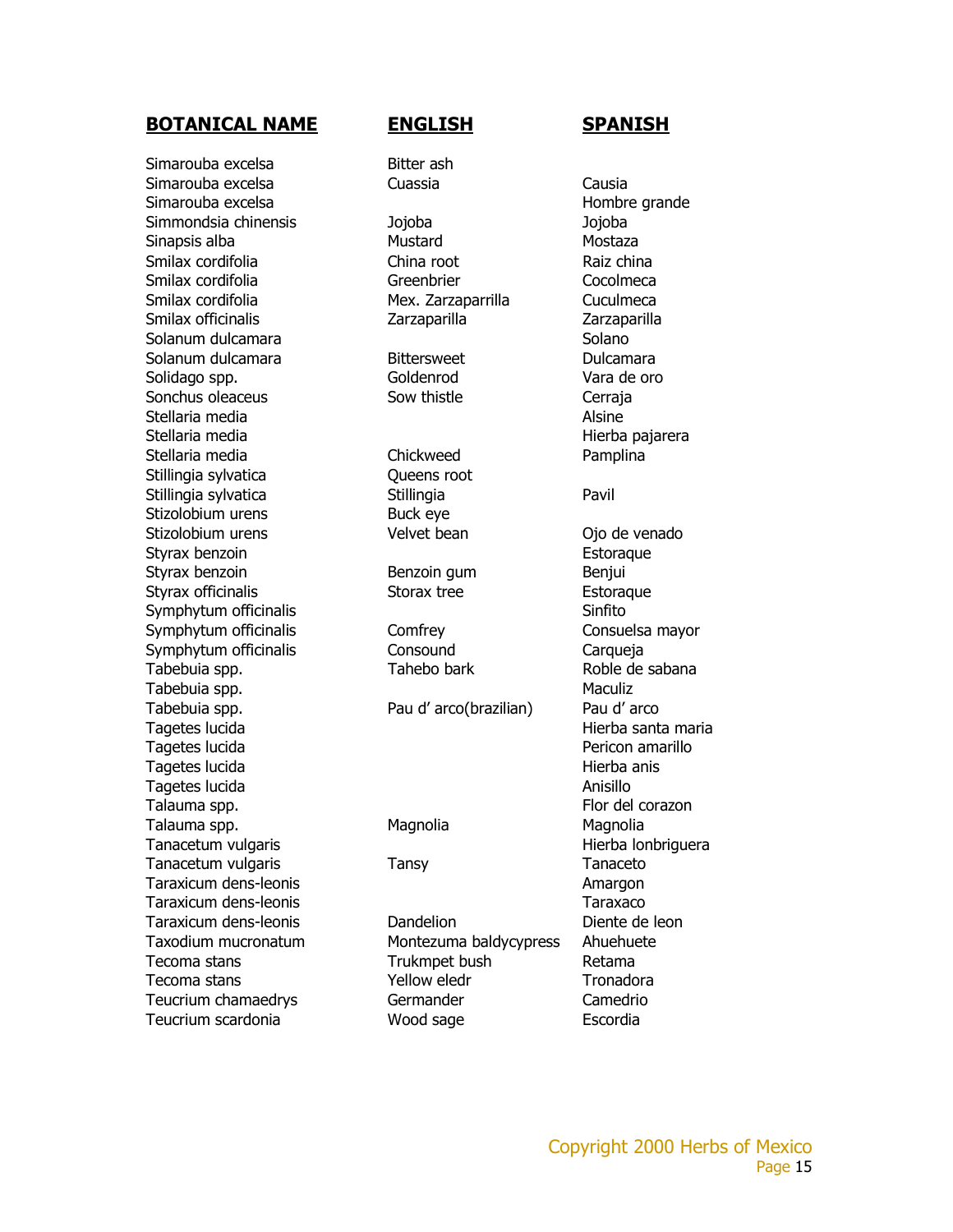| BOTANICAL NAME | ENGLISH | SPANISH |
|---|---|---|
| Simarouba excelsa | Bitter ash | |
| Simarouba excelsa | Cuassia | Causia |
| Simarouba excelsa | | Hombre grande |
| Simmondsia chinensis | Jojoba | Jojoba |
| Sinapsis alba | Mustard | Mostaza |
| Smilax cordifolia | China root | Raiz china |
| Smilax cordifolia | Greenbrier | Cocolmeca |
| Smilax cordifolia | Mex. Zarzaparrilla | Cuculmeca |
| Smilax officinalis | Zarzaparilla | Zarzaparilla |
| Solanum dulcamara | | Solano |
| Solanum dulcamara | Bittersweet | Dulcamara |
| Solidago spp. | Goldenrod | Vara de oro |
| Sonchus oleaceus | Sow thistle | Cerraja |
| Stellaria media | | Alsine |
| Stellaria media | | Hierba pajarera |
| Stellaria media | Chickweed | Pamplina |
| Stillingia sylvatica | Queens root | |
| Stillingia sylvatica | Stillingia | Pavil |
| Stizolobium urens | Buck eye | |
| Stizolobium urens | Velvet bean | Ojo de venado |
| Styrax benzoin | | Estoraque |
| Styrax benzoin | Benzoin gum | Benjui |
| Styrax officinalis | Storax tree | Estoraque |
| Symphytum officinalis | | Sinfito |
| Symphytum officinalis | Comfrey | Consuelsa mayor |
| Symphytum officinalis | Consound | Carqueja |
| Tabebuia spp. | Tahebo bark | Roble de sabana |
| Tabebuia spp. | | Maculiz |
| Tabebuia spp. | Pau d' arco(brazilian) | Pau d' arco |
| Tagetes lucida | | Hierba santa maria |
| Tagetes lucida | | Pericon amarillo |
| Tagetes lucida | | Hierba anis |
| Tagetes lucida | | Anisillo |
| Talauma spp. | | Flor del corazon |
| Talauma spp. | Magnolia | Magnolia |
| Tanacetum vulgaris | | Hierba lonbriguera |
| Tanacetum vulgaris | Tansy | Tanaceto |
| Taraxicum dens-leonis | | Amargon |
| Taraxicum dens-leonis | | Taraxaco |
| Taraxicum dens-leonis | Dandelion | Diente de leon |
| Taxodium mucronatum | Montezuma baldycypress | Ahuehuete |
| Tecoma stans | Trukmpet bush | Retama |
| Tecoma stans | Yellow eledr | Tronadora |
| Teucrium chamaedrys | Germander | Camedrio |
| Teucrium scardonia | Wood sage | Escordia |

Copyright 2000 Herbs of Mexico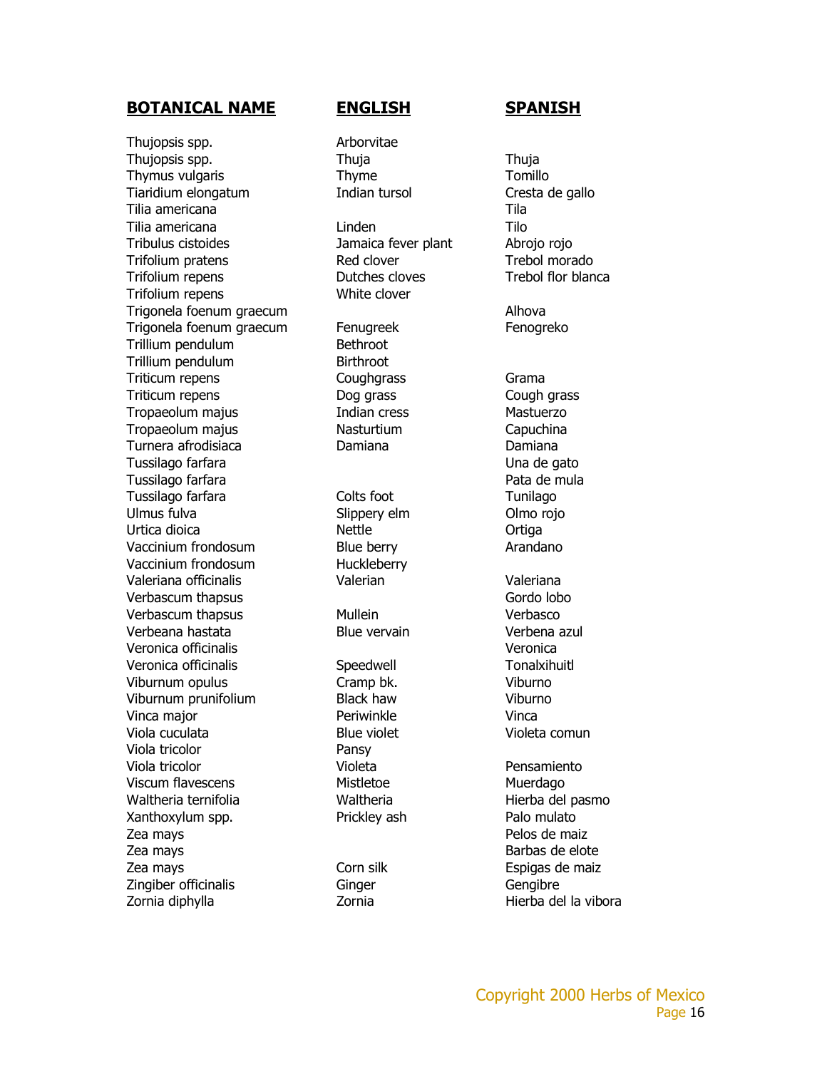| BOTANICAL NAME | ENGLISH | SPANISH |
|---|---|---|
| Thujopsis spp. | Arborvitae | |
| Thujopsis spp. | Thuja | Thuja |
| Thymus vulgaris | Thyme | Tomillo |
| Tiaridium elongatum | Indian tursol | Cresta de gallo |
| Tilia americana | | Tila |
| Tilia americana | Linden | Tilo |
| Tribulus cistoides | Jamaica fever plant | Abrojo rojo |
| Trifolium pratens | Red clover | Trebol morado |
| Trifolium repens | Dutches cloves | Trebol flor blanca |
| Trifolium repens | White clover | |
| Trigonela foenum graecum | | Alhova |
| Trigonela foenum graecum | Fenugreek | Fenogreko |
| Trillium pendulum | Bethroot | |
| Trillium pendulum | Birthroot | |
| Triticum repens | Coughgrass | Grama |
| Triticum repens | Dog grass | Cough grass |
| Tropaeolum majus | Indian cress | Mastuerzo |
| Tropaeolum majus | Nasturtium | Capuchina |
| Turnera afrodisiaca | Damiana | Damiana |
| Tussilago farfara | | Una de gato |
| Tussilago farfara | | Pata de mula |
| Tussilago farfara | Colts foot | Tunilago |
| Ulmus fulva | Slippery elm | Olmo rojo |
| Urtica dioica | Nettle | Ortiga |
| Vaccinium frondosum | Blue berry | Arandano |
| Vaccinium frondosum | Huckleberry | |
| Valeriana officinalis | Valerian | Valeriana |
| Verbascum thapsus | | Gordo lobo |
| Verbascum thapsus | Mullein | Verbasco |
| Verbeana hastata | Blue vervain | Verbena azul |
| Veronica officinalis | | Veronica |
| Veronica officinalis | Speedwell | Tonalxihuitl |
| Viburnum opulus | Cramp bk. | Viburno |
| Viburnum prunifolium | Black haw | Viburno |
| Vinca major | Periwinkle | Vinca |
| Viola cuculata | Blue violet | Violeta comun |
| Viola tricolor | Pansy | |
| Viola tricolor | Violeta | Pensamiento |
| Viscum flavescens | Mistletoe | Muerdago |
| Waltheria ternifolia | Waltheria | Hierba del pasmo |
| Xanthoxylum spp. | Prickley ash | Palo mulato |
| Zea mays | | Pelos de maiz |
| Zea mays | | Barbas de elote |
| Zea mays | Corn silk | Espigas de maiz |
| Zingiber officinalis | Ginger | Gengibre |
| Zornia diphylla | Zornia | Hierba del la vibora |

Copyright 2000 Herbs of Mexico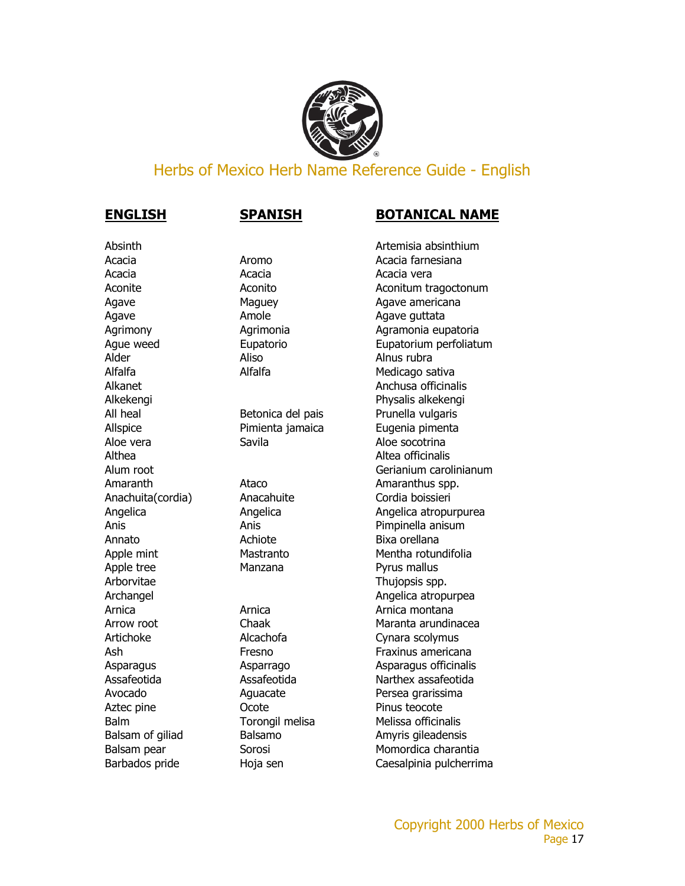# Herbs of Mexico Herb Name Reference Guide - English

| ENGLISH | SPANISH | BOTANICAL NAME |
|---|---|---|
| Absinth | | Artemisia absinthium |
| Acacia | Aromo | Acacia farnesiana |
| Acacia | Acacia | Acacia vera |
| Aconite | Aconito | Aconitum tragoctonum |
| Agave | Maguey | Agave americana |
| Agave | Amole | Agave guttata |
| Agrimony | Agrimonia | Agramonia eupatoria |
| Ague weed | Eupatorio | Eupatorium perfoliatum |
| Alder | Aliso | Alnus rubra |
| Alfalfa | Alfalfa | Medicago sativa |
| Alkanet | | Anchusa officinalis |
| Alkekengi | | Physalis alkekengi |
| All heal | Betonica del pais | Prunella vulgaris |
| Allspice | Pimienta jamaica | Eugenia pimenta |
| Aloe vera | Savila | Aloe socotrina |
| Althea | | Altea officinalis |
| Alum root | | Gerianium carolinianum |
| Amaranth | Ataco | Amaranthus spp. |
| Anachuita(cordia) | Anacahuite | Cordia boissieri |
| Angelica | Angelica | Angelica atropurpurea |
| Anis | Anis | Pimpinella anisum |
| Annato | Achiote | Bixa orellana |
| Apple mint | Mastranto | Mentha rotundifolia |
| Apple tree | Manzana | Pyrus mallus |
| Arborvitae | | Thujopsis spp. |
| Archangel | | Angelica atropurpea |
| Arnica | Arnica | Arnica montana |
| Arrow root | Chaak | Maranta arundinacea |
| Artichoke | Alcachofa | Cynara scolymus |
| Ash | Fresno | Fraxinus americana |
| Asparagus | Asparrago | Asparagus officinalis |
| Assafeotida | Assafeotida | Narthex assafeotida |
| Avocado | Aguacate | Persea grarissima |
| Aztec pine | Ocote | Pinus teocote |
| Balm | Torongil melisa | Melissa officinalis |
| Balsam of giliad | Balsamo | Amyris gileadensis |
| Balsam pear | Sorosi | Momordica charantia |
| Barbados pride | Hoja sen | Caesalpinia pulcherrima |

Copyright 2000 Herbs of Mexico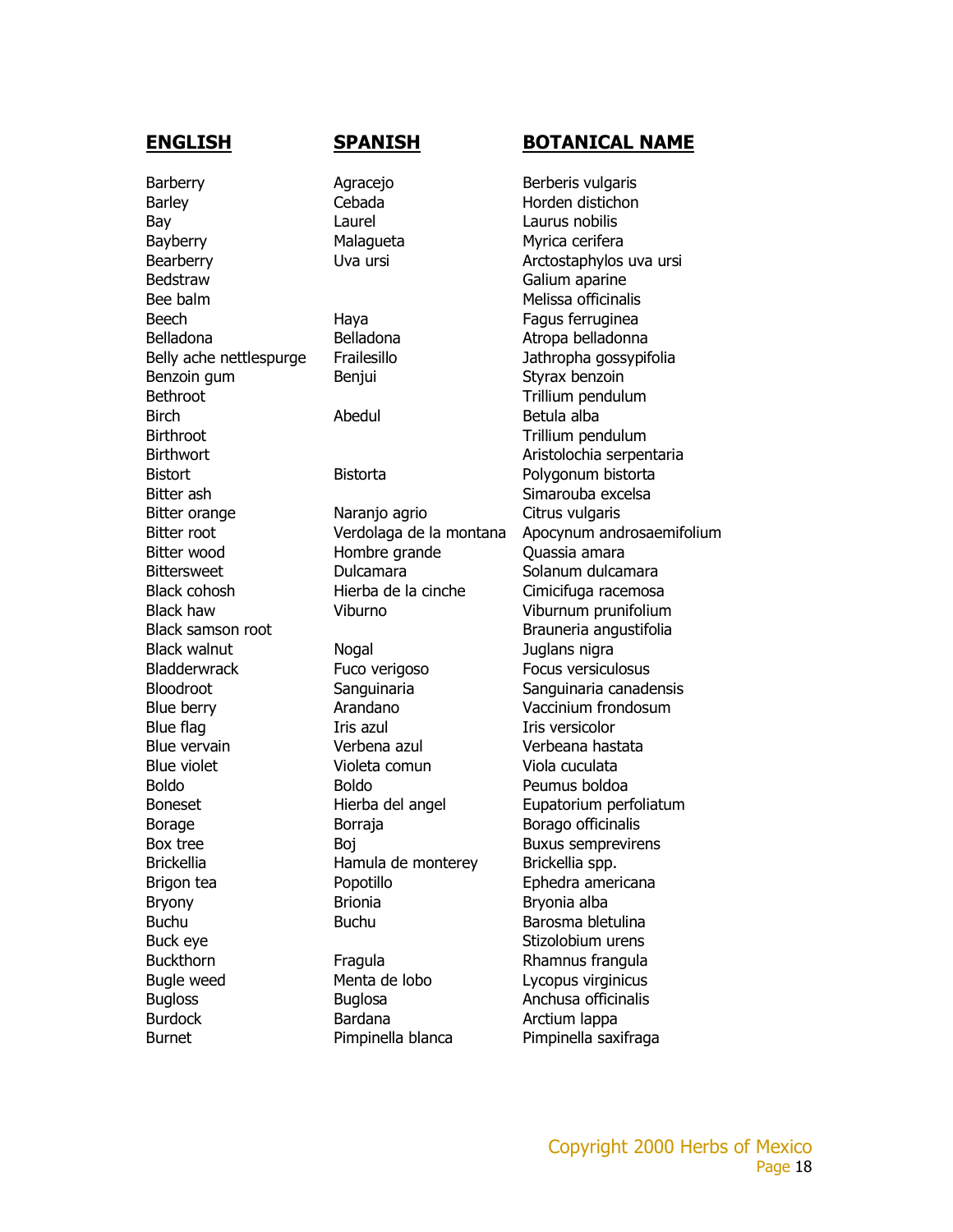| ENGLISH | SPANISH | BOTANICAL NAME |
|---|---|---|
| Barberry | Agracejo | Berberis vulgaris |
| Barley | Cebada | Horden distichon |
| Bay | Laurel | Laurus nobilis |
| Bayberry | Malagueta | Myrica cerifera |
| Bearberry | Uva ursi | Arctostaphylos uva ursi |
| Bedstraw | | Galium aparine |
| Bee balm | | Melissa officinalis |
| Beech | Haya | Fagus ferruginea |
| Belladona | Belladona | Atropa belladonna |
| Belly ache nettlespurge | Frailesillo | Jathropha gossypifolia |
| Benzoin gum | Benjui | Styrax benzoin |
| Bethroot | | Trillium pendulum |
| Birch | Abedul | Betula alba |
| Birthroot | | Trillium pendulum |
| Birthwort | | Aristolochia serpentaria |
| Bistort | Bistorta | Polygonum bistorta |
| Bitter ash | | Simarouba excelsa |
| Bitter orange | Naranjo agrio | Citrus vulgaris |
| Bitter root | Verdolaga de la montana | Apocynum androsaemifolium |
| Bitter wood | Hombre grande | Quassia amara |
| Bittersweet | Dulcamara | Solanum dulcamara |
| Black cohosh | Hierba de la cinche | Cimicifuga racemosa |
| Black haw | Viburno | Viburnum prunifolium |
| Black samson root | | Brauneria angustifolia |
| Black walnut | Nogal | Juglans nigra |
| Bladderwrack | Fuco verigoso | Focus versiculosus |
| Bloodroot | Sanguinaria | Sanguinaria canadensis |
| Blue berry | Arandano | Vaccinium frondosum |
| Blue flag | Iris azul | Iris versicolor |
| Blue vervain | Verbena azul | Verbeana hastata |
| Blue violet | Violeta comun | Viola cuculata |
| Boldo | Boldo | Peumus boldoa |
| Boneset | Hierba del angel | Eupatorium perfoliatum |
| Borage | Borraja | Borago officinalis |
| Box tree | Boj | Buxus semprevirens |
| Brickellia | Hamula de monterey | Brickellia spp. |
| Brigon tea | Popotillo | Ephedra americana |
| Bryony | Brionia | Bryonia alba |
| Buchu | Buchu | Barosma bletulina |
| Buck eye | | Stizolobium urens |
| Buckthorn | Fragula | Rhamnus frangula |
| Bugle weed | Menta de lobo | Lycopus virginicus |
| Bugloss | Buglosa | Anchusa officinalis |
| Burdock | Bardana | Arctium lappa |
| Burnet | Pimpinella blanca | Pimpinella saxifraga |

Copyright 2000 Herbs of Mexico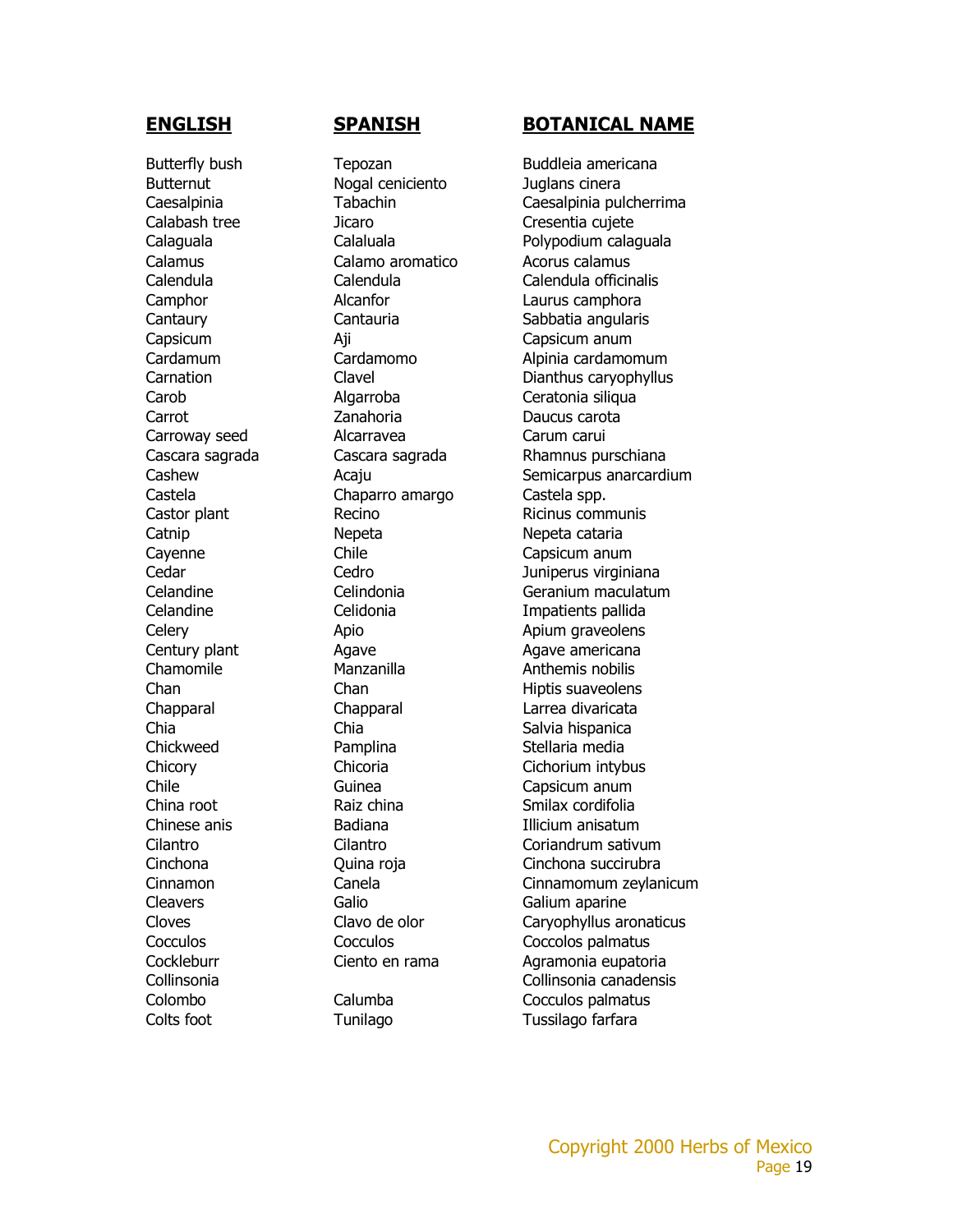| ENGLISH | SPANISH | BOTANICAL NAME |
|---|---|---|
| Butterfly bush | Tepozan | Buddleia americana |
| Butternut | Nogal ceniciento | Juglans cinera |
| Caesalpinia | Tabachin | Caesalpinia pulcherrima |
| Calabash tree | Jicaro | Cresentia cujete |
| Calaguala | Calaluala | Polypodium calaguala |
| Calamus | Calamo aromatico | Acorus calamus |
| Calendula | Calendula | Calendula officinalis |
| Camphor | Alcanfor | Laurus camphora |
| Cantaury | Cantauria | Sabbatia angularis |
| Capsicum | Aji | Capsicum anum |
| Cardamum | Cardamomo | Alpinia cardamomum |
| Carnation | Clavel | Dianthus caryophyllus |
| Carob | Algarroba | Ceratonia siliqua |
| Carrot | Zanahoria | Daucus carota |
| Carroway seed | Alcarravea | Carum carui |
| Cascara sagrada | Cascara sagrada | Rhamnus purschiana |
| Cashew | Acaju | Semicarpus anarcardium |
| Castela | Chaparro amargo | Castela spp. |
| Castor plant | Recino | Ricinus communis |
| Catnip | Nepeta | Nepeta cataria |
| Cayenne | Chile | Capsicum anum |
| Cedar | Cedro | Juniperus virginiana |
| Celandine | Celindonia | Geranium maculatum |
| Celandine | Celidonia | Impatients pallida |
| Celery | Apio | Apium graveolens |
| Century plant | Agave | Agave americana |
| Chamomile | Manzanilla | Anthemis nobilis |
| Chan | Chan | Hiptis suaveolens |
| Chapparal | Chapparal | Larrea divaricata |
| Chia | Chia | Salvia hispanica |
| Chickweed | Pamplina | Stellaria media |
| Chicory | Chicoria | Cichorium intybus |
| Chile | Guinea | Capsicum anum |
| China root | Raiz china | Smilax cordifolia |
| Chinese anis | Badiana | Illicium anisatum |
| Cilantro | Cilantro | Coriandrum sativum |
| Cinchona | Quina roja | Cinchona succirubra |
| Cinnamon | Canela | Cinnamomum zeylanicum |
| Cleavers | Galio | Galium aparine |
| Cloves | Clavo de olor | Caryophyllus aronaticus |
| Cocculos | Cocculos | Coccolos palmatus |
| Cockleburr | Ciento en rama | Agramonia eupatoria |
| Collinsonia | | Collinsonia canadensis |
| Colombo | Calumba | Cocculos palmatus |
| Colts foot | Tunilago | Tussilago farfara |

Copyright 2000 Herbs of Mexico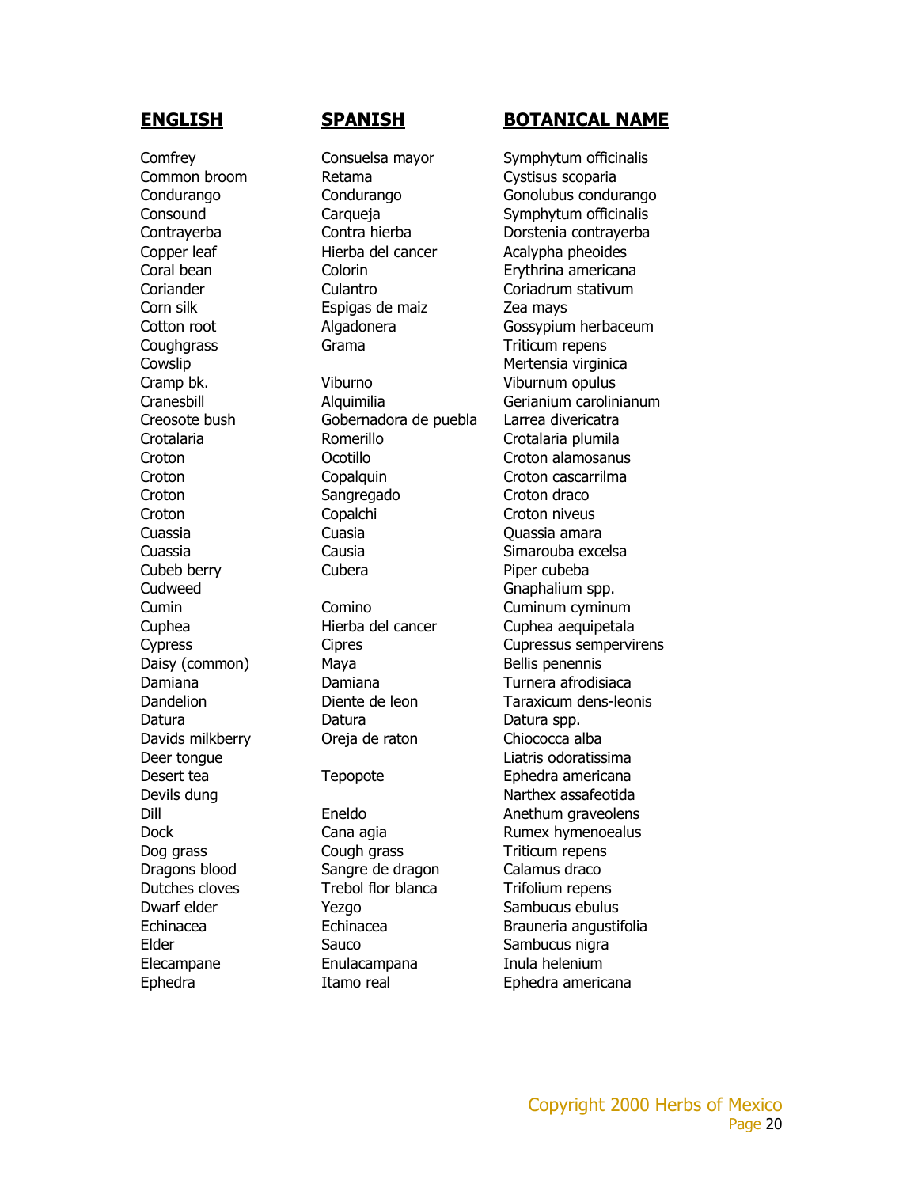| ENGLISH | SPANISH | BOTANICAL NAME |
|---|---|---|
| Comfrey | Consuelsa mayor | Symphytum officinalis |
| Common broom | Retama | Cystisus scoparia |
| Condurango | Condurango | Gonolubus condurango |
| Consound | Carqueja | Symphytum officinalis |
| Contrayerba | Contra hierba | Dorstenia contrayerba |
| Copper leaf | Hierba del cancer | Acalypha pheoides |
| Coral bean | Colorin | Erythrina americana |
| Coriander | Culantro | Coriadrum stativum |
| Corn silk | Espigas de maiz | Zea mays |
| Cotton root | Algadonera | Gossypium herbaceum |
| Coughgrass | Grama | Triticum repens |
| Cowslip | | Mertensia virginica |
| Cramp bk. | Viburno | Viburnum opulus |
| Cranesbill | Alquimilia | Gerianium carolinianum |
| Creosote bush | Gobernadora de puebla | Larrea divericatra |
| Crotalaria | Romerillo | Crotalaria plumila |
| Croton | Ocotillo | Croton alamosanus |
| Croton | Copalquin | Croton cascarrilma |
| Croton | Sangregado | Croton draco |
| Croton | Copalchi | Croton niveus |
| Cuassia | Cuasia | Quassia amara |
| Cuassia | Causia | Simarouba excelsa |
| Cubeb berry | Cubera | Piper cubeba |
| Cudweed | | Gnaphalium spp. |
| Cumin | Comino | Cuminum cyminum |
| Cuphea | Hierba del cancer | Cuphea aequipetala |
| Cypress | Cipres | Cupressus sempervirens |
| Daisy (common) | Maya | Bellis penennis |
| Damiana | Damiana | Turnera afrodisiaca |
| Dandelion | Diente de leon | Taraxicum dens-leonis |
| Datura | Datura | Datura spp. |
| Davids milkberry | Oreja de raton | Chiococca alba |
| Deer tongue | | Liatris odoratissima |
| Desert tea | Tepopote | Ephedra americana |
| Devils dung | | Narthex assafeotida |
| Dill | Eneldo | Anethum graveolens |
| Dock | Cana agia | Rumex hymenoealus |
| Dog grass | Cough grass | Triticum repens |
| Dragons blood | Sangre de dragon | Calamus draco |
| Dutches cloves | Trebol flor blanca | Trifolium repens |
| Dwarf elder | Yezgo | Sambucus ebulus |
| Echinacea | Echinacea | Brauneria angustifolia |
| Elder | Sauco | Sambucus nigra |
| Elecampane | Enulacampana | Inula helenium |
| Ephedra | Itamo real | Ephedra americana |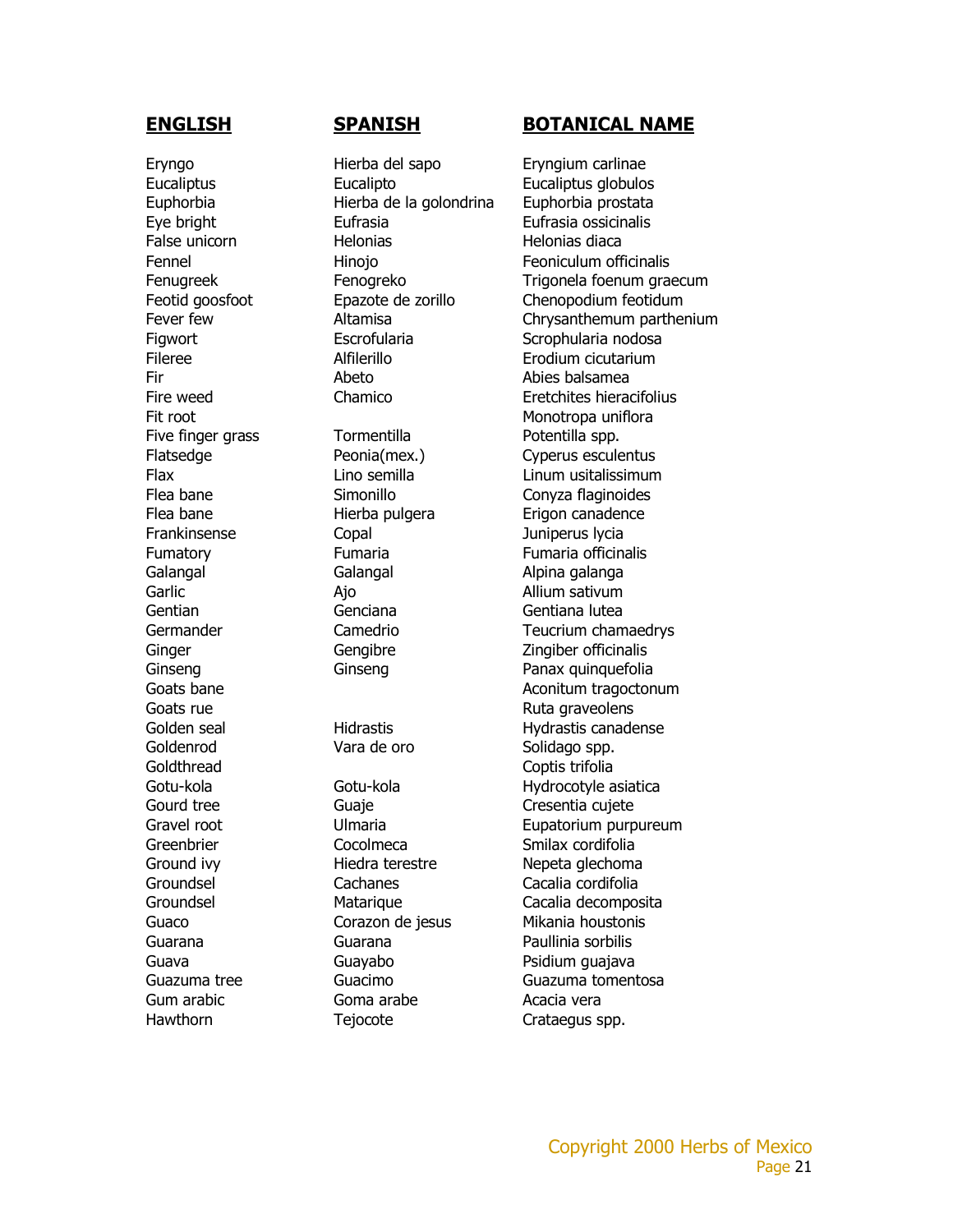| ENGLISH | SPANISH | BOTANICAL NAME |
|---|---|---|
| Eryngo | Hierba del sapo | Eryngium carlinae |
| Eucaliptus | Eucalipto | Eucaliptus globulos |
| Euphorbia | Hierba de la golondrina | Euphorbia prostata |
| Eye bright | Eufrasia | Eufrasia ossicinalis |
| False unicorn | Helonias | Helonias diaca |
| Fennel | Hinojo | Feoniculum officinalis |
| Fenugreek | Fenogreko | Trigonela foenum graecum |
| Feotid goosfoot | Epazote de zorillo | Chenopodium feotidum |
| Fever few | Altamisa | Chrysanthemum parthenium |
| Figwort | Escrofularia | Scrophularia nodosa |
| Fileree | Alfilerillo | Erodium cicutarium |
| Fir | Abeto | Abies balsamea |
| Fire weed | Chamico | Eretchites hieracifolius |
| Fit root | | Monotropa uniflora |
| Five finger grass | Tormentilla | Potentilla spp. |
| Flatsedge | Peonia(mex.) | Cyperus esculentus |
| Flax | Lino semilla | Linum usitalissimum |
| Flea bane | Simonillo | Conyza flaginoides |
| Flea bane | Hierba pulgera | Erigon canadence |
| Frankinsense | Copal | Juniperus lycia |
| Fumatory | Fumaria | Fumaria officinalis |
| Galangal | Galangal | Alpina galanga |
| Garlic | Ajo | Allium sativum |
| Gentian | Genciana | Gentiana lutea |
| Germander | Camedrio | Teucrium chamaedrys |
| Ginger | Gengibre | Zingiber officinalis |
| Ginseng | Ginseng | Panax quinquefolia |
| Goats bane | | Aconitum tragoctonum |
| Goats rue | | Ruta graveolens |
| Golden seal | Hidrastis | Hydrastis canadense |
| Goldenrod | Vara de oro | Solidago spp. |
| Goldthread | | Coptis trifolia |
| Gotu-kola | Gotu-kola | Hydrocotyle asiatica |
| Gourd tree | Guaje | Cresentia cujete |
| Gravel root | Ulmaria | Eupatorium purpureum |
| Greenbrier | Cocolmeca | Smilax cordifolia |
| Ground ivy | Hiedra terestre | Nepeta glechoma |
| Groundsel | Cachanes | Cacalia cordifolia |
| Groundsel | Matarique | Cacalia decomposita |
| Guaco | Corazon de jesus | Mikania houstonis |
| Guarana | Guarana | Paullinia sorbilis |
| Guava | Guayabo | Psidium guajava |
| Guazuma tree | Guacimo | Guazuma tomentosa |
| Gum arabic | Goma arabe | Acacia vera |
| Hawthorn | Tejocote | Crataegus spp. |

Copyright 2000 Herbs of Mexico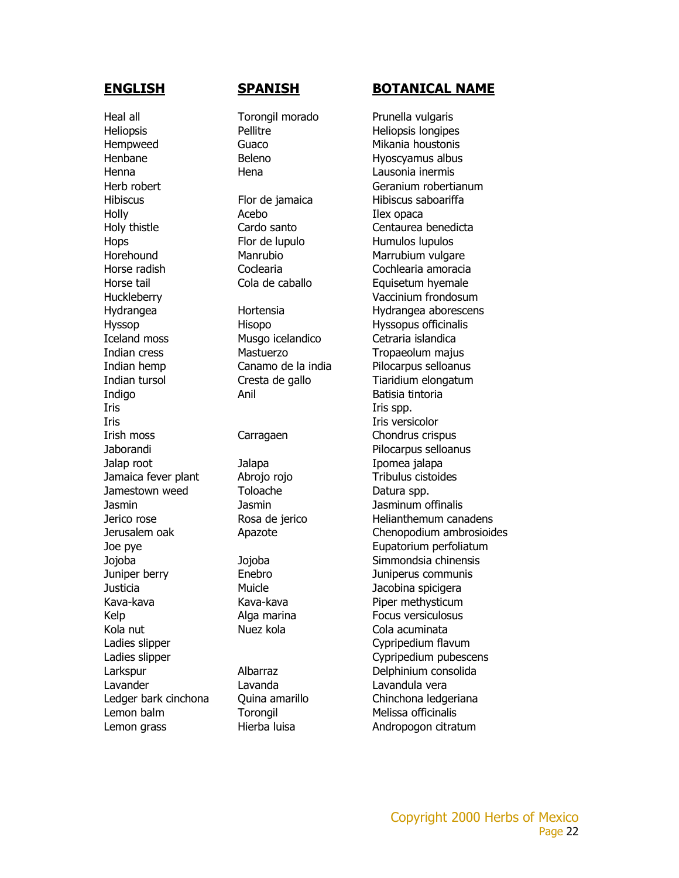| ENGLISH | SPANISH | BOTANICAL NAME |
|---|---|---|
| Heal all | Torongil morado | Prunella vulgaris |
| Heliopsis | Pellitre | Heliopsis longipes |
| Hempweed | Guaco | Mikania houstonis |
| Henbane | Beleno | Hyoscyamus albus |
| Henna | Hena | Lausonia inermis |
| Herb robert | | Geranium robertianum |
| Hibiscus | Flor de jamaica | Hibiscus saboariffa |
| Holly | Acebo | Ilex opaca |
| Holy thistle | Cardo santo | Centaurea benedicta |
| Hops | Flor de lupulo | Humulos lupulos |
| Horehound | Manrubio | Marrubium vulgare |
| Horse radish | Coclearia | Cochlearia amoracia |
| Horse tail | Cola de caballo | Equisetum hyemale |
| Huckleberry | | Vaccinium frondosum |
| Hydrangea | Hortensia | Hydrangea aborescens |
| Hyssop | Hisopo | Hyssopus officinalis |
| Iceland moss | Musgo icelandico | Cetraria islandica |
| Indian cress | Mastuerzo | Tropaeolum majus |
| Indian hemp | Canamo de la india | Pilocarpus selloanus |
| Indian tursol | Cresta de gallo | Tiaridium elongatum |
| Indigo | Anil | Batisia tintoria |
| Iris | | Iris spp. |
| Iris | | Iris versicolor |
| Irish moss | Carragaen | Chondrus crispus |
| Jaborandi | | Pilocarpus selloanus |
| Jalap root | Jalapa | Ipomea jalapa |
| Jamaica fever plant | Abrojo rojo | Tribulus cistoides |
| Jamestown weed | Toloache | Datura spp. |
| Jasmin | Jasmin | Jasminum offinalis |
| Jerico rose | Rosa de jerico | Helianthemum canadens |
| Jerusalem oak | Apazote | Chenopodium ambrosioides |
| Joe pye | | Eupatorium perfoliatum |
| Jojoba | Jojoba | Simmondsia chinensis |
| Juniper berry | Enebro | Juniperus communis |
| Justicia | Muicle | Jacobina spicigera |
| Kava-kava | Kava-kava | Piper methysticum |
| Kelp | Alga marina | Focus versiculosus |
| Kola nut | Nuez kola | Cola acuminata |
| Ladies slipper | | Cypripedium flavum |
| Ladies slipper | | Cypripedium pubescens |
| Larkspur | Albarraz | Delphinium consolida |
| Lavander | Lavanda | Lavandula vera |
| Ledger bark cinchona | Quina amarillo | Chinchona ledgeriana |
| Lemon balm | Torongil | Melissa officinalis |
| Lemon grass | Hierba luisa | Andropogon citratum |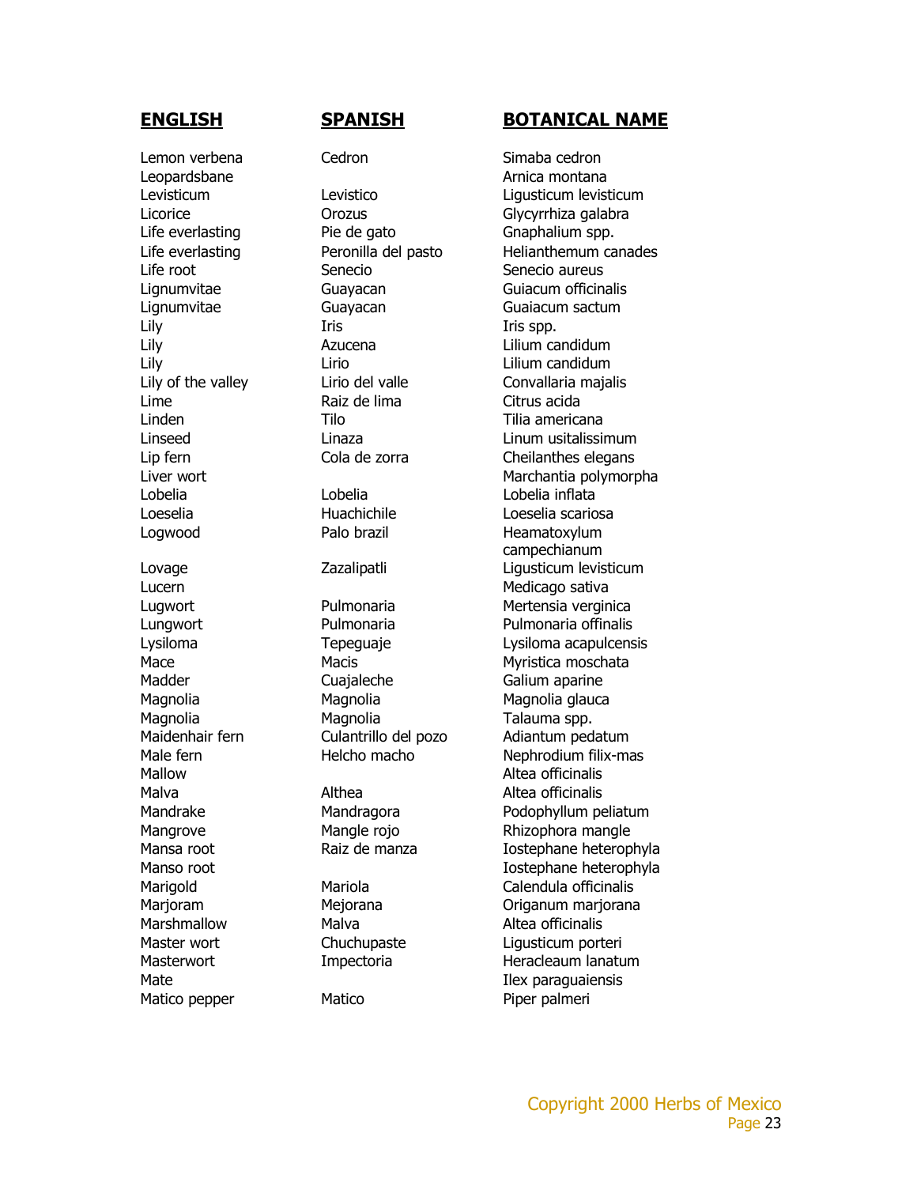| ENGLISH | SPANISH | BOTANICAL NAME |
|---|---|---|
| Lemon verbena | Cedron | Simaba cedron |
| Leopardsbane | | Arnica montana |
| Levisticum | Levistico | Ligusticum levisticum |
| Licorice | Orozus | Glycyrrhiza galabra |
| Life everlasting | Pie de gato | Gnaphalium spp. |
| Life everlasting | Peronilla del pasto | Helianthemum canades |
| Life root | Senecio | Senecio aureus |
| Lignumvitae | Guayacan | Guiacum officinalis |
| Lignumvitae | Guayacan | Guaiacum sactum |
| Lily | Iris | Iris spp. |
| Lily | Azucena | Lilium candidum |
| Lily | Lirio | Lilium candidum |
| Lily of the valley | Lirio del valle | Convallaria majalis |
| Lime | Raiz de lima | Citrus acida |
| Linden | Tilo | Tilia americana |
| Linseed | Linaza | Linum usitalissimum |
| Lip fern | Cola de zorra | Cheilanthes elegans |
| Liver wort | | Marchantia polymorpha |
| Lobelia | Lobelia | Lobelia inflata |
| Loeselia | Huachichile | Loeselia scariosa |
| Logwood | Palo brazil | Heamatoxylum campechianum |
| Lovage | Zazalipatli | Ligusticum levisticum |
| Lucern | | Medicago sativa |
| Lugwort | Pulmonaria | Mertensia verginica |
| Lungwort | Pulmonaria | Pulmonaria offinalis |
| Lysiloma | Tepeguaje | Lysiloma acapulcensis |
| Mace | Macis | Myristica moschata |
| Madder | Cuajaleche | Galium aparine |
| Magnolia | Magnolia | Magnolia glauca |
| Magnolia | Magnolia | Talauma spp. |
| Maidenhair fern | Culantrillo del pozo | Adiantum pedatum |
| Male fern | Helcho macho | Nephrodium filix-mas |
| Mallow | | Altea officinalis |
| Malva | Althea | Altea officinalis |
| Mandrake | Mandragora | Podophyllum peliatum |
| Mangrove | Mangle rojo | Rhizophora mangle |
| Mansa root | Raiz de manza | Iostephane heterophyla |
| Manso root | | Iostephane heterophyla |
| Marigold | Mariola | Calendula officinalis |
| Marjoram | Mejorana | Origanum marjorana |
| Marshmallow | Malva | Altea officinalis |
| Master wort | Chuchupaste | Ligusticum porteri |
| Masterwort | Impectoria | Heracleaum lanatum |
| Mate | | Ilex paraguaiensis |
| Matico pepper | Matico | Piper palmeri |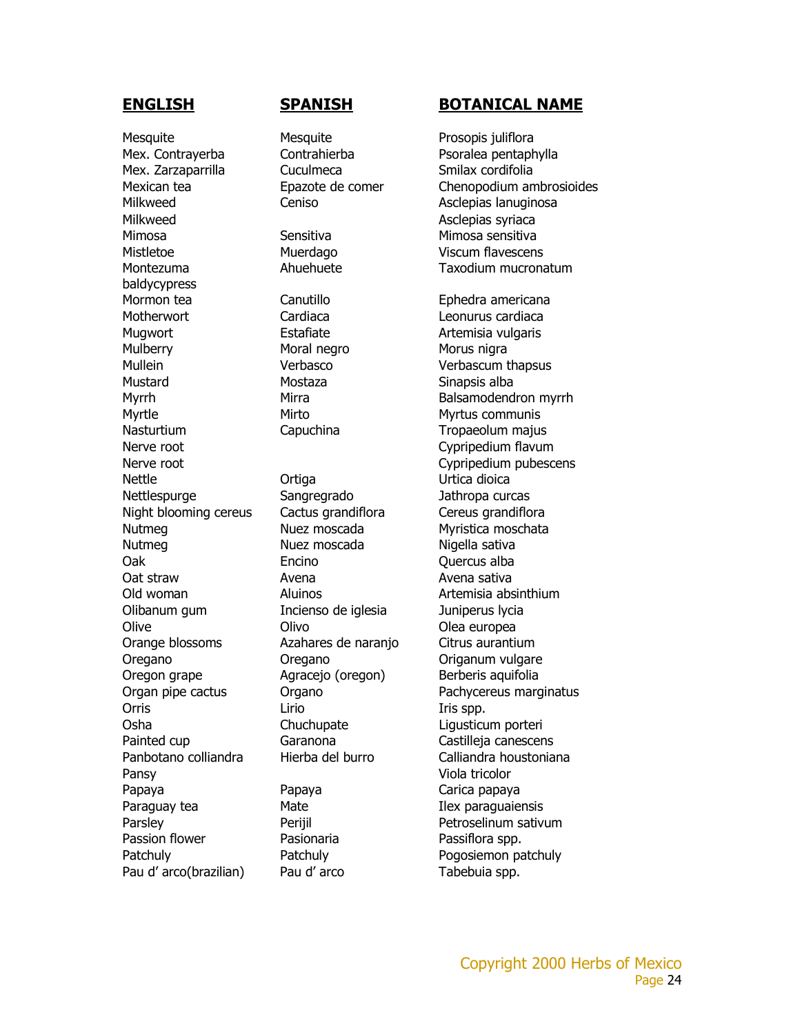| ENGLISH | SPANISH | BOTANICAL NAME |
|---|---|---|
| Mesquite | Mesquite | Prosopis juliflora |
| Mex. Contrayerba | Contrahierba | Psoralea pentaphylla |
| Mex. Zarzaparrilla | Cuculmeca | Smilax cordifolia |
| Mexican tea | Epazote de comer | Chenopodium ambrosioides |
| Milkweed | Ceniso | Asclepias lanuginosa |
| Milkweed | | Asclepias syriaca |
| Mimosa | Sensitiva | Mimosa sensitiva |
| Mistletoe | Muerdago | Viscum flavescens |
| Montezuma baldycypress | Ahuehuete | Taxodium mucronatum |
| Mormon tea | Canutillo | Ephedra americana |
| Motherwort | Cardiaca | Leonurus cardiaca |
| Mugwort | Estafiate | Artemisia vulgaris |
| Mulberry | Moral negro | Morus nigra |
| Mullein | Verbasco | Verbascum thapsus |
| Mustard | Mostaza | Sinapsis alba |
| Myrrh | Mirra | Balsamodendron myrrh |
| Myrtle | Mirto | Myrtus communis |
| Nasturtium | Capuchina | Tropaeolum majus |
| Nerve root | | Cypripedium flavum |
| Nerve root | | Cypripedium pubescens |
| Nettle | Ortiga | Urtica dioica |
| Nettlespurge | Sangregrado | Jathropa curcas |
| Night blooming cereus | Cactus grandiflora | Cereus grandiflora |
| Nutmeg | Nuez moscada | Myristica moschata |
| Nutmeg | Nuez moscada | Nigella sativa |
| Oak | Encino | Quercus alba |
| Oat straw | Avena | Avena sativa |
| Old woman | Aluinos | Artemisia absinthium |
| Olibanum gum | Incienso de iglesia | Juniperus lycia |
| Olive | Olivo | Olea europea |
| Orange blossoms | Azahares de naranjo | Citrus aurantium |
| Oregano | Oregano | Origanum vulgare |
| Oregon grape | Agracejo (oregon) | Berberis aquifolia |
| Organ pipe cactus | Organo | Pachycereus marginatus |
| Orris | Lirio | Iris spp. |
| Osha | Chuchupate | Ligusticum porteri |
| Painted cup | Garanona | Castilleja canescens |
| Panbotano colliandra | Hierba del burro | Calliandra houstoniana |
| Pansy | | Viola tricolor |
| Papaya | Papaya | Carica papaya |
| Paraguay tea | Mate | Ilex paraguaiensis |
| Parsley | Perijil | Petroselinum sativum |
| Passion flower | Pasionaria | Passiflora spp. |
| Patchuly | Patchuly | Pogosiemon patchuly |
| Pau d' arco(brazilian) | Pau d' arco | Tabebuia spp. |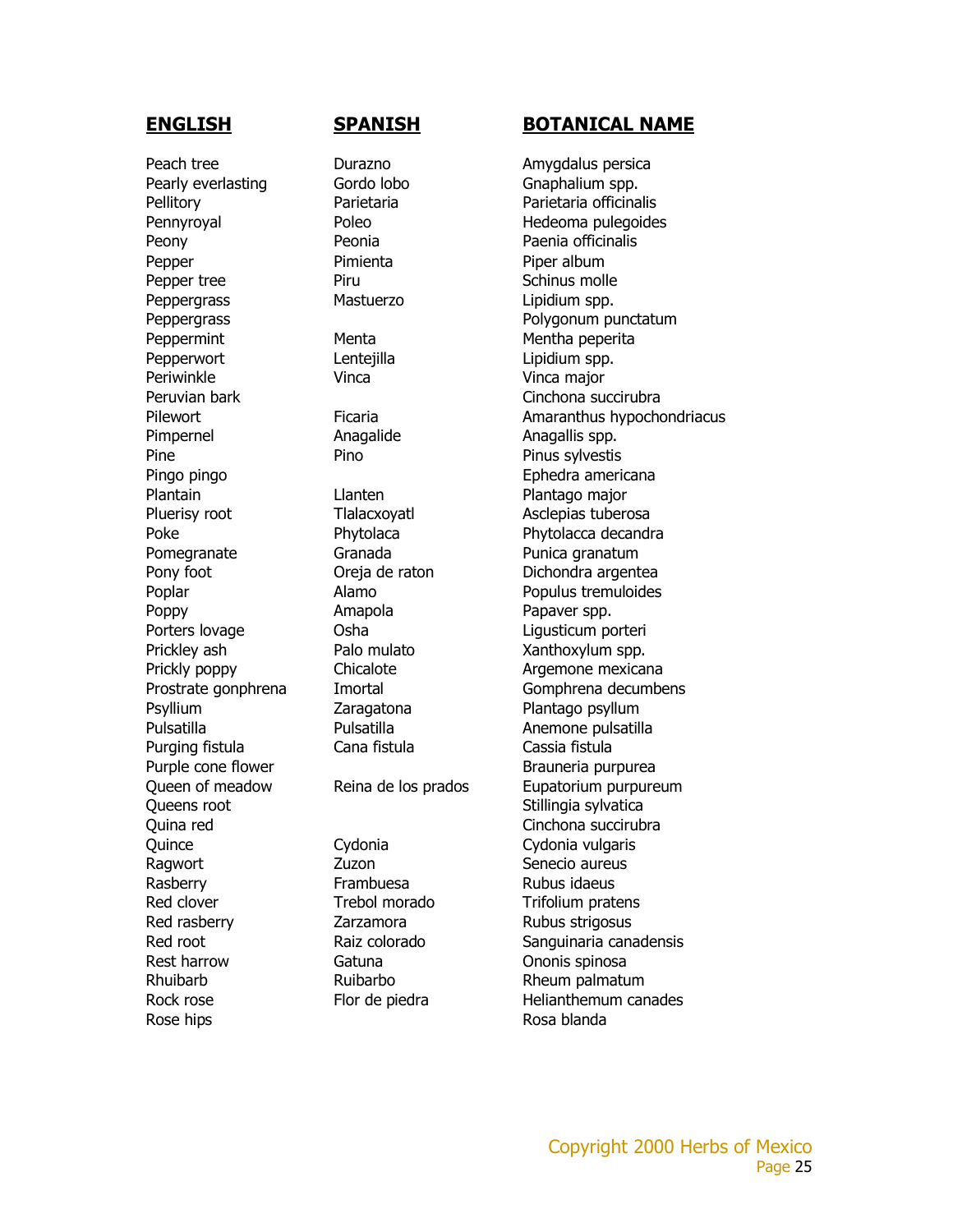| ENGLISH | SPANISH | BOTANICAL NAME |
|---|---|---|
| Peach tree | Durazno | Amygdalus persica |
| Pearly everlasting | Gordo lobo | Gnaphalium spp. |
| Pellitory | Parietaria | Parietaria officinalis |
| Pennyroyal | Poleo | Hedeoma pulegoides |
| Peony | Peonia | Paenia officinalis |
| Pepper | Pimienta | Piper album |
| Pepper tree | Piru | Schinus molle |
| Peppergrass | Mastuerzo | Lipidium spp. |
| Peppergrass | | Polygonum punctatum |
| Peppermint | Menta | Mentha peperita |
| Pepperwort | Lentejilla | Lipidium spp. |
| Periwinkle | Vinca | Vinca major |
| Peruvian bark | | Cinchona succirubra |
| Pilewort | Ficaria | Amaranthus hypochondriacus |
| Pimpernel | Anagalide | Anagallis spp. |
| Pine | Pino | Pinus sylvestis |
| Pingo pingo | | Ephedra americana |
| Plantain | Llanten | Plantago major |
| Pluerisy root | Tlalacxoyatl | Asclepias tuberosa |
| Poke | Phytolaca | Phytolacca decandra |
| Pomegranate | Granada | Punica granatum |
| Pony foot | Oreja de raton | Dichondra argentea |
| Poplar | Alamo | Populus tremuloides |
| Poppy | Amapola | Papaver spp. |
| Porters lovage | Osha | Ligusticum porteri |
| Prickley ash | Palo mulato | Xanthoxylum spp. |
| Prickly poppy | Chicalote | Argemone mexicana |
| Prostrate gonphrena | Imortal | Gomphrena decumbens |
| Psyllium | Zaragatona | Plantago psyllum |
| Pulsatilla | Pulsatilla | Anemone pulsatilla |
| Purging fistula | Cana fistula | Cassia fistula |
| Purple cone flower | | Brauneria purpurea |
| Queen of meadow | Reina de los prados | Eupatorium purpureum |
| Queens root | | Stillingia sylvatica |
| Quina red | | Cinchona succirubra |
| Quince | Cydonia | Cydonia vulgaris |
| Ragwort | Zuzon | Senecio aureus |
| Rasberry | Frambuesa | Rubus idaeus |
| Red clover | Trebol morado | Trifolium pratens |
| Red rasberry | Zarzamora | Rubus strigosus |
| Red root | Raiz colorado | Sanguinaria canadensis |
| Rest harrow | Gatuna | Ononis spinosa |
| Rhuibarb | Ruibarbo | Rheum palmatum |
| Rock rose | Flor de piedra | Helianthemum canades |
| Rose hips | | Rosa blanda |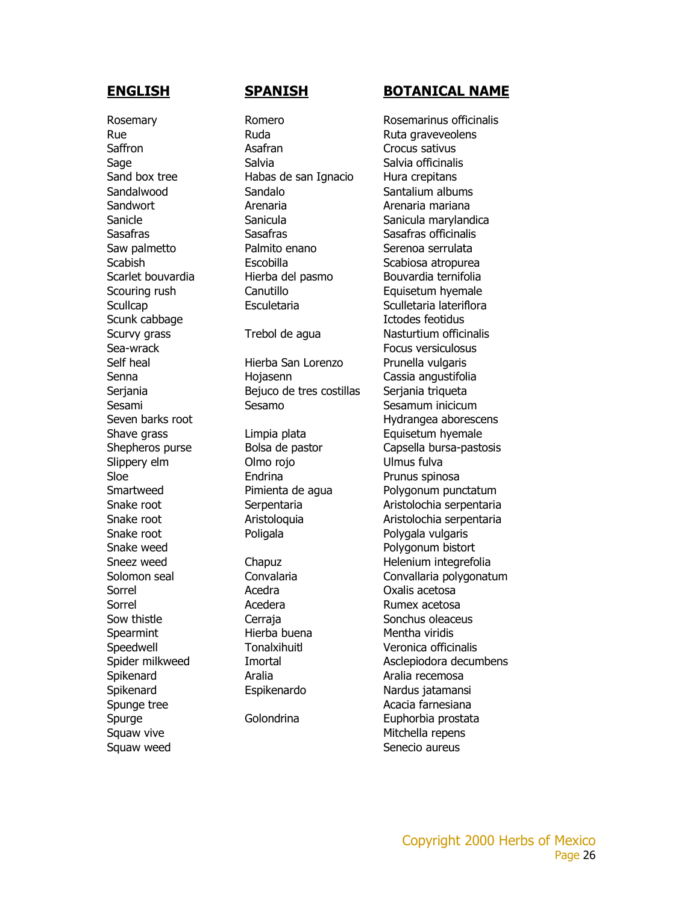| ENGLISH | SPANISH | BOTANICAL NAME |
|---|---|---|
| Rosemary | Romero | Rosemarinus officinalis |
| Rue | Ruda | Ruta graveveolens |
| Saffron | Asafran | Crocus sativus |
| Sage | Salvia | Salvia officinalis |
| Sand box tree | Habas de san Ignacio | Hura crepitans |
| Sandalwood | Sandalo | Santalium albums |
| Sandwort | Arenaria | Arenaria mariana |
| Sanicle | Sanicula | Sanicula marylandica |
| Sasafras | Sasafras | Sasafras officinalis |
| Saw palmetto | Palmito enano | Serenoa serrulata |
| Scabish | Escobilla | Scabiosa atropurea |
| Scarlet bouvardia | Hierba del pasmo | Bouvardia ternifolia |
| Scouring rush | Canutillo | Equisetum hyemale |
| Scullcap | Esculetaria | Sculletaria lateriflora |
| Scunk cabbage | | Ictodes feotidus |
| Scurvy grass | Trebol de agua | Nasturtium officinalis |
| Sea-wrack | | Focus versiculosus |
| Self heal | Hierba San Lorenzo | Prunella vulgaris |
| Senna | Hojasenn | Cassia angustifolia |
| Serjania | Bejuco de tres costillas | Serjania triqueta |
| Sesami | Sesamo | Sesamum inicicum |
| Seven barks root | | Hydrangea aborescens |
| Shave grass | Limpia plata | Equisetum hyemale |
| Shepheros purse | Bolsa de pastor | Capsella bursa-pastosis |
| Slippery elm | Olmo rojo | Ulmus fulva |
| Sloe | Endrina | Prunus spinosa |
| Smartweed | Pimienta de agua | Polygonum punctatum |
| Snake root | Serpentaria | Aristolochia serpentaria |
| Snake root | Aristoloquia | Aristolochia serpentaria |
| Snake root | Poligala | Polygala vulgaris |
| Snake weed | | Polygonum bistort |
| Sneez weed | Chapuz | Helenium integrefolia |
| Solomon seal | Convalaria | Convallaria polygonatum |
| Sorrel | Acedra | Oxalis acetosa |
| Sorrel | Acedera | Rumex acetosa |
| Sow thistle | Cerraja | Sonchus oleaceus |
| Spearmint | Hierba buena | Mentha viridis |
| Speedwell | Tonalxihuitl | Veronica officinalis |
| Spider milkweed | Imortal | Asclepiodora decumbens |
| Spikenard | Aralia | Aralia recemosa |
| Spikenard | Espikenardo | Nardus jatamansi |
| Spunge tree | | Acacia farnesiana |
| Spurge | Golondrina | Euphorbia prostata |
| Squaw vive | | Mitchella repens |
| Squaw weed | | Senecio aureus |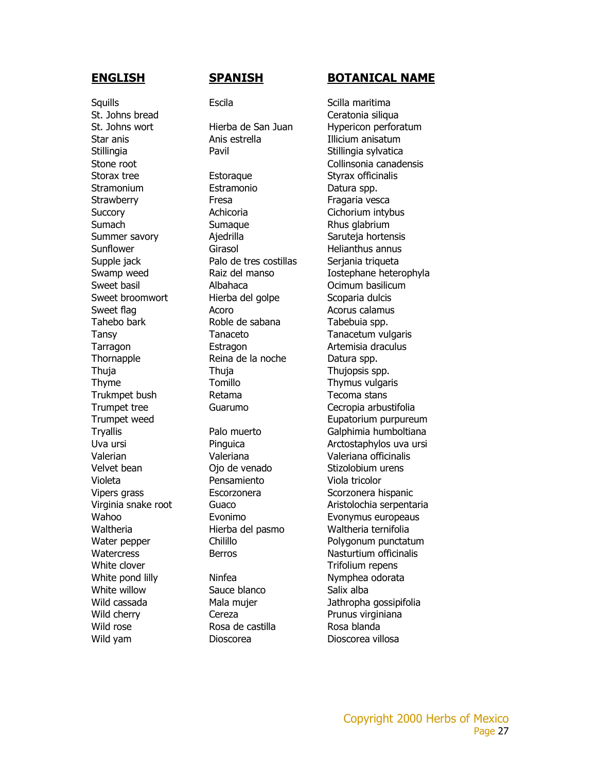| ENGLISH | SPANISH | BOTANICAL NAME |
|---|---|---|
| Squills | Escila | Scilla maritima |
| St. Johns bread | | Ceratonia siliqua |
| St. Johns wort | Hierba de San Juan | Hypericon perforatum |
| Star anis | Anis estrella | Illicium anisatum |
| Stillingia | Pavil | Stillingia sylvatica |
| Stone root | | Collinsonia canadensis |
| Storax tree | Estoraque | Styrax officinalis |
| Stramonium | Estramonio | Datura spp. |
| Strawberry | Fresa | Fragaria vesca |
| Succory | Achicoria | Cichorium intybus |
| Sumach | Sumaque | Rhus glabrium |
| Summer savory | Ajedrilla | Saruteja hortensis |
| Sunflower | Girasol | Helianthus annus |
| Supple jack | Palo de tres costillas | Serjania triqueta |
| Swamp weed | Raiz del manso | Iostephane heterophyla |
| Sweet basil | Albahaca | Ocimum basilicum |
| Sweet broomwort | Hierba del golpe | Scoparia dulcis |
| Sweet flag | Acoro | Acorus calamus |
| Tahebo bark | Roble de sabana | Tabebuia spp. |
| Tansy | Tanaceto | Tanacetum vulgaris |
| Tarragon | Estragon | Artemisia draculus |
| Thornapple | Reina de la noche | Datura spp. |
| Thuja | Thuja | Thujopsis spp. |
| Thyme | Tomillo | Thymus vulgaris |
| Trukmpet bush | Retama | Tecoma stans |
| Trumpet tree | Guarumo | Cecropia arbustifolia |
| Trumpet weed | | Eupatorium purpureum |
| Tryallis | Palo muerto | Galphimia humboltiana |
| Uva ursi | Pinguica | Arctostaphylos uva ursi |
| Valerian | Valeriana | Valeriana officinalis |
| Velvet bean | Ojo de venado | Stizolobium urens |
| Violeta | Pensamiento | Viola tricolor |
| Vipers grass | Escorzonera | Scorzonera hispanic |
| Virginia snake root | Guaco | Aristolochia serpentaria |
| Wahoo | Evonimo | Evonymus europeaus |
| Waltheria | Hierba del pasmo | Waltheria ternifolia |
| Water pepper | Chilillo | Polygonum punctatum |
| Watercress | Berros | Nasturtium officinalis |
| White clover | | Trifolium repens |
| White pond lilly | Ninfea | Nymphea odorata |
| White willow | Sauce blanco | Salix alba |
| Wild cassada | Mala mujer | Jathropha gossipifolia |
| Wild cherry | Cereza | Prunus virginiana |
| Wild rose | Rosa de castilla | Rosa blanda |
| Wild yam | Dioscorea | Dioscorea villosa |

Copyright 2000 Herbs of Mexico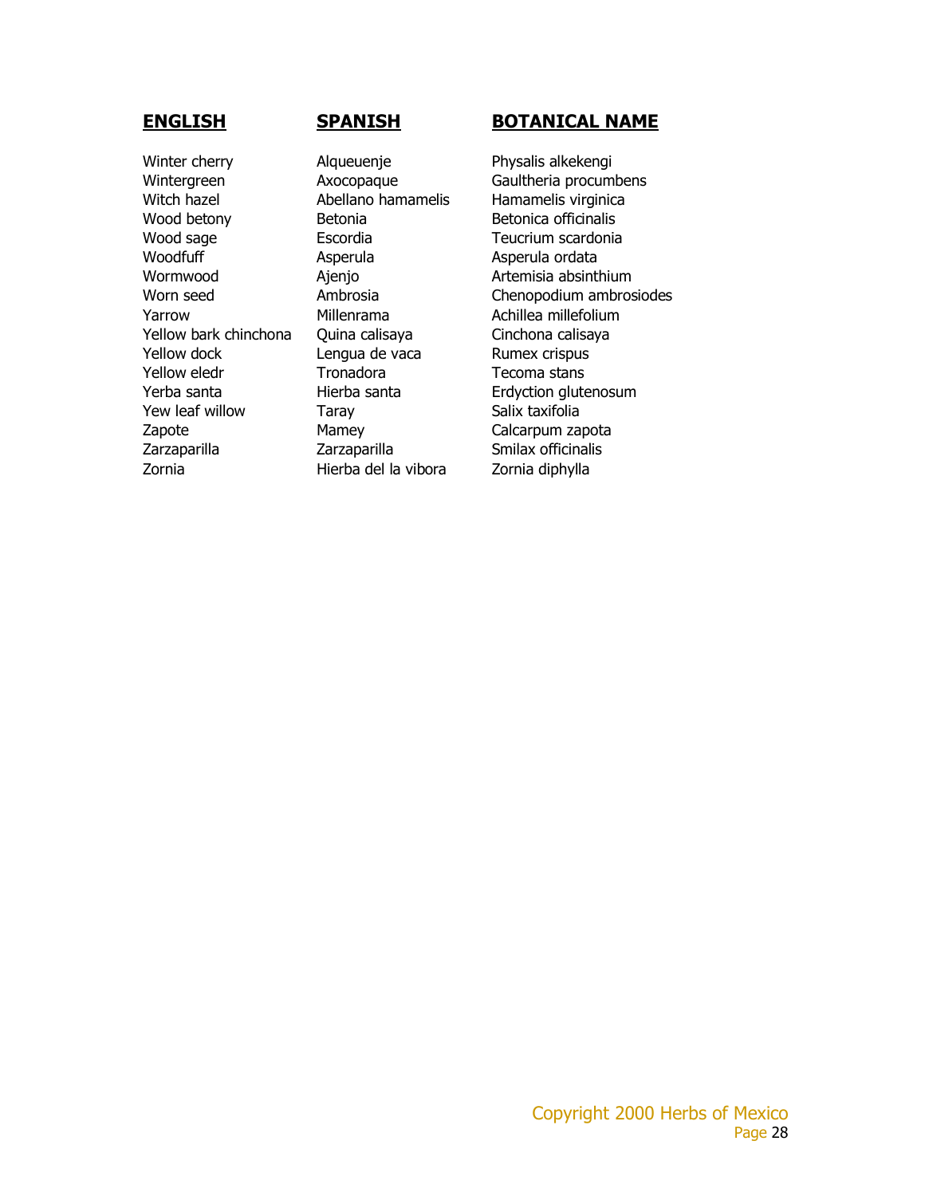| ENGLISH | SPANISH | BOTANICAL NAME |
|---|---|---|
| Winter cherry | Alqueuenje | Physalis alkekengi |
| Wintergreen | Axocopaque | Gaultheria procumbens |
| Witch hazel | Abellano hamamelis | Hamamelis virginica |
| Wood betony | Betonia | Betonica officinalis |
| Wood sage | Escordia | Teucrium scardonia |
| Woodfuff | Asperula | Asperula ordata |
| Wormwood | Ajenjo | Artemisia absinthium |
| Worn seed | Ambrosia | Chenopodium ambrosiodes |
| Yarrow | Millenrama | Achillea millefolium |
| Yellow bark chinchona | Quina calisaya | Cinchona calisaya |
| Yellow dock | Lengua de vaca | Rumex crispus |
| Yellow eledr | Tronadora | Tecoma stans |
| Yerba santa | Hierba santa | Erdyction glutenosum |
| Yew leaf willow | Taray | Salix taxifolia |
| Zapote | Mamey | Calcarpum zapota |
| Zarzaparilla | Zarzaparilla | Smilax officinalis |
| Zornia | Hierba del la vibora | Zornia diphylla |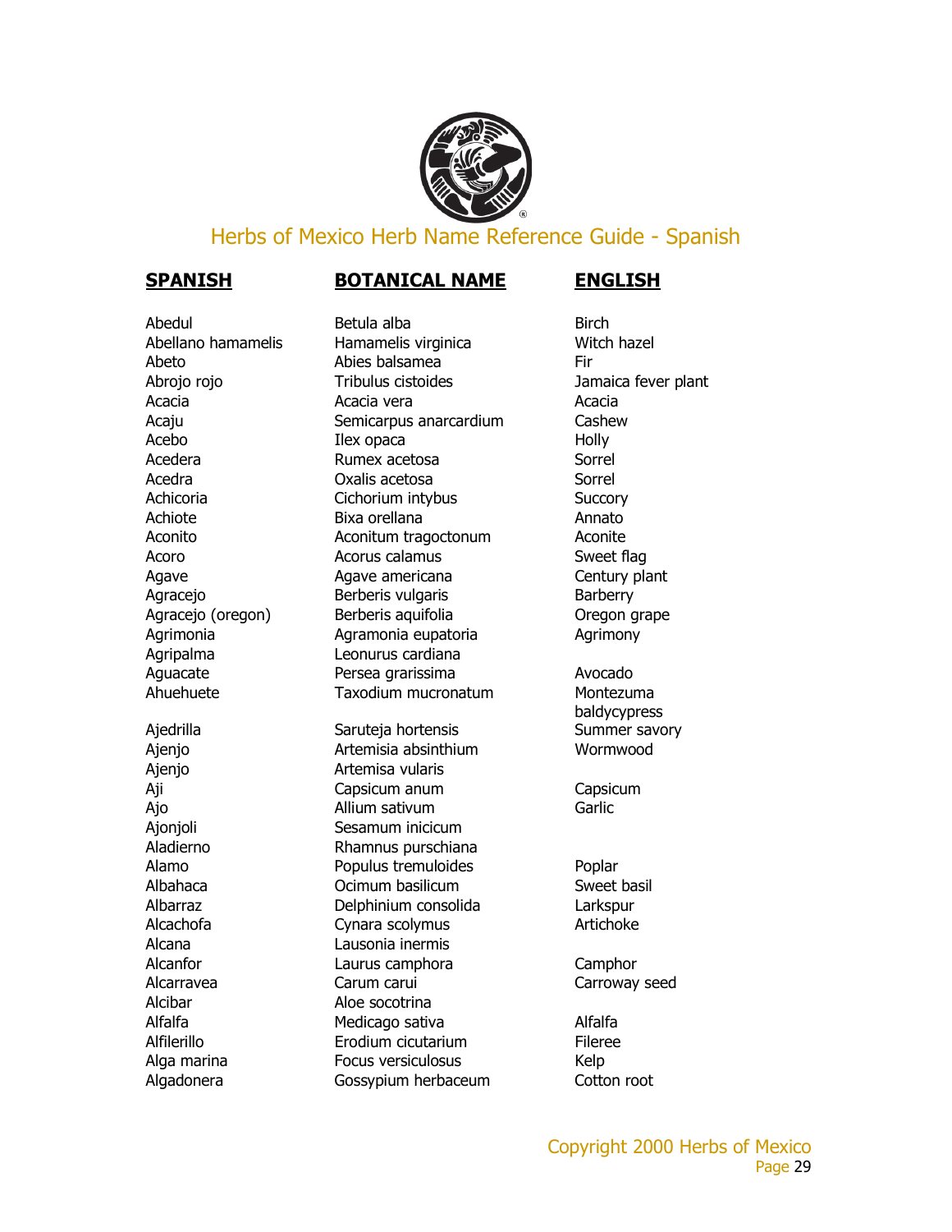# Herbs of Mexico Herb Name Reference Guide - Spanish

| SPANISH | BOTANICAL NAME | ENGLISH |
|---|---|---|
| Abedul | Betula alba | Birch |
| Abellano hamamelis | Hamamelis virginica | Witch hazel |
| Abeto | Abies balsamea | Fir |
| Abrojo rojo | Tribulus cistoides | Jamaica fever plant |
| Acacia | Acacia vera | Acacia |
| Acaju | Semicarpus anarcardium | Cashew |
| Acebo | Ilex opaca | Holly |
| Acedera | Rumex acetosa | Sorrel |
| Acedra | Oxalis acetosa | Sorrel |
| Achicoria | Cichorium intybus | Succory |
| Achiote | Bixa orellana | Annato |
| Aconito | Aconitum tragoctonum | Aconite |
| Acoro | Acorus calamus | Sweet flag |
| Agave | Agave americana | Century plant |
| Agracejo | Berberis vulgaris | Barberry |
| Agracejo (oregon) | Berberis aquifolia | Oregon grape |
| Agrimonia | Agramonia eupatoria | Agrimony |
| Agripalma | Leonurus cardiana | |
| Aguacate | Persea grarissima | Avocado |
| Ahuehuete | Taxodium mucronatum | Montezuma baldycypress |
| Ajedrilla | Saruteja hortensis | Summer savory |
| Ajenjo | Artemisia absinthium | Wormwood |
| Ajenjo | Artemisa vularis | |
| Aji | Capsicum anum | Capsicum |
| Ajo | Allium sativum | Garlic |
| Ajonjoli | Sesamum inicicum | |
| Aladierno | Rhamnus purschiana | |
| Alamo | Populus tremuloides | Poplar |
| Albahaca | Ocimum basilicum | Sweet basil |
| Albarraz | Delphinium consolida | Larkspur |
| Alcachofa | Cynara scolymus | Artichoke |
| Alcana | Lausonia inermis | |
| Alcanfor | Laurus camphora | Camphor |
| Alcarravea | Carum carui | Carroway seed |
| Alcibar | Aloe socotrina | |
| Alfalfa | Medicago sativa | Alfalfa |
| Alfilerillo | Erodium cicutarium | Fileree |
| Alga marina | Focus versiculosus | Kelp |
| Algadonera | Gossypium herbaceum | Cotton root |

Copyright 2000 Herbs of Mexico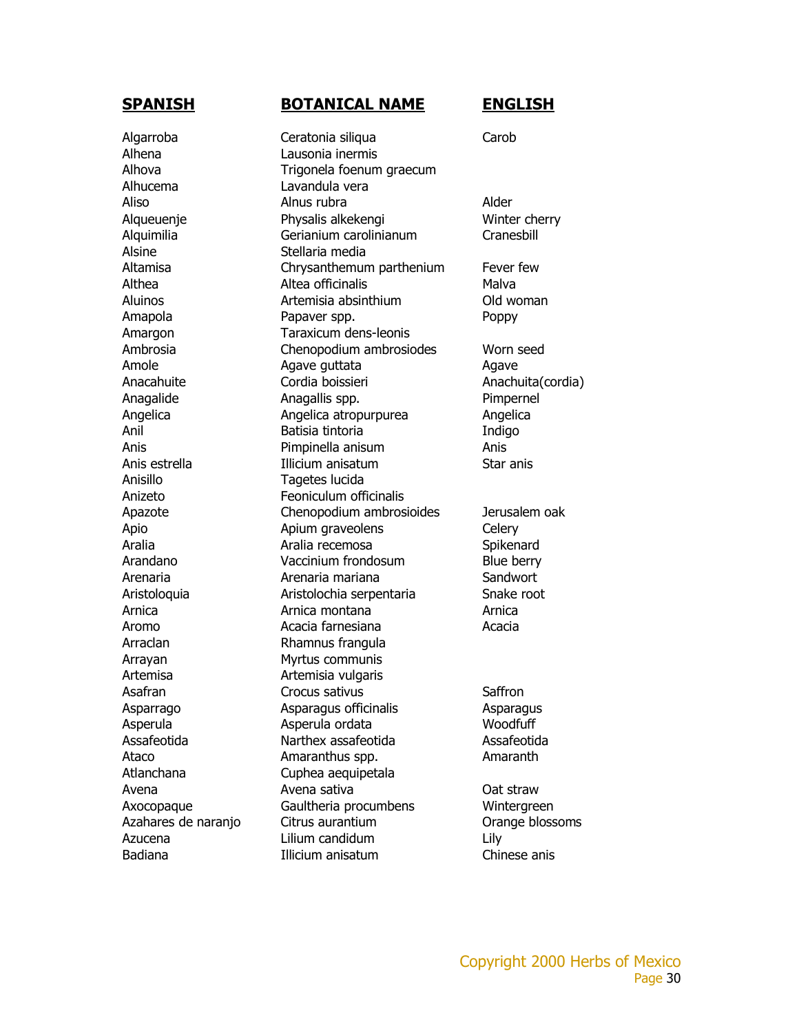| **SPANISH** | **BOTANICAL NAME** | **ENGLISH** |
|---|---|---|
| Algarroba | Ceratonia siliqua | Carob |
| Alhena | Lausonia inermis | |
| Alhova | Trigonela foenum graecum | |
| Alhucema | Lavandula vera | |
| Aliso | Alnus rubra | Alder |
| Alqueuenje | Physalis alkekengi | Winter cherry |
| Alquimilia | Gerianium carolinianum | Cranesbill |
| Alsine | Stellaria media | |
| Altamisa | Chrysanthemum parthenium | Fever few |
| Althea | Altea officinalis | Malva |
| Aluinos | Artemisia absinthium | Old woman |
| Amapola | Papaver spp. | Poppy |
| Amargon | Taraxicum dens-leonis | |
| Ambrosia | Chenopodium ambrosiodes | Worn seed |
| Amole | Agave guttata | Agave |
| Anacahuite | Cordia boissieri | Anachuita(cordia) |
| Anagalide | Anagallis spp. | Pimpernel |
| Angelica | Angelica atropurpurea | Angelica |
| Anil | Batisia tintoria | Indigo |
| Anis | Pimpinella anisum | Anis |
| Anis estrella | Illicium anisatum | Star anis |
| Anisillo | Tagetes lucida | |
| Anizeto | Feoniculum officinalis | |
| Apazote | Chenopodium ambrosioides | Jerusalem oak |
| Apio | Apium graveolens | Celery |
| Aralia | Aralia recemosa | Spikenard |
| Arandano | Vaccinium frondosum | Blue berry |
| Arenaria | Arenaria mariana | Sandwort |
| Aristoloquia | Aristolochia serpentaria | Snake root |
| Arnica | Arnica montana | Arnica |
| Aromo | Acacia farnesiana | Acacia |
| Arraclan | Rhamnus frangula | |
| Arrayan | Myrtus communis | |
| Artemisa | Artemisia vulgaris | |
| Asafran | Crocus sativus | Saffron |
| Asparrago | Asparagus officinalis | Asparagus |
| Asperula | Asperula ordata | Woodfuff |
| Assafeotida | Narthex assafeotida | Assafeotida |
| Ataco | Amaranthus spp. | Amaranth |
| Atlanchana | Cuphea aequipetala | |
| Avena | Avena sativa | Oat straw |
| Axocopaque | Gaultheria procumbens | Wintergreen |
| Azahares de naranjo | Citrus aurantium | Orange blossoms |
| Azucena | Lilium candidum | Lily |
| Badiana | Illicium anisatum | Chinese anis |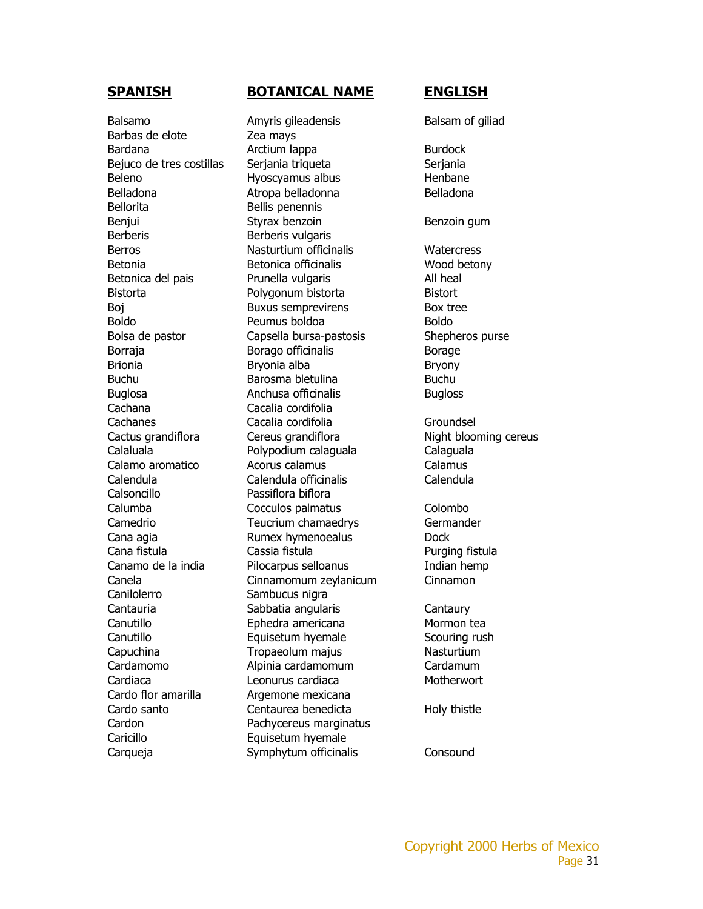| **SPANISH** | **BOTANICAL NAME** | **ENGLISH** |
|---|---|---|
| Balsamo | Amyris gileadensis | Balsam of giliad |
| Barbas de elote | Zea mays | |
| Bardana | Arctium lappa | Burdock |
| Bejuco de tres costillas | Serjania triqueta | Serjania |
| Beleno | Hyoscyamus albus | Henbane |
| Belladona | Atropa belladonna | Belladona |
| Bellorita | Bellis penennis | |
| Benjui | Styrax benzoin | Benzoin gum |
| Berberis | Berberis vulgaris | |
| Berros | Nasturtium officinalis | Watercress |
| Betonia | Betonica officinalis | Wood betony |
| Betonica del pais | Prunella vulgaris | All heal |
| Bistorta | Polygonum bistorta | Bistort |
| Boj | Buxus semprevirens | Box tree |
| Boldo | Peumus boldoa | Boldo |
| Bolsa de pastor | Capsella bursa-pastosis | Shepheros purse |
| Borraja | Borago officinalis | Borage |
| Brionia | Bryonia alba | Bryony |
| Buchu | Barosma bletulina | Buchu |
| Buglosa | Anchusa officinalis | Bugloss |
| Cachana | Cacalia cordifolia | |
| Cachanes | Cacalia cordifolia | Groundsel |
| Cactus grandiflora | Cereus grandiflora | Night blooming cereus |
| Calaluala | Polypodium calaguala | Calaguala |
| Calamo aromatico | Acorus calamus | Calamus |
| Calendula | Calendula officinalis | Calendula |
| Calsoncillo | Passiflora biflora | |
| Calumba | Cocculos palmatus | Colombo |
| Camedrio | Teucrium chamaedrys | Germander |
| Cana agia | Rumex hymenoealus | Dock |
| Cana fistula | Cassia fistula | Purging fistula |
| Canamo de la india | Pilocarpus selloanus | Indian hemp |
| Canela | Cinnamomum zeylanicum | Cinnamon |
| Canilolerro | Sambucus nigra | |
| Cantauria | Sabbatia angularis | Cantaury |
| Canutillo | Ephedra americana | Mormon tea |
| Canutillo | Equisetum hyemale | Scouring rush |
| Capuchina | Tropaeolum majus | Nasturtium |
| Cardamomo | Alpinia cardamomum | Cardamum |
| Cardiaca | Leonurus cardiaca | Motherwort |
| Cardo flor amarilla | Argemone mexicana | |
| Cardo santo | Centaurea benedicta | Holy thistle |
| Cardon | Pachycereus marginatus | |
| Caricillo | Equisetum hyemale | |
| Carqueja | Symphytum officinalis | Consound |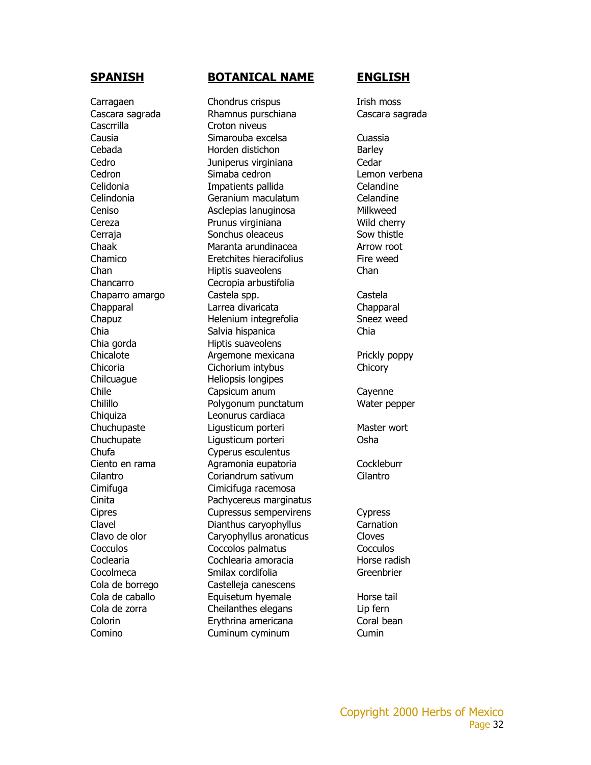| SPANISH | BOTANICAL NAME | ENGLISH |
|---|---|---|
| Carragaen | Chondrus crispus | Irish moss |
| Cascara sagrada | Rhamnus purschiana | Cascara sagrada |
| Cascrrilla | Croton niveus | |
| Causia | Simarouba excelsa | Cuassia |
| Cebada | Horden distichon | Barley |
| Cedro | Juniperus virginiana | Cedar |
| Cedron | Simaba cedron | Lemon verbena |
| Celidonia | Impatients pallida | Celandine |
| Celindonia | Geranium maculatum | Celandine |
| Ceniso | Asclepias lanuginosa | Milkweed |
| Cereza | Prunus virginiana | Wild cherry |
| Cerraja | Sonchus oleaceus | Sow thistle |
| Chaak | Maranta arundinacea | Arrow root |
| Chamico | Eretchites hieracifolius | Fire weed |
| Chan | Hiptis suaveolens | Chan |
| Chancarro | Cecropia arbustifolia | |
| Chaparro amargo | Castela spp. | Castela |
| Chapparal | Larrea divaricata | Chapparal |
| Chapuz | Helenium integrefolia | Sneez weed |
| Chia | Salvia hispanica | Chia |
| Chia gorda | Hiptis suaveolens | |
| Chicalote | Argemone mexicana | Prickly poppy |
| Chicoria | Cichorium intybus | Chicory |
| Chilcuague | Heliopsis longipes | |
| Chile | Capsicum anum | Cayenne |
| Chilillo | Polygonum punctatum | Water pepper |
| Chiquiza | Leonurus cardiaca | |
| Chuchupaste | Ligusticum porteri | Master wort |
| Chuchupate | Ligusticum porteri | Osha |
| Chufa | Cyperus esculentus | |
| Ciento en rama | Agramonia eupatoria | Cockleburr |
| Cilantro | Coriandrum sativum | Cilantro |
| Cimifuga | Cimicifuga racemosa | |
| Cinita | Pachycereus marginatus | |
| Cipres | Cupressus sempervirens | Cypress |
| Clavel | Dianthus caryophyllus | Carnation |
| Clavo de olor | Caryophyllus aronaticus | Cloves |
| Cocculos | Coccolos palmatus | Cocculos |
| Coclearia | Cochlearia amoracia | Horse radish |
| Cocolmeca | Smilax cordifolia | Greenbrier |
| Cola de borrego | Castelleja canescens | |
| Cola de caballo | Equisetum hyemale | Horse tail |
| Cola de zorra | Cheilanthes elegans | Lip fern |
| Colorin | Erythrina americana | Coral bean |
| Comino | Cuminum cyminum | Cumin |

Copyright 2000 Herbs of Mexico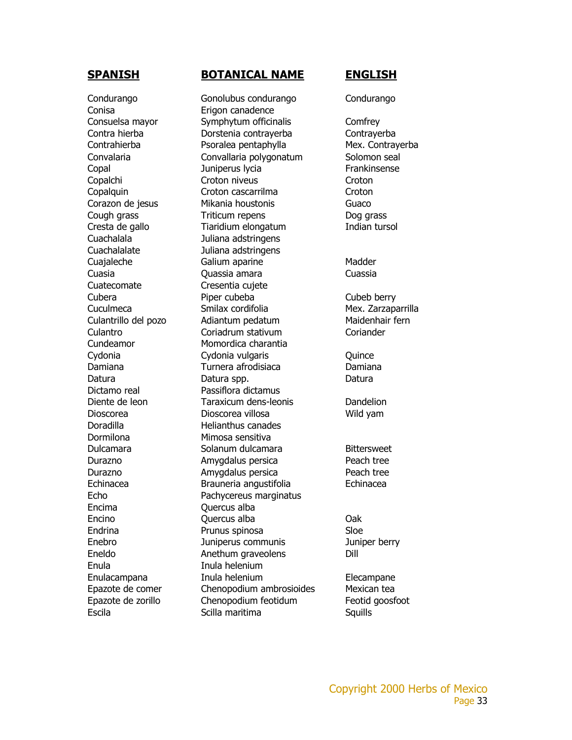| SPANISH | BOTANICAL NAME | ENGLISH |
|---|---|---|
| Condurango | Gonolubus condurango | Condurango |
| Conisa | Erigon canadence | |
| Consuelsa mayor | Symphytum officinalis | Comfrey |
| Contra hierba | Dorstenia contrayerba | Contrayerba |
| Contrahierba | Psoralea pentaphylla | Mex. Contrayerba |
| Convalaria | Convallaria polygonatum | Solomon seal |
| Copal | Juniperus lycia | Frankinsense |
| Copalchi | Croton niveus | Croton |
| Copalquin | Croton cascarrilma | Croton |
| Corazon de jesus | Mikania houstonis | Guaco |
| Cough grass | Triticum repens | Dog grass |
| Cresta de gallo | Tiaridium elongatum | Indian tursol |
| Cuachalala | Juliana adstringens | |
| Cuachalalate | Juliana adstringens | |
| Cuajaleche | Galium aparine | Madder |
| Cuasia | Quassia amara | Cuassia |
| Cuatecomate | Cresentia cujete | |
| Cubera | Piper cubeba | Cubeb berry |
| Cuculmeca | Smilax cordifolia | Mex. Zarzaparrilla |
| Culantrillo del pozo | Adiantum pedatum | Maidenhair fern |
| Culantro | Coriadrum stativum | Coriander |
| Cundeamor | Momordica charantia | |
| Cydonia | Cydonia vulgaris | Quince |
| Damiana | Turnera afrodisiaca | Damiana |
| Datura | Datura spp. | Datura |
| Dictamo real | Passiflora dictamus | |
| Diente de leon | Taraxicum dens-leonis | Dandelion |
| Dioscorea | Dioscorea villosa | Wild yam |
| Doradilla | Helianthus canades | |
| Dormilona | Mimosa sensitiva | |
| Dulcamara | Solanum dulcamara | Bittersweet |
| Durazno | Amygdalus persica | Peach tree |
| Durazno | Amygdalus persica | Peach tree |
| Echinacea | Brauneria angustifolia | Echinacea |
| Echo | Pachycereus marginatus | |
| Encima | Quercus alba | |
| Encino | Quercus alba | Oak |
| Endrina | Prunus spinosa | Sloe |
| Enebro | Juniperus communis | Juniper berry |
| Eneldo | Anethum graveolens | Dill |
| Enula | Inula helenium | |
| Enulacampana | Inula helenium | Elecampane |
| Epazote de comer | Chenopodium ambrosioides | Mexican tea |
| Epazote de zorillo | Chenopodium feotidum | Feotid goosfoot |
| Escila | Scilla maritima | Squills |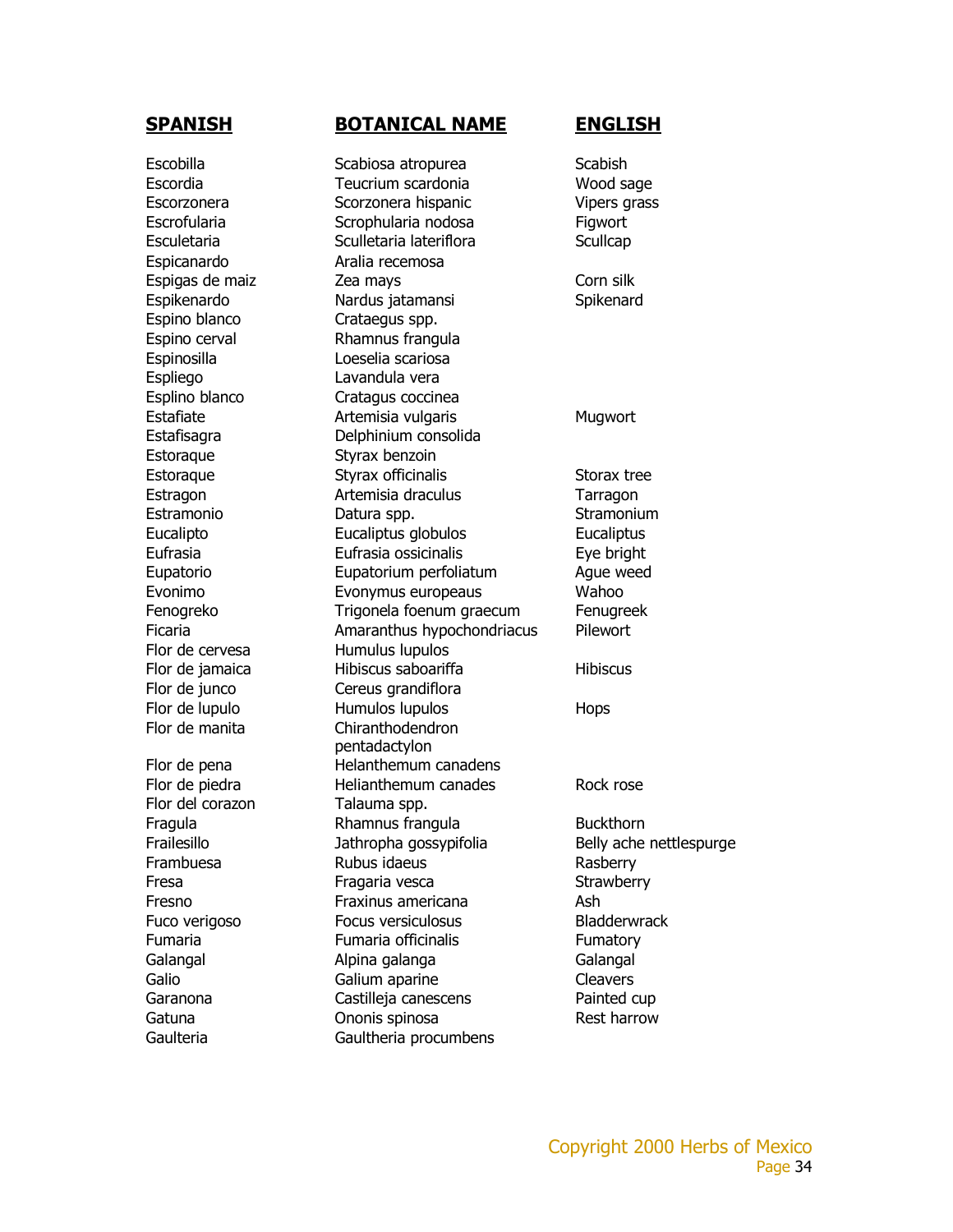| SPANISH | BOTANICAL NAME | ENGLISH |
|---|---|---|
| Escobilla | Scabiosa atropurea | Scabish |
| Escordia | Teucrium scardonia | Wood sage |
| Escorzonera | Scorzonera hispanic | Vipers grass |
| Escrofularia | Scrophularia nodosa | Figwort |
| Esculetaria | Sculletaria lateriflora | Scullcap |
| Espicanardo | Aralia recemosa | |
| Espigas de maiz | Zea mays | Corn silk |
| Espikenardo | Nardus jatamansi | Spikenard |
| Espino blanco | Crataegus spp. | |
| Espino cerval | Rhamnus frangula | |
| Espinosilla | Loeselia scariosa | |
| Espliego | Lavandula vera | |
| Esplino blanco | Cratagus coccinea | |
| Estafiate | Artemisia vulgaris | Mugwort |
| Estafisagra | Delphinium consolida | |
| Estoraque | Styrax benzoin | |
| Estoraque | Styrax officinalis | Storax tree |
| Estragon | Artemisia draculus | Tarragon |
| Estramonio | Datura spp. | Stramonium |
| Eucalipto | Eucaliptus globulos | Eucaliptus |
| Eufrasia | Eufrasia ossicinalis | Eye bright |
| Eupatorio | Eupatorium perfoliatum | Ague weed |
| Evonimo | Evonymus europeaus | Wahoo |
| Fenogreko | Trigonela foenum graecum | Fenugreek |
| Ficaria | Amaranthus hypochondriacus | Pilewort |
| Flor de cervesa | Humulus lupulos | |
| Flor de jamaica | Hibiscus saboariffa | Hibiscus |
| Flor de junco | Cereus grandiflora | |
| Flor de lupulo | Humulos lupulos | Hops |
| Flor de manita | Chiranthodendron pentadactylon | |
| Flor de pena | Helanthemum canadens | |
| Flor de piedra | Helianthemum canades | Rock rose |
| Flor del corazon | Talauma spp. | |
| Fragula | Rhamnus frangula | Buckthorn |
| Frailesillo | Jathropha gossypifolia | Belly ache nettlespurge |
| Frambuesa | Rubus idaeus | Rasberry |
| Fresa | Fragaria vesca | Strawberry |
| Fresno | Fraxinus americana | Ash |
| Fuco verigoso | Focus versiculosus | Bladderwrack |
| Fumaria | Fumaria officinalis | Fumatory |
| Galangal | Alpina galanga | Galangal |
| Galio | Galium aparine | Cleavers |
| Garanona | Castilleja canescens | Painted cup |
| Gatuna | Ononis spinosa | Rest harrow |
| Gaulteria | Gaultheria procumbens | |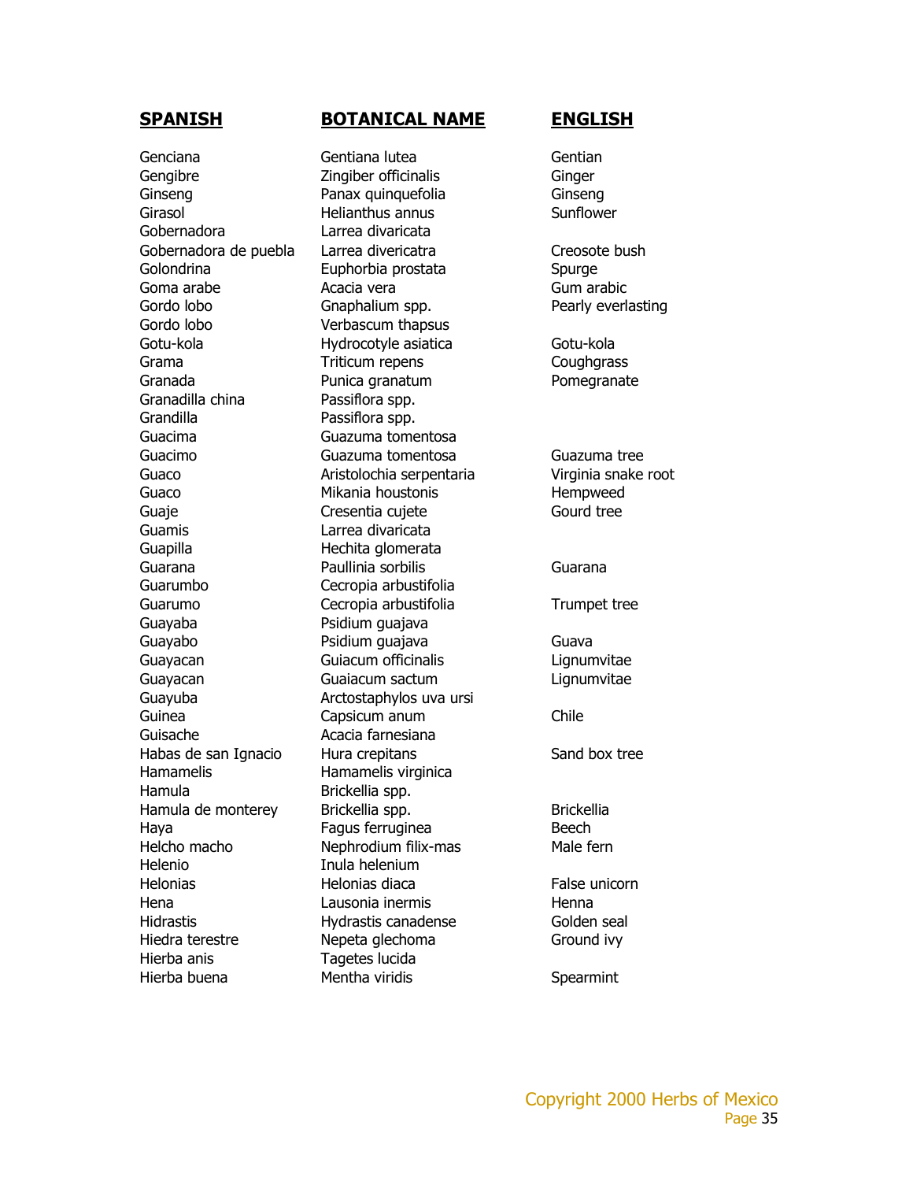| SPANISH | BOTANICAL NAME | ENGLISH |
|---|---|---|
| Genciana | Gentiana lutea | Gentian |
| Gengibre | Zingiber officinalis | Ginger |
| Ginseng | Panax quinquefolia | Ginseng |
| Girasol | Helianthus annus | Sunflower |
| Gobernadora | Larrea divaricata | |
| Gobernadora de puebla | Larrea divericatra | Creosote bush |
| Golondrina | Euphorbia prostata | Spurge |
| Goma arabe | Acacia vera | Gum arabic |
| Gordo lobo | Gnaphalium spp. | Pearly everlasting |
| Gordo lobo | Verbascum thapsus | |
| Gotu-kola | Hydrocotyle asiatica | Gotu-kola |
| Grama | Triticum repens | Coughgrass |
| Granada | Punica granatum | Pomegranate |
| Granadilla china | Passiflora spp. | |
| Grandilla | Passiflora spp. | |
| Guacima | Guazuma tomentosa | |
| Guacimo | Guazuma tomentosa | Guazuma tree |
| Guaco | Aristolochia serpentaria | Virginia snake root |
| Guaco | Mikania houstonis | Hempweed |
| Guaje | Cresentia cujete | Gourd tree |
| Guamis | Larrea divaricata | |
| Guapilla | Hechita glomerata | |
| Guarana | Paullinia sorbilis | Guarana |
| Guarumbo | Cecropia arbustifolia | |
| Guarumo | Cecropia arbustifolia | Trumpet tree |
| Guayaba | Psidium guajava | |
| Guayabo | Psidium guajava | Guava |
| Guayacan | Guiacum officinalis | Lignumvitae |
| Guayacan | Guaiacum sactum | Lignumvitae |
| Guayuba | Arctostaphylos uva ursi | |
| Guinea | Capsicum anum | Chile |
| Guisache | Acacia farnesiana | |
| Habas de san Ignacio | Hura crepitans | Sand box tree |
| Hamamelis | Hamamelis virginica | |
| Hamula | Brickellia spp. | |
| Hamula de monterey | Brickellia spp. | Brickellia |
| Haya | Fagus ferruginea | Beech |
| Helcho macho | Nephrodium filix-mas | Male fern |
| Helenio | Inula helenium | |
| Helonias | Helonias diaca | False unicorn |
| Hena | Lausonia inermis | Henna |
| Hidrastis | Hydrastis canadense | Golden seal |
| Hiedra terestre | Nepeta glechoma | Ground ivy |
| Hierba anis | Tagetes lucida | |
| Hierba buena | Mentha viridis | Spearmint |

Copyright 2000 Herbs of Mexico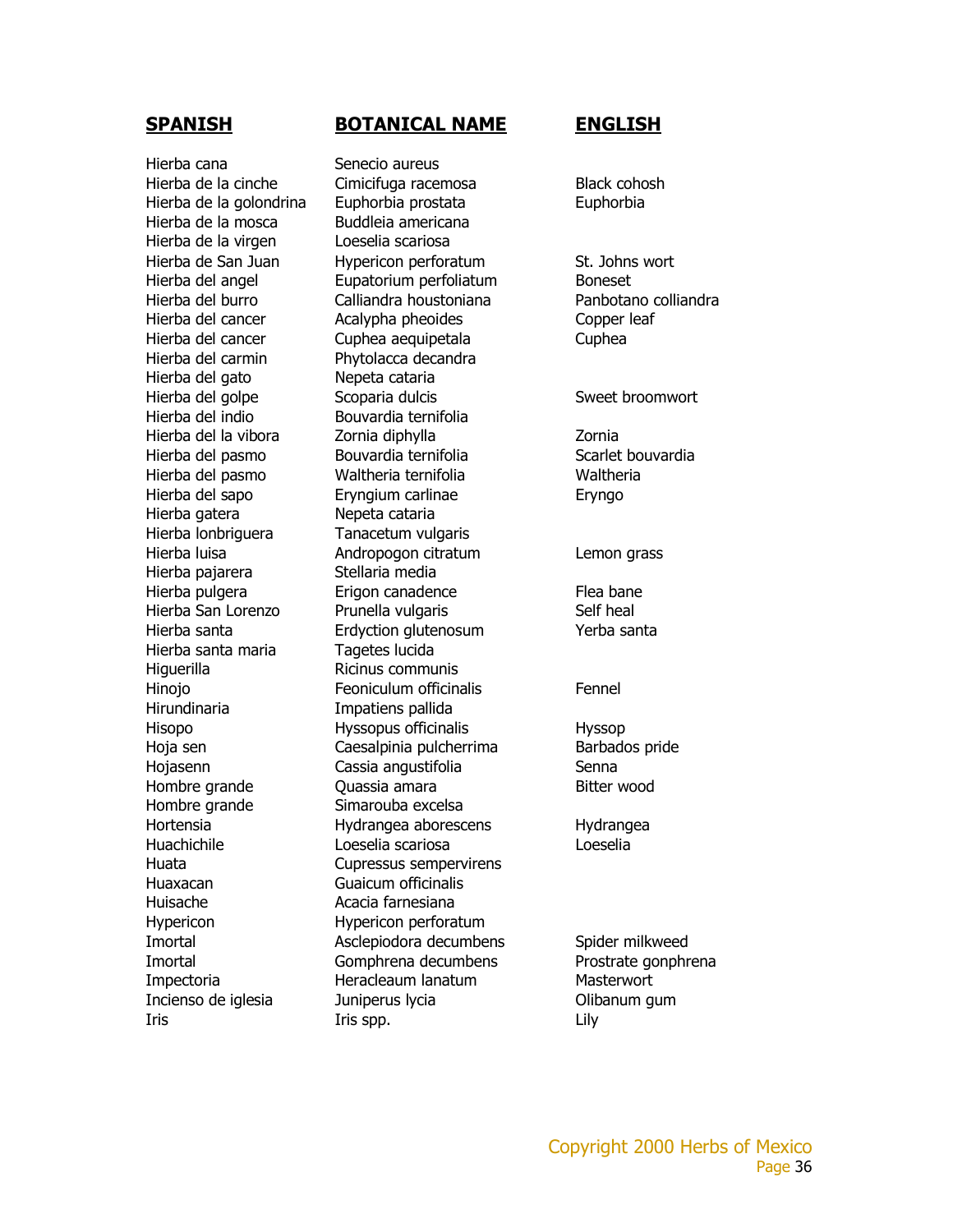| SPANISH | BOTANICAL NAME | ENGLISH |
|---|---|---|
| Hierba cana | Senecio aureus | |
| Hierba de la cinche | Cimicifuga racemosa | Black cohosh |
| Hierba de la golondrina | Euphorbia prostata | Euphorbia |
| Hierba de la mosca | Buddleia americana | |
| Hierba de la virgen | Loeselia scariosa | |
| Hierba de San Juan | Hypericon perforatum | St. Johns wort |
| Hierba del angel | Eupatorium perfoliatum | Boneset |
| Hierba del burro | Calliandra houstoniana | Panbotano colliandra |
| Hierba del cancer | Acalypha pheoides | Copper leaf |
| Hierba del cancer | Cuphea aequipetala | Cuphea |
| Hierba del carmin | Phytolacca decandra | |
| Hierba del gato | Nepeta cataria | |
| Hierba del golpe | Scoparia dulcis | Sweet broomwort |
| Hierba del indio | Bouvardia ternifolia | |
| Hierba del la vibora | Zornia diphylla | Zornia |
| Hierba del pasmo | Bouvardia ternifolia | Scarlet bouvardia |
| Hierba del pasmo | Waltheria ternifolia | Waltheria |
| Hierba del sapo | Eryngium carlinae | Eryngo |
| Hierba gatera | Nepeta cataria | |
| Hierba lonbriguera | Tanacetum vulgaris | |
| Hierba luisa | Andropogon citratum | Lemon grass |
| Hierba pajarera | Stellaria media | |
| Hierba pulgera | Erigon canadence | Flea bane |
| Hierba San Lorenzo | Prunella vulgaris | Self heal |
| Hierba santa | Erdyction glutenosum | Yerba santa |
| Hierba santa maria | Tagetes lucida | |
| Higuerilla | Ricinus communis | |
| Hinojo | Feoniculum officinalis | Fennel |
| Hirundinaria | Impatiens pallida | |
| Hisopo | Hyssopus officinalis | Hyssop |
| Hoja sen | Caesalpinia pulcherrima | Barbados pride |
| Hojasenn | Cassia angustifolia | Senna |
| Hombre grande | Quassia amara | Bitter wood |
| Hombre grande | Simarouba excelsa | |
| Hortensia | Hydrangea aborescens | Hydrangea |
| Huachichile | Loeselia scariosa | Loeselia |
| Huata | Cupressus sempervirens | |
| Huaxacan | Guaicum officinalis | |
| Huisache | Acacia farnesiana | |
| Hypericon | Hypericon perforatum | |
| Imortal | Asclepiodora decumbens | Spider milkweed |
| Imortal | Gomphrena decumbens | Prostrate gonphrena |
| Impectoria | Heracleaum lanatum | Masterwort |
| Incienso de iglesia | Juniperus lycia | Olibanum gum |
| Iris | Iris spp. | Lily |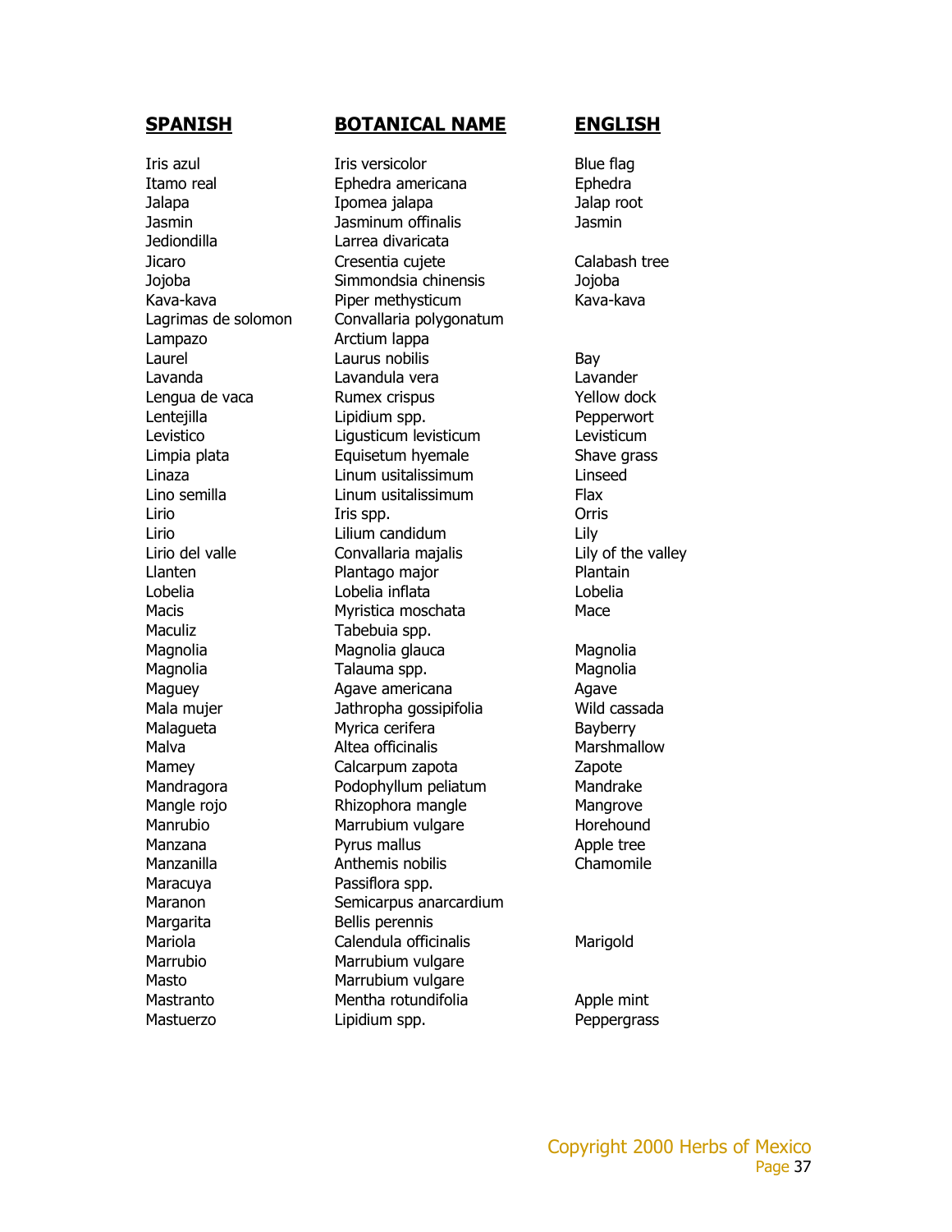| SPANISH | BOTANICAL NAME | ENGLISH |
|---|---|---|
| Iris azul | Iris versicolor | Blue flag |
| Itamo real | Ephedra americana | Ephedra |
| Jalapa | Ipomea jalapa | Jalap root |
| Jasmin | Jasminum offinalis | Jasmin |
| Jediondilla | Larrea divaricata | |
| Jicaro | Cresentia cujete | Calabash tree |
| Jojoba | Simmondsia chinensis | Jojoba |
| Kava-kava | Piper methysticum | Kava-kava |
| Lagrimas de solomon | Convallaria polygonatum | |
| Lampazo | Arctium lappa | |
| Laurel | Laurus nobilis | Bay |
| Lavanda | Lavandula vera | Lavander |
| Lengua de vaca | Rumex crispus | Yellow dock |
| Lentejilla | Lipidium spp. | Pepperwort |
| Levistico | Ligusticum levisticum | Levisticum |
| Limpia plata | Equisetum hyemale | Shave grass |
| Linaza | Linum usitalissimum | Linseed |
| Lino semilla | Linum usitalissimum | Flax |
| Lirio | Iris spp. | Orris |
| Lirio | Lilium candidum | Lily |
| Lirio del valle | Convallaria majalis | Lily of the valley |
| Llanten | Plantago major | Plantain |
| Lobelia | Lobelia inflata | Lobelia |
| Macis | Myristica moschata | Mace |
| Maculiz | Tabebuia spp. | |
| Magnolia | Magnolia glauca | Magnolia |
| Magnolia | Talauma spp. | Magnolia |
| Maguey | Agave americana | Agave |
| Mala mujer | Jathropha gossipifolia | Wild cassada |
| Malagueta | Myrica cerifera | Bayberry |
| Malva | Altea officinalis | Marshmallow |
| Mamey | Calcarpum zapota | Zapote |
| Mandragora | Podophyllum peliatum | Mandrake |
| Mangle rojo | Rhizophora mangle | Mangrove |
| Manrubio | Marrubium vulgare | Horehound |
| Manzana | Pyrus mallus | Apple tree |
| Manzanilla | Anthemis nobilis | Chamomile |
| Maracuya | Passiflora spp. | |
| Maranon | Semicarpus anarcardium | |
| Margarita | Bellis perennis | |
| Mariola | Calendula officinalis | Marigold |
| Marrubio | Marrubium vulgare | |
| Masto | Marrubium vulgare | |
| Mastranto | Mentha rotundifolia | Apple mint |
| Mastuerzo | Lipidium spp. | Peppergrass |

Copyright 2000 Herbs of Mexico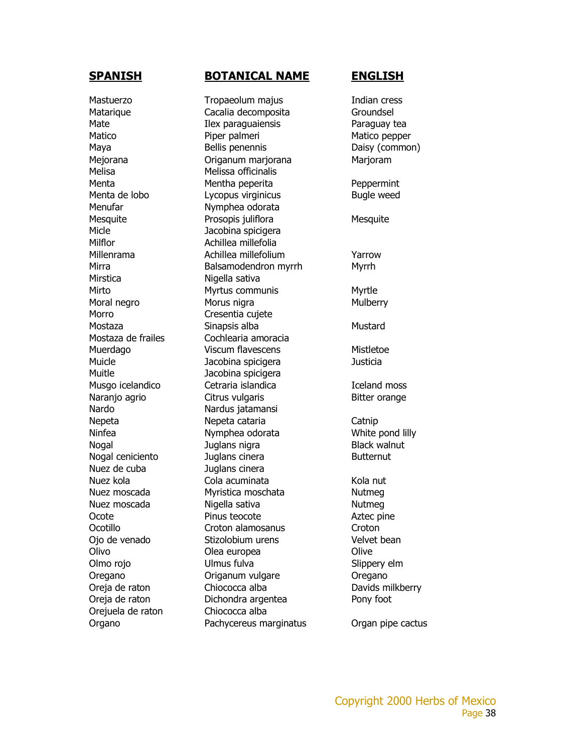| SPANISH | BOTANICAL NAME | ENGLISH |
|---|---|---|
| Mastuerzo | Tropaeolum majus | Indian cress |
| Matarique | Cacalia decomposita | Groundsel |
| Mate | Ilex paraguaiensis | Paraguay tea |
| Matico | Piper palmeri | Matico pepper |
| Maya | Bellis penennis | Daisy (common) |
| Mejorana | Origanum marjorana | Marjoram |
| Melisa | Melissa officinalis | |
| Menta | Mentha peperita | Peppermint |
| Menta de lobo | Lycopus virginicus | Bugle weed |
| Menufar | Nymphea odorata | |
| Mesquite | Prosopis juliflora | Mesquite |
| Micle | Jacobina spicigera | |
| Milflor | Achillea millefolia | |
| Millenrama | Achillea millefolium | Yarrow |
| Mirra | Balsamodendron myrrh | Myrrh |
| Mirstica | Nigella sativa | |
| Mirto | Myrtus communis | Myrtle |
| Moral negro | Morus nigra | Mulberry |
| Morro | Cresentia cujete | |
| Mostaza | Sinapsis alba | Mustard |
| Mostaza de frailes | Cochlearia amoracia | |
| Muerdago | Viscum flavescens | Mistletoe |
| Muicle | Jacobina spicigera | Justicia |
| Muitle | Jacobina spicigera | |
| Musgo icelandico | Cetraria islandica | Iceland moss |
| Naranjo agrio | Citrus vulgaris | Bitter orange |
| Nardo | Nardus jatamansi | |
| Nepeta | Nepeta cataria | Catnip |
| Ninfea | Nymphea odorata | White pond lilly |
| Nogal | Juglans nigra | Black walnut |
| Nogal ceniciento | Juglans cinera | Butternut |
| Nuez de cuba | Juglans cinera | |
| Nuez kola | Cola acuminata | Kola nut |
| Nuez moscada | Myristica moschata | Nutmeg |
| Nuez moscada | Nigella sativa | Nutmeg |
| Ocote | Pinus teocote | Aztec pine |
| Ocotillo | Croton alamosanus | Croton |
| Ojo de venado | Stizolobium urens | Velvet bean |
| Olivo | Olea europea | Olive |
| Olmo rojo | Ulmus fulva | Slippery elm |
| Oregano | Origanum vulgare | Oregano |
| Oreja de raton | Chiococca alba | Davids milkberry |
| Oreja de raton | Dichondra argentea | Pony foot |
| Orejuela de raton | Chiococca alba | |
| Organo | Pachycereus marginatus | Organ pipe cactus |

Copyright 2000 Herbs of Mexico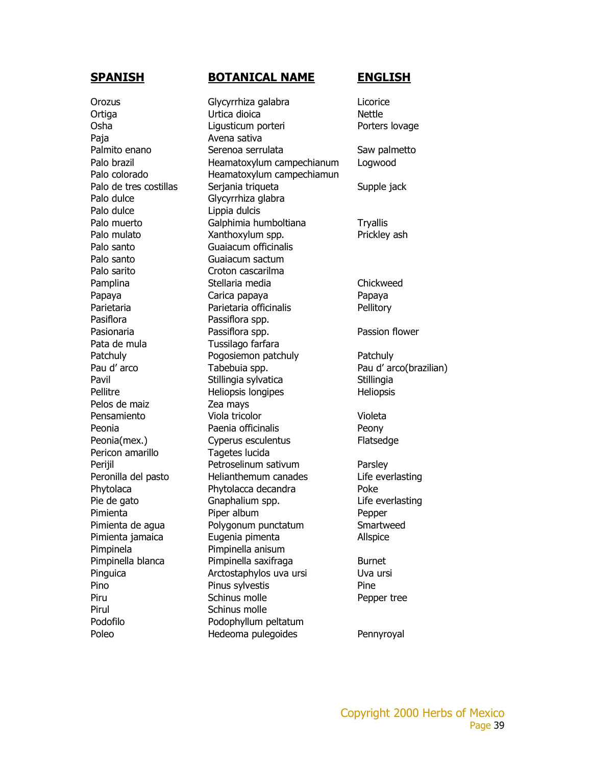| SPANISH | BOTANICAL NAME | ENGLISH |
|---|---|---|
| Orozus | Glycyrrhiza galabra | Licorice |
| Ortiga | Urtica dioica | Nettle |
| Osha | Ligusticum porteri | Porters lovage |
| Paja | Avena sativa | |
| Palmito enano | Serenoa serrulata | Saw palmetto |
| Palo brazil | Heamatoxylum campechianum | Logwood |
| Palo colorado | Heamatoxylum campechiamun | |
| Palo de tres costillas | Serjania triqueta | Supple jack |
| Palo dulce | Glycyrrhiza glabra | |
| Palo dulce | Lippia dulcis | |
| Palo muerto | Galphimia humboltiana | Tryallis |
| Palo mulato | Xanthoxylum spp. | Prickley ash |
| Palo santo | Guaiacum officinalis | |
| Palo santo | Guaiacum sactum | |
| Palo sarito | Croton cascarilma | |
| Pamplina | Stellaria media | Chickweed |
| Papaya | Carica papaya | Papaya |
| Parietaria | Parietaria officinalis | Pellitory |
| Pasiflora | Passiflora spp. | |
| Pasionaria | Passiflora spp. | Passion flower |
| Pata de mula | Tussilago farfara | |
| Patchuly | Pogosiemon patchuly | Patchuly |
| Pau d' arco | Tabebuia spp. | Pau d' arco(brazilian) |
| Pavil | Stillingia sylvatica | Stillingia |
| Pellitre | Heliopsis longipes | Heliopsis |
| Pelos de maiz | Zea mays | |
| Pensamiento | Viola tricolor | Violeta |
| Peonia | Paenia officinalis | Peony |
| Peonia(mex.) | Cyperus esculentus | Flatsedge |
| Pericon amarillo | Tagetes lucida | |
| Perijil | Petroselinum sativum | Parsley |
| Peronilla del pasto | Helianthemum canades | Life everlasting |
| Phytolaca | Phytolacca decandra | Poke |
| Pie de gato | Gnaphalium spp. | Life everlasting |
| Pimienta | Piper album | Pepper |
| Pimienta de agua | Polygonum punctatum | Smartweed |
| Pimienta jamaica | Eugenia pimenta | Allspice |
| Pimpinela | Pimpinella anisum | |
| Pimpinella blanca | Pimpinella saxifraga | Burnet |
| Pinguica | Arctostaphylos uva ursi | Uva ursi |
| Pino | Pinus sylvestis | Pine |
| Piru | Schinus molle | Pepper tree |
| Pirul | Schinus molle | |
| Podofilo | Podophyllum peltatum | |
| Poleo | Hedeoma pulegoides | Pennyroyal |

Copyright 2000 Herbs of Mexico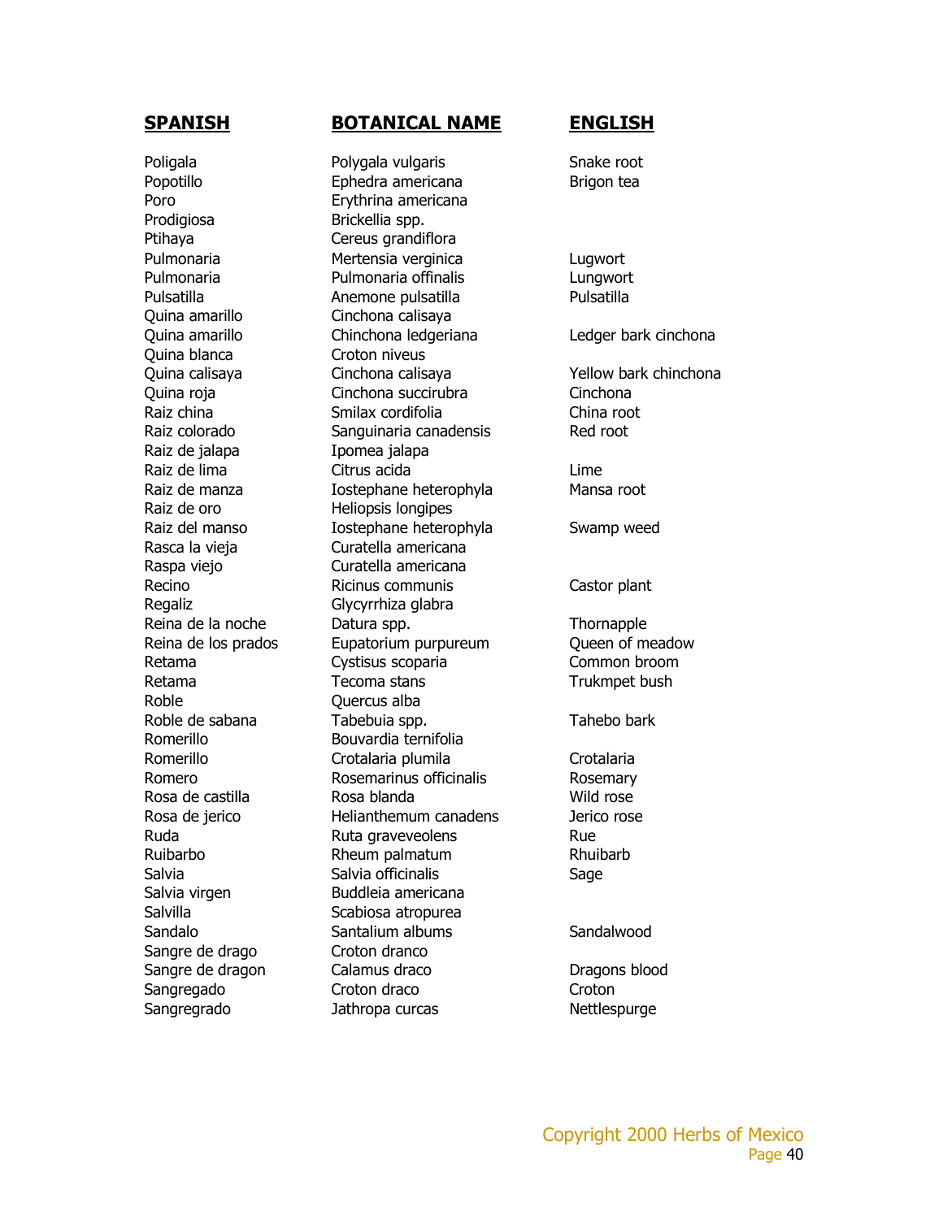| SPANISH | BOTANICAL NAME | ENGLISH |
|---|---|---|
| Poligala | Polygala vulgaris | Snake root |
| Popotillo | Ephedra americana | Brigon tea |
| Poro | Erythrina americana | |
| Prodigiosa | Brickellia spp. | |
| Ptihaya | Cereus grandiflora | |
| Pulmonaria | Mertensia verginica | Lugwort |
| Pulmonaria | Pulmonaria offinalis | Lungwort |
| Pulsatilla | Anemone pulsatilla | Pulsatilla |
| Quina amarillo | Cinchona calisaya | |
| Quina amarillo | Chinchona ledgeriana | Ledger bark cinchona |
| Quina blanca | Croton niveus | |
| Quina calisaya | Cinchona calisaya | Yellow bark chinchona |
| Quina roja | Cinchona succirubra | Cinchona |
| Raiz china | Smilax cordifolia | China root |
| Raiz colorado | Sanguinaria canadensis | Red root |
| Raiz de jalapa | Ipomea jalapa | |
| Raiz de lima | Citrus acida | Lime |
| Raiz de manza | Iostephane heterophyla | Mansa root |
| Raiz de oro | Heliopsis longipes | |
| Raiz del manso | Iostephane heterophyla | Swamp weed |
| Rasca la vieja | Curatella americana | |
| Raspa viejo | Curatella americana | |
| Recino | Ricinus communis | Castor plant |
| Regaliz | Glycyrrhiza glabra | |
| Reina de la noche | Datura spp. | Thornapple |
| Reina de los prados | Eupatorium purpureum | Queen of meadow |
| Retama | Cystisus scoparia | Common broom |
| Retama | Tecoma stans | Trukmpet bush |
| Roble | Quercus alba | |
| Roble de sabana | Tabebuia spp. | Tahebo bark |
| Romerillo | Bouvardia ternifolia | |
| Romerillo | Crotalaria plumila | Crotalaria |
| Romero | Rosemarinus officinalis | Rosemary |
| Rosa de castilla | Rosa blanda | Wild rose |
| Rosa de jerico | Helianthemum canadens | Jerico rose |
| Ruda | Ruta graveveolens | Rue |
| Ruibarbo | Rheum palmatum | Rhuibarb |
| Salvia | Salvia officinalis | Sage |
| Salvia virgen | Buddleia americana | |
| Salvilla | Scabiosa atropurea | |
| Sandalo | Santalium albums | Sandalwood |
| Sangre de drago | Croton dranco | |
| Sangre de dragon | Calamus draco | Dragons blood |
| Sangregado | Croton draco | Croton |
| Sangregrado | Jathropa curcas | Nettlespurge |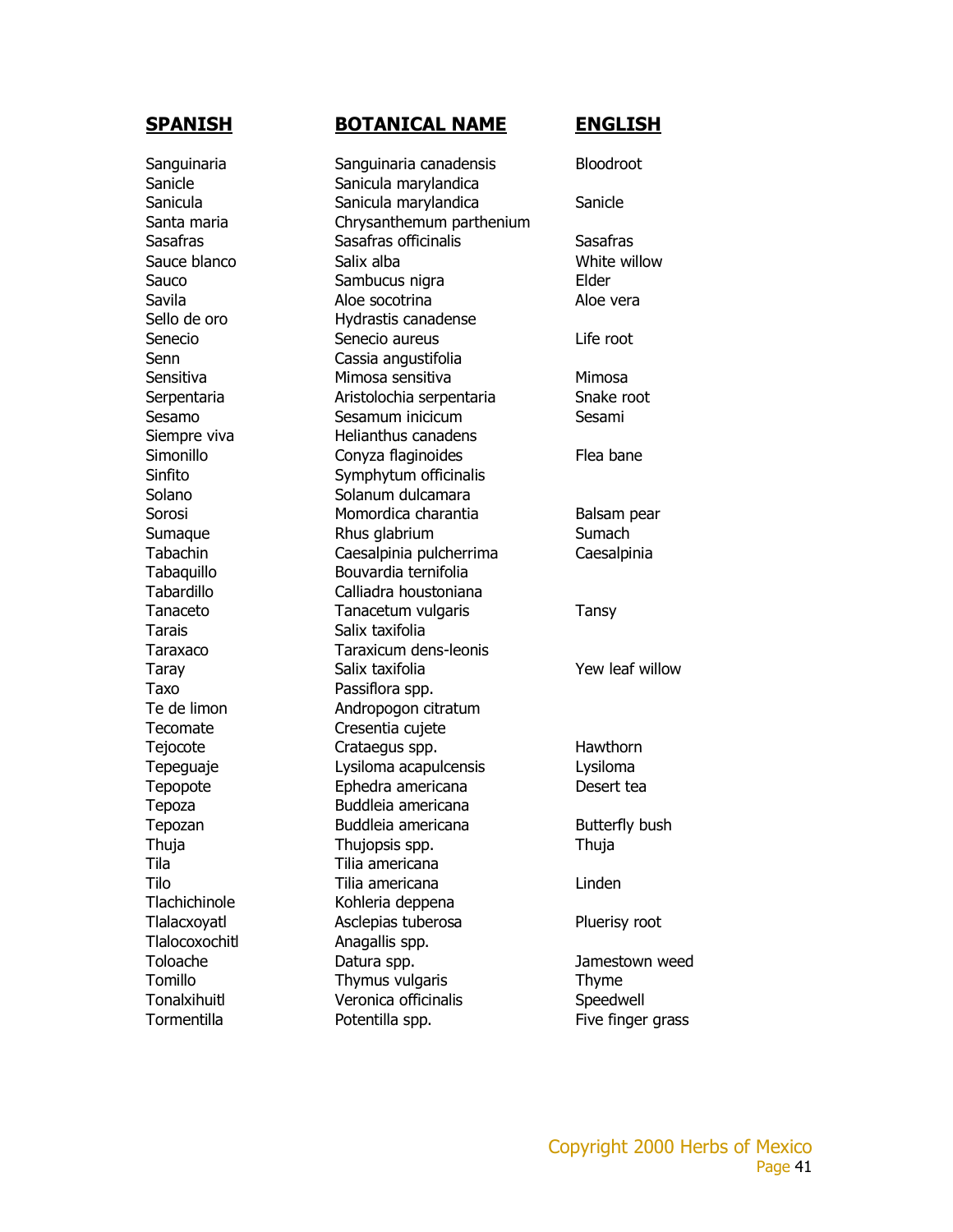| SPANISH | BOTANICAL NAME | ENGLISH |
| --- | --- | --- |
| Sanguinaria | Sanguinaria canadensis | Bloodroot |
| Sanicle | Sanicula marylandica | |
| Sanicula | Sanicula marylandica | Sanicle |
| Santa maria | Chrysanthemum parthenium | |
| Sasafras | Sasafras officinalis | Sasafras |
| Sauce blanco | Salix alba | White willow |
| Sauco | Sambucus nigra | Elder |
| Savila | Aloe socotrina | Aloe vera |
| Sello de oro | Hydrastis canadense | |
| Senecio | Senecio aureus | Life root |
| Senn | Cassia angustifolia | |
| Sensitiva | Mimosa sensitiva | Mimosa |
| Serpentaria | Aristolochia serpentaria | Snake root |
| Sesamo | Sesamum inicicum | Sesami |
| Siempre viva | Helianthus canadens | |
| Simonillo | Conyza flaginoides | Flea bane |
| Sinfito | Symphytum officinalis | |
| Solano | Solanum dulcamara | |
| Sorosi | Momordica charantia | Balsam pear |
| Sumaque | Rhus glabrium | Sumach |
| Tabachin | Caesalpinia pulcherrima | Caesalpinia |
| Tabaquillo | Bouvardia ternifolia | |
| Tabardillo | Calliadra houstoniana | |
| Tanaceto | Tanacetum vulgaris | Tansy |
| Tarais | Salix taxifolia | |
| Taraxaco | Taraxicum dens-leonis | |
| Taray | Salix taxifolia | Yew leaf willow |
| Taxo | Passiflora spp. | |
| Te de limon | Andropogon citratum | |
| Tecomate | Cresentia cujete | |
| Tejocote | Crataegus spp. | Hawthorn |
| Tepeguaje | Lysiloma acapulcensis | Lysiloma |
| Tepopote | Ephedra americana | Desert tea |
| Tepoza | Buddleia americana | |
| Tepozan | Buddleia americana | Butterfly bush |
| Thuja | Thujopsis spp. | Thuja |
| Tila | Tilia americana | |
| Tilo | Tilia americana | Linden |
| Tlachichinole | Kohleria deppena | |
| Tlalacxoyatl | Asclepias tuberosa | Pluerisy root |
| Tlalocoxochitl | Anagallis spp. | |
| Toloache | Datura spp. | Jamestown weed |
| Tomillo | Thymus vulgaris | Thyme |
| Tonalxihuitl | Veronica officinalis | Speedwell |
| Tormentilla | Potentilla spp. | Five finger grass |

Copyright 2000 Herbs of Mexico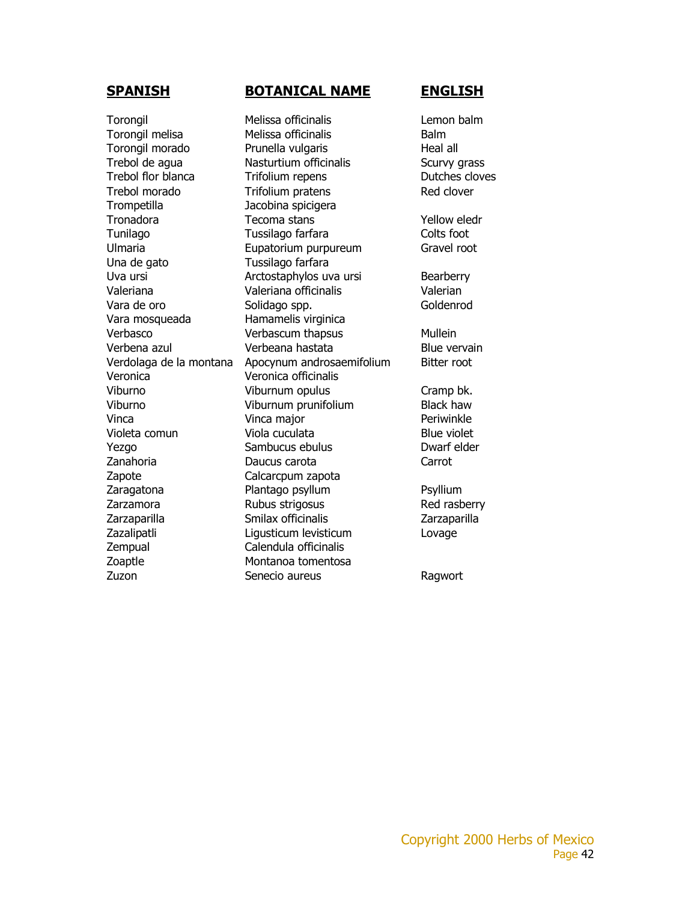| **SPANISH** | **BOTANICAL NAME** | **ENGLISH** |
|---|---|---|
| Torongil | Melissa officinalis | Lemon balm |
| Torongil melisa | Melissa officinalis | Balm |
| Torongil morado | Prunella vulgaris | Heal all |
| Trebol de agua | Nasturtium officinalis | Scurvy grass |
| Trebol flor blanca | Trifolium repens | Dutches cloves |
| Trebol morado | Trifolium pratens | Red clover |
| Trompetilla | Jacobina spicigera | |
| Tronadora | Tecoma stans | Yellow eledr |
| Tunilago | Tussilago farfara | Colts foot |
| Ulmaria | Eupatorium purpureum | Gravel root |
| Una de gato | Tussilago farfara | |
| Uva ursi | Arctostaphylos uva ursi | Bearberry |
| Valeriana | Valeriana officinalis | Valerian |
| Vara de oro | Solidago spp. | Goldenrod |
| Vara mosqueada | Hamamelis virginica | |
| Verbasco | Verbascum thapsus | Mullein |
| Verbena azul | Verbeana hastata | Blue vervain |
| Verdolaga de la montana | Apocynum androsaemifolium | Bitter root |
| Veronica | Veronica officinalis | |
| Viburno | Viburnum opulus | Cramp bk. |
| Viburno | Viburnum prunifolium | Black haw |
| Vinca | Vinca major | Periwinkle |
| Violeta comun | Viola cuculata | Blue violet |
| Yezgo | Sambucus ebulus | Dwarf elder |
| Zanahoria | Daucus carota | Carrot |
| Zapote | Calcarcpum zapota | |
| Zaragatona | Plantago psyllum | Psyllium |
| Zarzamora | Rubus strigosus | Red rasberry |
| Zarzaparilla | Smilax officinalis | Zarzaparilla |
| Zazalipatli | Ligusticum levisticum | Lovage |
| Zempual | Calendula officinalis | |
| Zoaptle | Montanoa tomentosa | |
| Zuzon | Senecio aureus | Ragwort |

Copyright 2000 Herbs of Mexico